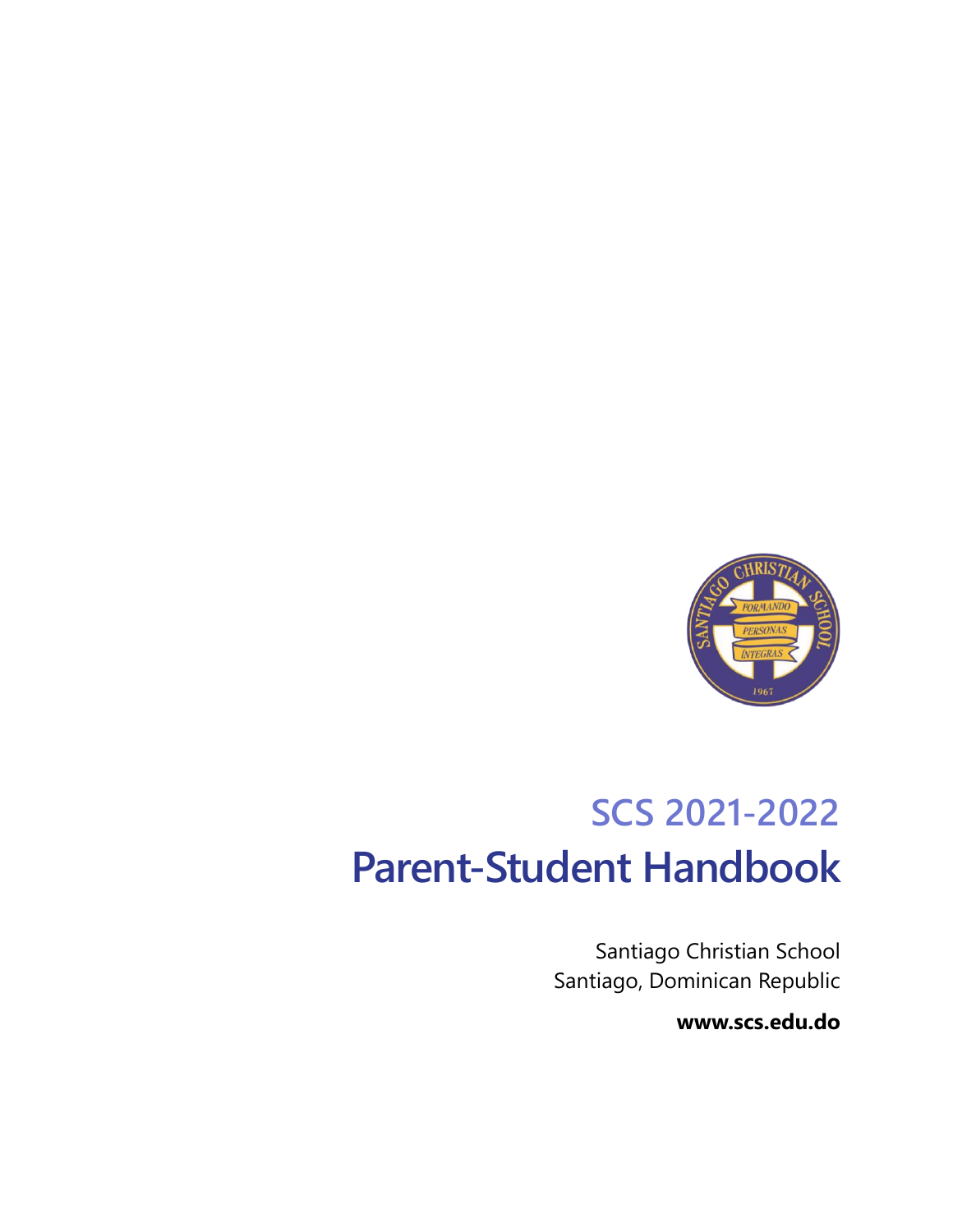## SCS 2021-2022

# Parent-Student Handbook

Santiago Christian School
Santiago, Dominican Republic

**www.scs.edu.do**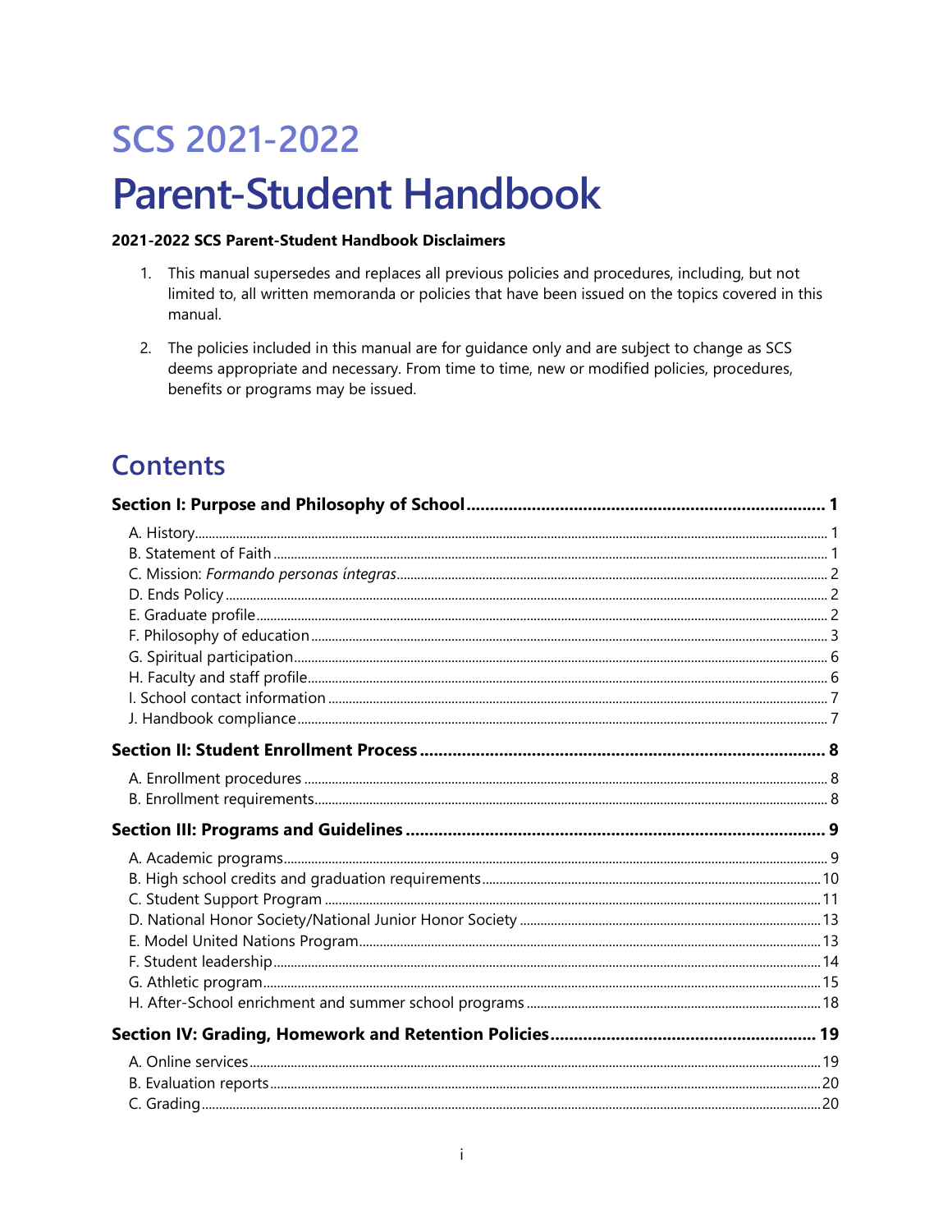# SCS 2021-2022

# Parent-Student Handbook

**2021-2022 SCS Parent-Student Handbook Disclaimers**

1. This manual supersedes and replaces all previous policies and procedures, including, but not limited to, all written memoranda or policies that have been issued on the topics covered in this manual.

2. The policies included in this manual are for guidance only and are subject to change as SCS deems appropriate and necessary. From time to time, new or modified policies, procedures, benefits or programs may be issued.

## Contents

**Section I: Purpose and Philosophy of School ........ 1**

- A. History ........ 1
- B. Statement of Faith ........ 1
- C. Mission: *Formando personas íntegras* ........ 2
- D. Ends Policy ........ 2
- E. Graduate profile ........ 2
- F. Philosophy of education ........ 3
- G. Spiritual participation ........ 6
- H. Faculty and staff profile ........ 6
- I. School contact information ........ 7
- J. Handbook compliance ........ 7

**Section II: Student Enrollment Process ........ 8**

- A. Enrollment procedures ........ 8
- B. Enrollment requirements ........ 8

**Section III: Programs and Guidelines ........ 9**

- A. Academic programs ........ 9
- B. High school credits and graduation requirements ........ 10
- C. Student Support Program ........ 11
- D. National Honor Society/National Junior Honor Society ........ 13
- E. Model United Nations Program ........ 13
- F. Student leadership ........ 14
- G. Athletic program ........ 15
- H. After-School enrichment and summer school programs ........ 18

**Section IV: Grading, Homework and Retention Policies ........ 19**

- A. Online services ........ 19
- B. Evaluation reports ........ 20
- C. Grading ........ 20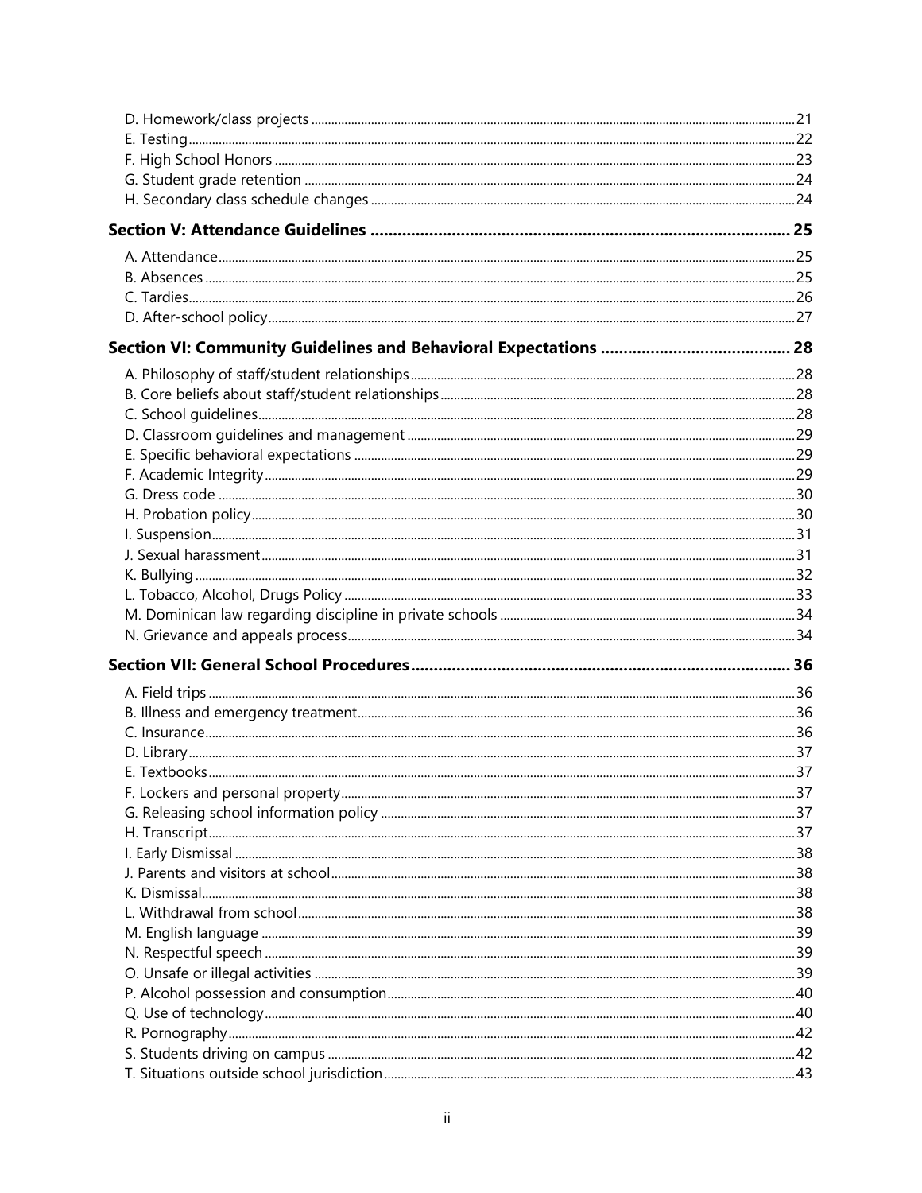D. Homework/class projects ..... 21
E. Testing ..... 22
F. High School Honors ..... 23
G. Student grade retention ..... 24
H. Secondary class schedule changes ..... 24

**Section V: Attendance Guidelines ..... 25**

A. Attendance ..... 25
B. Absences ..... 25
C. Tardies ..... 26
D. After-school policy ..... 27

**Section VI: Community Guidelines and Behavioral Expectations ..... 28**

A. Philosophy of staff/student relationships ..... 28
B. Core beliefs about staff/student relationships ..... 28
C. School guidelines ..... 28
D. Classroom guidelines and management ..... 29
E. Specific behavioral expectations ..... 29
F. Academic Integrity ..... 29
G. Dress code ..... 30
H. Probation policy ..... 30
I. Suspension ..... 31
J. Sexual harassment ..... 31
K. Bullying ..... 32
L. Tobacco, Alcohol, Drugs Policy ..... 33
M. Dominican law regarding discipline in private schools ..... 34
N. Grievance and appeals process ..... 34

**Section VII: General School Procedures ..... 36**

A. Field trips ..... 36
B. Illness and emergency treatment ..... 36
C. Insurance ..... 36
D. Library ..... 37
E. Textbooks ..... 37
F. Lockers and personal property ..... 37
G. Releasing school information policy ..... 37
H. Transcript ..... 37
I. Early Dismissal ..... 38
J. Parents and visitors at school ..... 38
K. Dismissal ..... 38
L. Withdrawal from school ..... 38
M. English language ..... 39
N. Respectful speech ..... 39
O. Unsafe or illegal activities ..... 39
P. Alcohol possession and consumption ..... 40
Q. Use of technology ..... 40
R. Pornography ..... 42
S. Students driving on campus ..... 42
T. Situations outside school jurisdiction ..... 43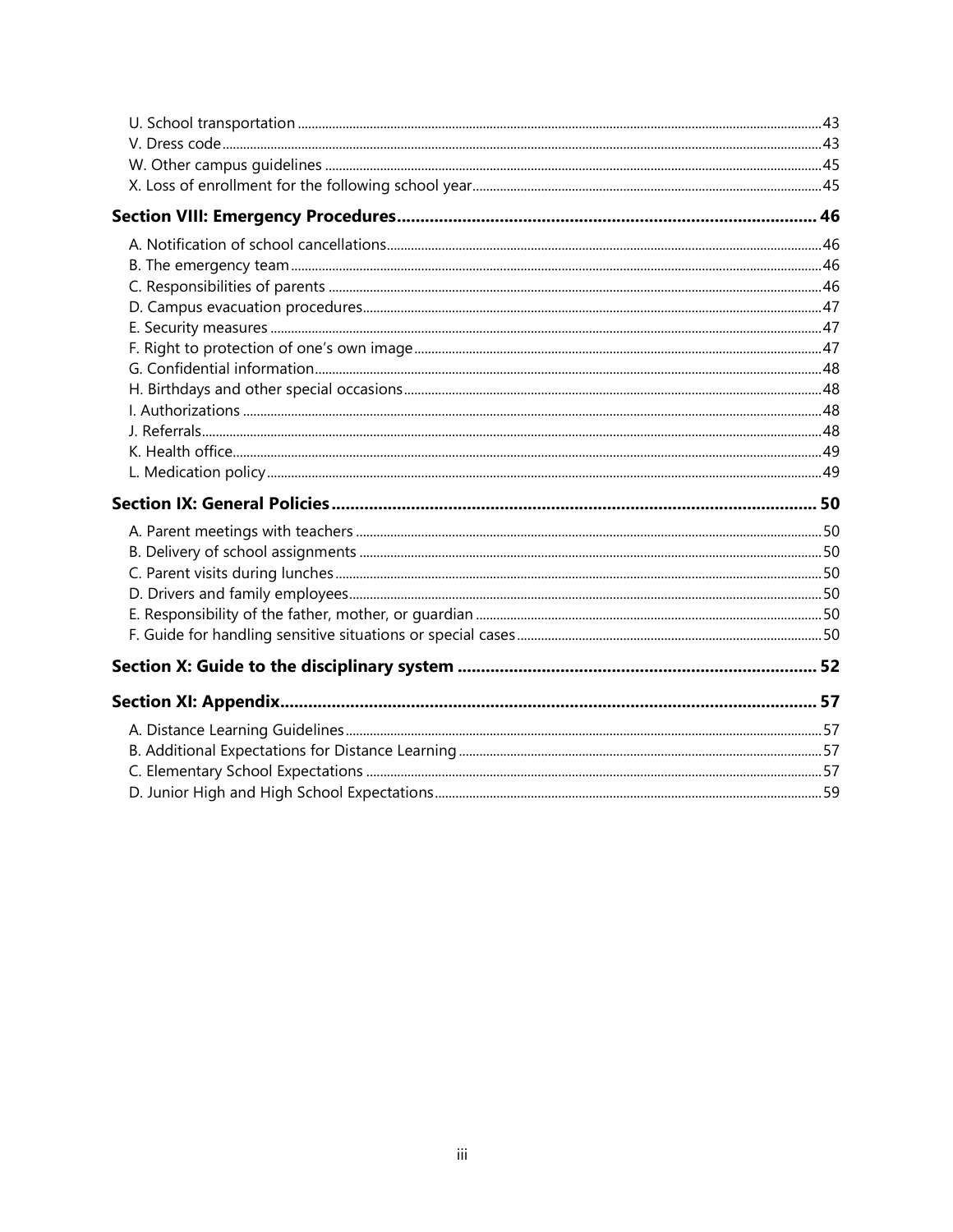U. School transportation ....43
V. Dress code ....43
W. Other campus guidelines ....45
X. Loss of enrollment for the following school year ....45

**Section VIII: Emergency Procedures ....46**

A. Notification of school cancellations ....46
B. The emergency team ....46
C. Responsibilities of parents ....46
D. Campus evacuation procedures ....47
E. Security measures ....47
F. Right to protection of one's own image ....47
G. Confidential information ....48
H. Birthdays and other special occasions ....48
I. Authorizations ....48
J. Referrals ....48
K. Health office ....49
L. Medication policy ....49

**Section IX: General Policies ....50**

A. Parent meetings with teachers ....50
B. Delivery of school assignments ....50
C. Parent visits during lunches ....50
D. Drivers and family employees ....50
E. Responsibility of the father, mother, or guardian ....50
F. Guide for handling sensitive situations or special cases ....50

**Section X: Guide to the disciplinary system ....52**

**Section XI: Appendix ....57**

A. Distance Learning Guidelines ....57
B. Additional Expectations for Distance Learning ....57
C. Elementary School Expectations ....57
D. Junior High and High School Expectations ....59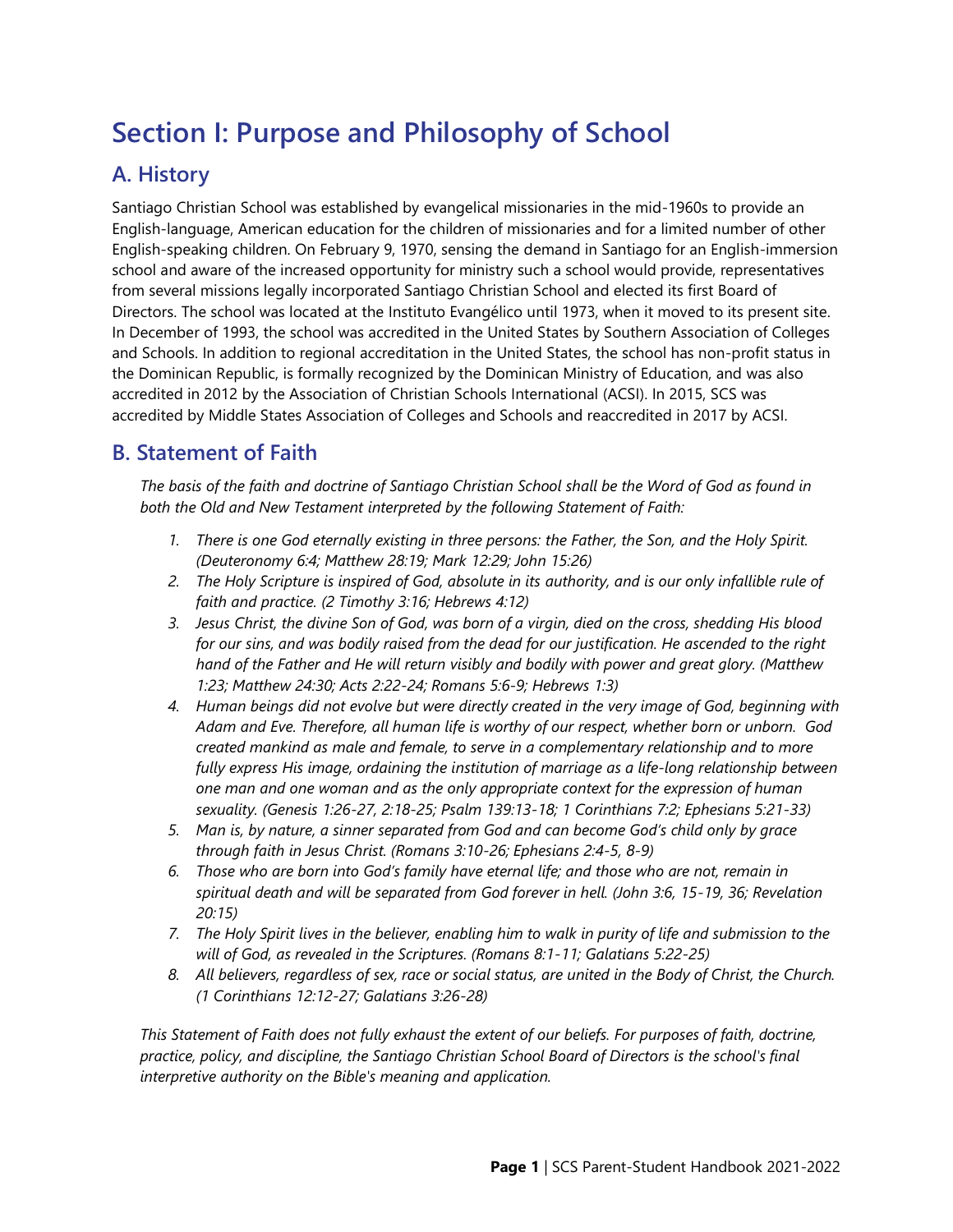# Section I: Purpose and Philosophy of School

## A. History

Santiago Christian School was established by evangelical missionaries in the mid-1960s to provide an English-language, American education for the children of missionaries and for a limited number of other English-speaking children. On February 9, 1970, sensing the demand in Santiago for an English-immersion school and aware of the increased opportunity for ministry such a school would provide, representatives from several missions legally incorporated Santiago Christian School and elected its first Board of Directors. The school was located at the Instituto Evangélico until 1973, when it moved to its present site. In December of 1993, the school was accredited in the United States by Southern Association of Colleges and Schools. In addition to regional accreditation in the United States, the school has non-profit status in the Dominican Republic, is formally recognized by the Dominican Ministry of Education, and was also accredited in 2012 by the Association of Christian Schools International (ACSI). In 2015, SCS was accredited by Middle States Association of Colleges and Schools and reaccredited in 2017 by ACSI.

## B. Statement of Faith

*The basis of the faith and doctrine of Santiago Christian School shall be the Word of God as found in both the Old and New Testament interpreted by the following Statement of Faith:*

1. *There is one God eternally existing in three persons: the Father, the Son, and the Holy Spirit. (Deuteronomy 6:4; Matthew 28:19; Mark 12:29; John 15:26)*
2. *The Holy Scripture is inspired of God, absolute in its authority, and is our only infallible rule of faith and practice. (2 Timothy 3:16; Hebrews 4:12)*
3. *Jesus Christ, the divine Son of God, was born of a virgin, died on the cross, shedding His blood for our sins, and was bodily raised from the dead for our justification. He ascended to the right hand of the Father and He will return visibly and bodily with power and great glory. (Matthew 1:23; Matthew 24:30; Acts 2:22-24; Romans 5:6-9; Hebrews 1:3)*
4. *Human beings did not evolve but were directly created in the very image of God, beginning with Adam and Eve. Therefore, all human life is worthy of our respect, whether born or unborn. God created mankind as male and female, to serve in a complementary relationship and to more fully express His image, ordaining the institution of marriage as a life-long relationship between one man and one woman and as the only appropriate context for the expression of human sexuality. (Genesis 1:26-27, 2:18-25; Psalm 139:13-18; 1 Corinthians 7:2; Ephesians 5:21-33)*
5. *Man is, by nature, a sinner separated from God and can become God's child only by grace through faith in Jesus Christ. (Romans 3:10-26; Ephesians 2:4-5, 8-9)*
6. *Those who are born into God's family have eternal life; and those who are not, remain in spiritual death and will be separated from God forever in hell. (John 3:6, 15-19, 36; Revelation 20:15)*
7. *The Holy Spirit lives in the believer, enabling him to walk in purity of life and submission to the will of God, as revealed in the Scriptures. (Romans 8:1-11; Galatians 5:22-25)*
8. *All believers, regardless of sex, race or social status, are united in the Body of Christ, the Church. (1 Corinthians 12:12-27; Galatians 3:26-28)*

*This Statement of Faith does not fully exhaust the extent of our beliefs. For purposes of faith, doctrine, practice, policy, and discipline, the Santiago Christian School Board of Directors is the school's final interpretive authority on the Bible's meaning and application.*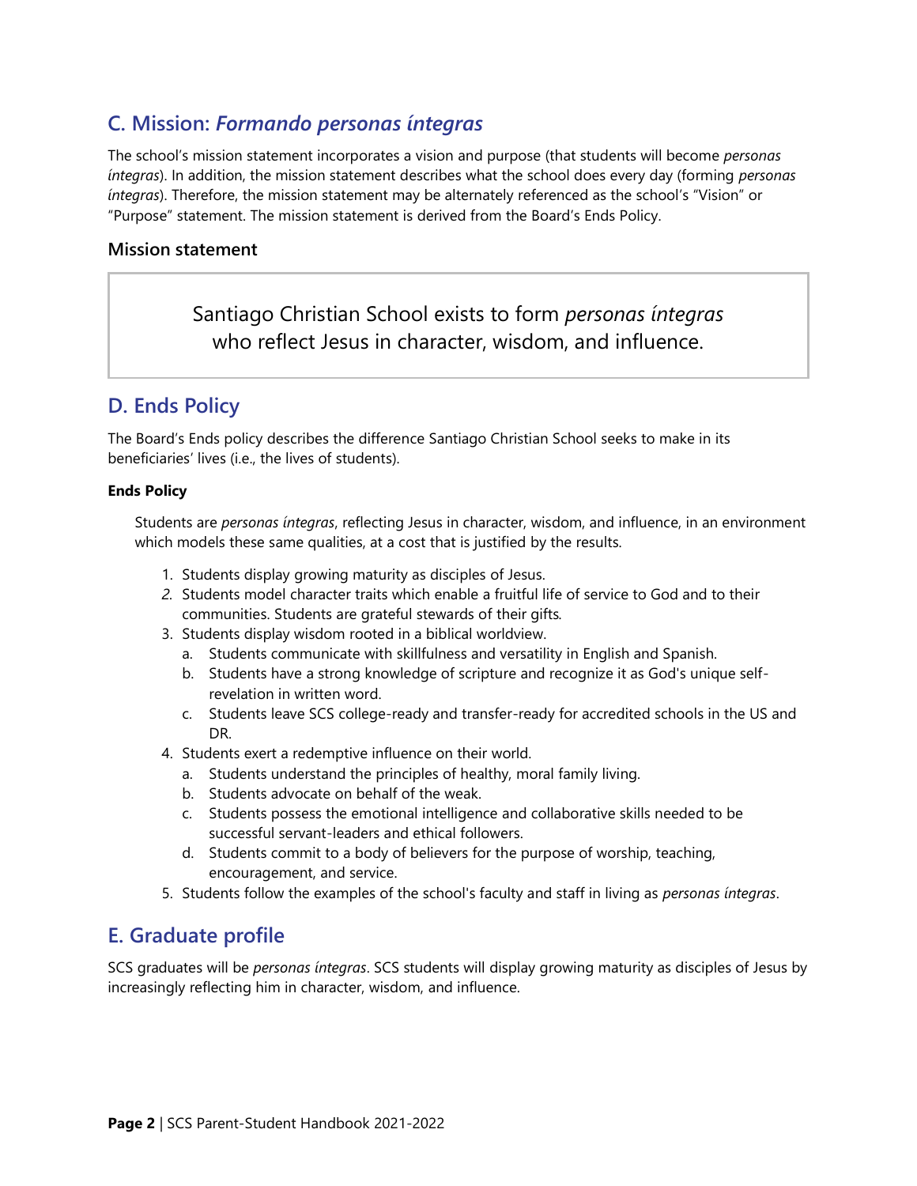## C. Mission: *Formando personas íntegras*

The school's mission statement incorporates a vision and purpose (that students will become *personas íntegras*). In addition, the mission statement describes what the school does every day (forming *personas íntegras*). Therefore, the mission statement may be alternately referenced as the school's "Vision" or "Purpose" statement. The mission statement is derived from the Board's Ends Policy.

### Mission statement

> Santiago Christian School exists to form *personas íntegras* who reflect Jesus in character, wisdom, and influence.

## D. Ends Policy

The Board's Ends policy describes the difference Santiago Christian School seeks to make in its beneficiaries' lives (i.e., the lives of students).

#### Ends Policy

Students are *personas íntegras*, reflecting Jesus in character, wisdom, and influence, in an environment which models these same qualities, at a cost that is justified by the results.

1. Students display growing maturity as disciples of Jesus.
2. Students model character traits which enable a fruitful life of service to God and to their communities. Students are grateful stewards of their gifts.
3. Students display wisdom rooted in a biblical worldview.
   a. Students communicate with skillfulness and versatility in English and Spanish.
   b. Students have a strong knowledge of scripture and recognize it as God's unique self-revelation in written word.
   c. Students leave SCS college-ready and transfer-ready for accredited schools in the US and DR.
4. Students exert a redemptive influence on their world.
   a. Students understand the principles of healthy, moral family living.
   b. Students advocate on behalf of the weak.
   c. Students possess the emotional intelligence and collaborative skills needed to be successful servant-leaders and ethical followers.
   d. Students commit to a body of believers for the purpose of worship, teaching, encouragement, and service.
5. Students follow the examples of the school's faculty and staff in living as *personas íntegras*.

## E. Graduate profile

SCS graduates will be *personas íntegras*. SCS students will display growing maturity as disciples of Jesus by increasingly reflecting him in character, wisdom, and influence.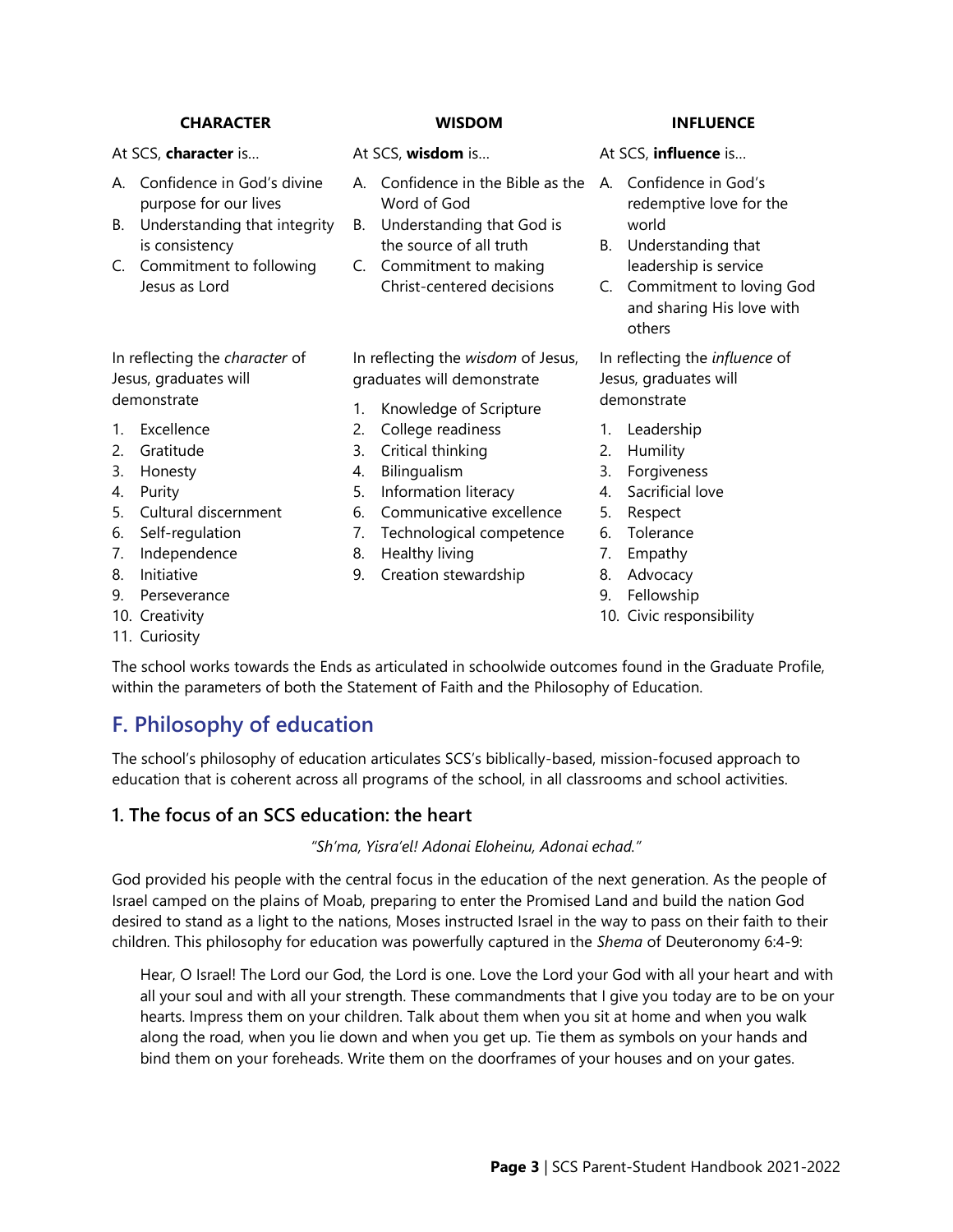**CHARACTER**

At SCS, **character** is…

A. Confidence in God's divine purpose for our lives
B. Understanding that integrity is consistency
C. Commitment to following Jesus as Lord

In reflecting the *character* of Jesus, graduates will demonstrate

1. Excellence
2. Gratitude
3. Honesty
4. Purity
5. Cultural discernment
6. Self-regulation
7. Independence
8. Initiative
9. Perseverance
10. Creativity
11. Curiosity

**WISDOM**

At SCS, **wisdom** is…

A. Confidence in the Bible as the Word of God
B. Understanding that God is the source of all truth
C. Commitment to making Christ-centered decisions

In reflecting the *wisdom* of Jesus, graduates will demonstrate

1. Knowledge of Scripture
2. College readiness
3. Critical thinking
4. Bilingualism
5. Information literacy
6. Communicative excellence
7. Technological competence
8. Healthy living
9. Creation stewardship

**INFLUENCE**

At SCS, **influence** is…

A. Confidence in God's redemptive love for the world
B. Understanding that leadership is service
C. Commitment to loving God and sharing His love with others

In reflecting the *influence* of Jesus, graduates will demonstrate

1. Leadership
2. Humility
3. Forgiveness
4. Sacrificial love
5. Respect
6. Tolerance
7. Empathy
8. Advocacy
9. Fellowship
10. Civic responsibility

The school works towards the Ends as articulated in schoolwide outcomes found in the Graduate Profile, within the parameters of both the Statement of Faith and the Philosophy of Education.

## F. Philosophy of education

The school's philosophy of education articulates SCS's biblically-based, mission-focused approach to education that is coherent across all programs of the school, in all classrooms and school activities.

### 1. The focus of an SCS education: the heart

*"Sh'ma, Yisra'el! Adonai Eloheinu, Adonai echad."*

God provided his people with the central focus in the education of the next generation. As the people of Israel camped on the plains of Moab, preparing to enter the Promised Land and build the nation God desired to stand as a light to the nations, Moses instructed Israel in the way to pass on their faith to their children. This philosophy for education was powerfully captured in the *Shema* of Deuteronomy 6:4-9:

> Hear, O Israel! The Lord our God, the Lord is one. Love the Lord your God with all your heart and with all your soul and with all your strength. These commandments that I give you today are to be on your hearts. Impress them on your children. Talk about them when you sit at home and when you walk along the road, when you lie down and when you get up. Tie them as symbols on your hands and bind them on your foreheads. Write them on the doorframes of your houses and on your gates.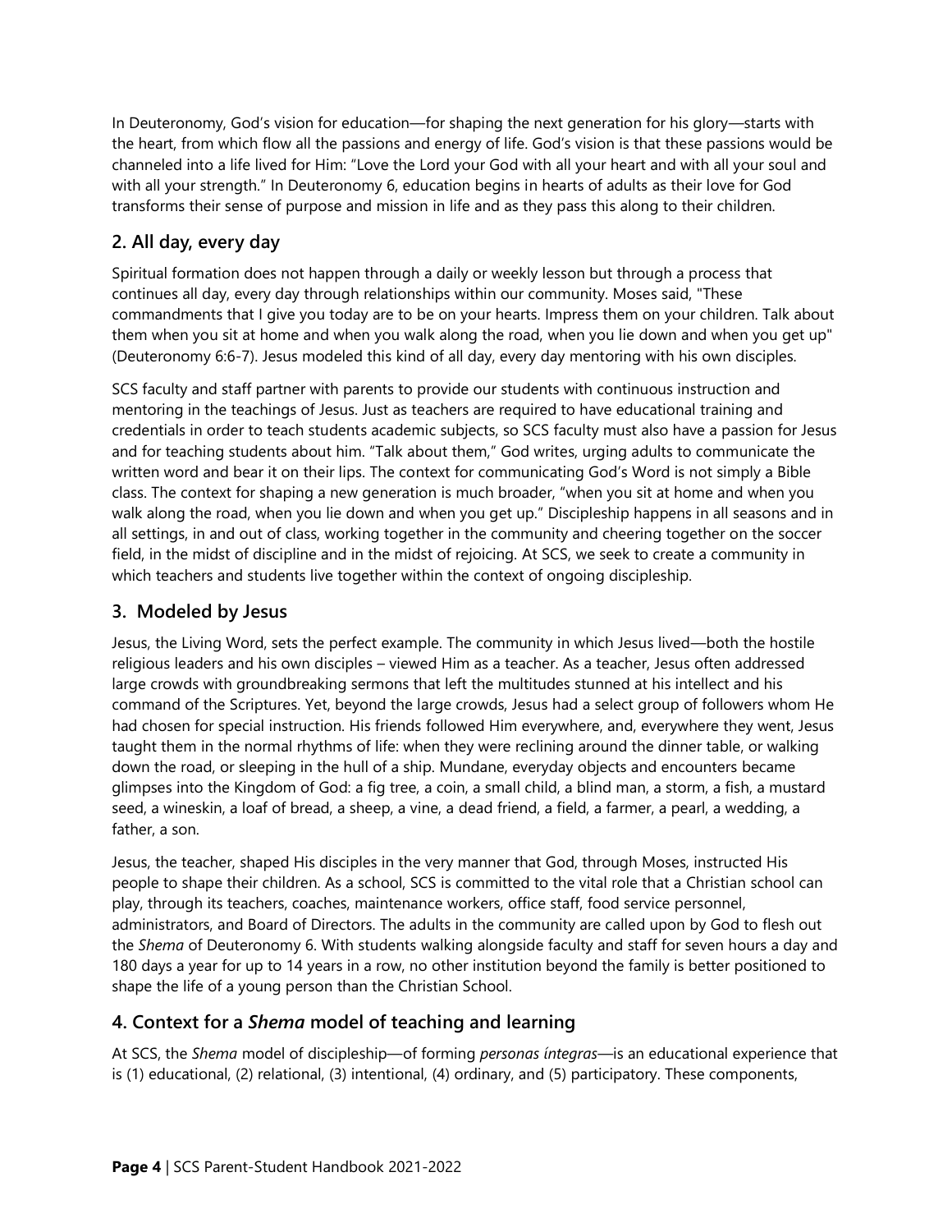In Deuteronomy, God's vision for education—for shaping the next generation for his glory—starts with the heart, from which flow all the passions and energy of life. God's vision is that these passions would be channeled into a life lived for Him: "Love the Lord your God with all your heart and with all your soul and with all your strength." In Deuteronomy 6, education begins in hearts of adults as their love for God transforms their sense of purpose and mission in life and as they pass this along to their children.

## 2. All day, every day

Spiritual formation does not happen through a daily or weekly lesson but through a process that continues all day, every day through relationships within our community. Moses said, "These commandments that I give you today are to be on your hearts. Impress them on your children. Talk about them when you sit at home and when you walk along the road, when you lie down and when you get up" (Deuteronomy 6:6-7). Jesus modeled this kind of all day, every day mentoring with his own disciples.

SCS faculty and staff partner with parents to provide our students with continuous instruction and mentoring in the teachings of Jesus. Just as teachers are required to have educational training and credentials in order to teach students academic subjects, so SCS faculty must also have a passion for Jesus and for teaching students about him. "Talk about them," God writes, urging adults to communicate the written word and bear it on their lips. The context for communicating God's Word is not simply a Bible class. The context for shaping a new generation is much broader, "when you sit at home and when you walk along the road, when you lie down and when you get up." Discipleship happens in all seasons and in all settings, in and out of class, working together in the community and cheering together on the soccer field, in the midst of discipline and in the midst of rejoicing. At SCS, we seek to create a community in which teachers and students live together within the context of ongoing discipleship.

## 3. Modeled by Jesus

Jesus, the Living Word, sets the perfect example. The community in which Jesus lived—both the hostile religious leaders and his own disciples – viewed Him as a teacher. As a teacher, Jesus often addressed large crowds with groundbreaking sermons that left the multitudes stunned at his intellect and his command of the Scriptures. Yet, beyond the large crowds, Jesus had a select group of followers whom He had chosen for special instruction. His friends followed Him everywhere, and, everywhere they went, Jesus taught them in the normal rhythms of life: when they were reclining around the dinner table, or walking down the road, or sleeping in the hull of a ship. Mundane, everyday objects and encounters became glimpses into the Kingdom of God: a fig tree, a coin, a small child, a blind man, a storm, a fish, a mustard seed, a wineskin, a loaf of bread, a sheep, a vine, a dead friend, a field, a farmer, a pearl, a wedding, a father, a son.

Jesus, the teacher, shaped His disciples in the very manner that God, through Moses, instructed His people to shape their children. As a school, SCS is committed to the vital role that a Christian school can play, through its teachers, coaches, maintenance workers, office staff, food service personnel, administrators, and Board of Directors. The adults in the community are called upon by God to flesh out the *Shema* of Deuteronomy 6. With students walking alongside faculty and staff for seven hours a day and 180 days a year for up to 14 years in a row, no other institution beyond the family is better positioned to shape the life of a young person than the Christian School.

## 4. Context for a *Shema* model of teaching and learning

At SCS, the *Shema* model of discipleship—of forming *personas íntegras*—is an educational experience that is (1) educational, (2) relational, (3) intentional, (4) ordinary, and (5) participatory. These components,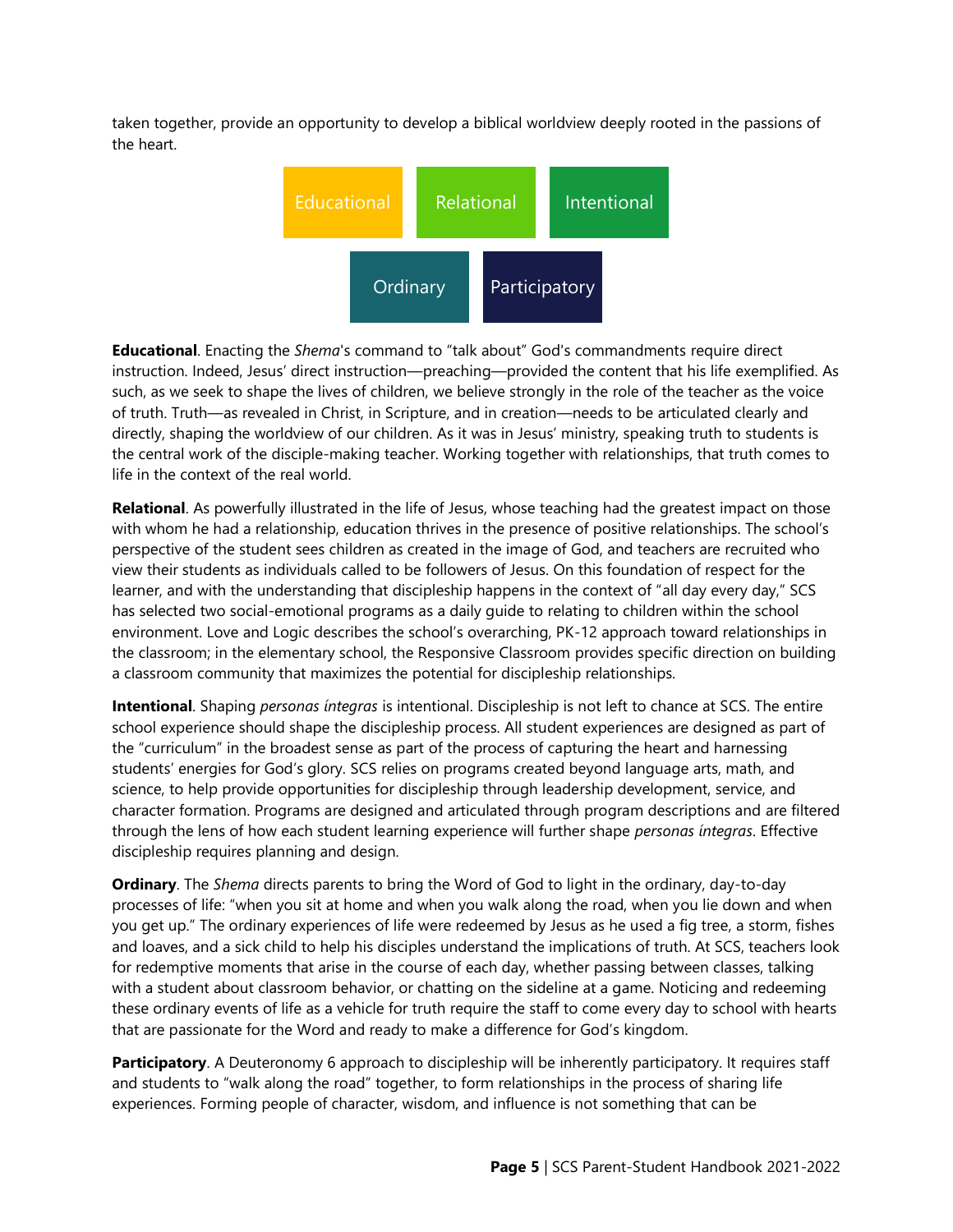taken together, provide an opportunity to develop a biblical worldview deeply rooted in the passions of the heart.

Educational | Relational | Intentional

Ordinary | Participatory

**Educational**. Enacting the *Shema*'s command to "talk about" God's commandments require direct instruction. Indeed, Jesus' direct instruction—preaching—provided the content that his life exemplified. As such, as we seek to shape the lives of children, we believe strongly in the role of the teacher as the voice of truth. Truth—as revealed in Christ, in Scripture, and in creation—needs to be articulated clearly and directly, shaping the worldview of our children. As it was in Jesus' ministry, speaking truth to students is the central work of the disciple-making teacher. Working together with relationships, that truth comes to life in the context of the real world.

**Relational**. As powerfully illustrated in the life of Jesus, whose teaching had the greatest impact on those with whom he had a relationship, education thrives in the presence of positive relationships. The school's perspective of the student sees children as created in the image of God, and teachers are recruited who view their students as individuals called to be followers of Jesus. On this foundation of respect for the learner, and with the understanding that discipleship happens in the context of "all day every day," SCS has selected two social-emotional programs as a daily guide to relating to children within the school environment. Love and Logic describes the school's overarching, PK-12 approach toward relationships in the classroom; in the elementary school, the Responsive Classroom provides specific direction on building a classroom community that maximizes the potential for discipleship relationships.

**Intentional**. Shaping *personas íntegras* is intentional. Discipleship is not left to chance at SCS. The entire school experience should shape the discipleship process. All student experiences are designed as part of the "curriculum" in the broadest sense as part of the process of capturing the heart and harnessing students' energies for God's glory. SCS relies on programs created beyond language arts, math, and science, to help provide opportunities for discipleship through leadership development, service, and character formation. Programs are designed and articulated through program descriptions and are filtered through the lens of how each student learning experience will further shape *personas íntegras*. Effective discipleship requires planning and design.

**Ordinary**. The *Shema* directs parents to bring the Word of God to light in the ordinary, day-to-day processes of life: "when you sit at home and when you walk along the road, when you lie down and when you get up." The ordinary experiences of life were redeemed by Jesus as he used a fig tree, a storm, fishes and loaves, and a sick child to help his disciples understand the implications of truth. At SCS, teachers look for redemptive moments that arise in the course of each day, whether passing between classes, talking with a student about classroom behavior, or chatting on the sideline at a game. Noticing and redeeming these ordinary events of life as a vehicle for truth require the staff to come every day to school with hearts that are passionate for the Word and ready to make a difference for God's kingdom.

**Participatory**. A Deuteronomy 6 approach to discipleship will be inherently participatory. It requires staff and students to "walk along the road" together, to form relationships in the process of sharing life experiences. Forming people of character, wisdom, and influence is not something that can be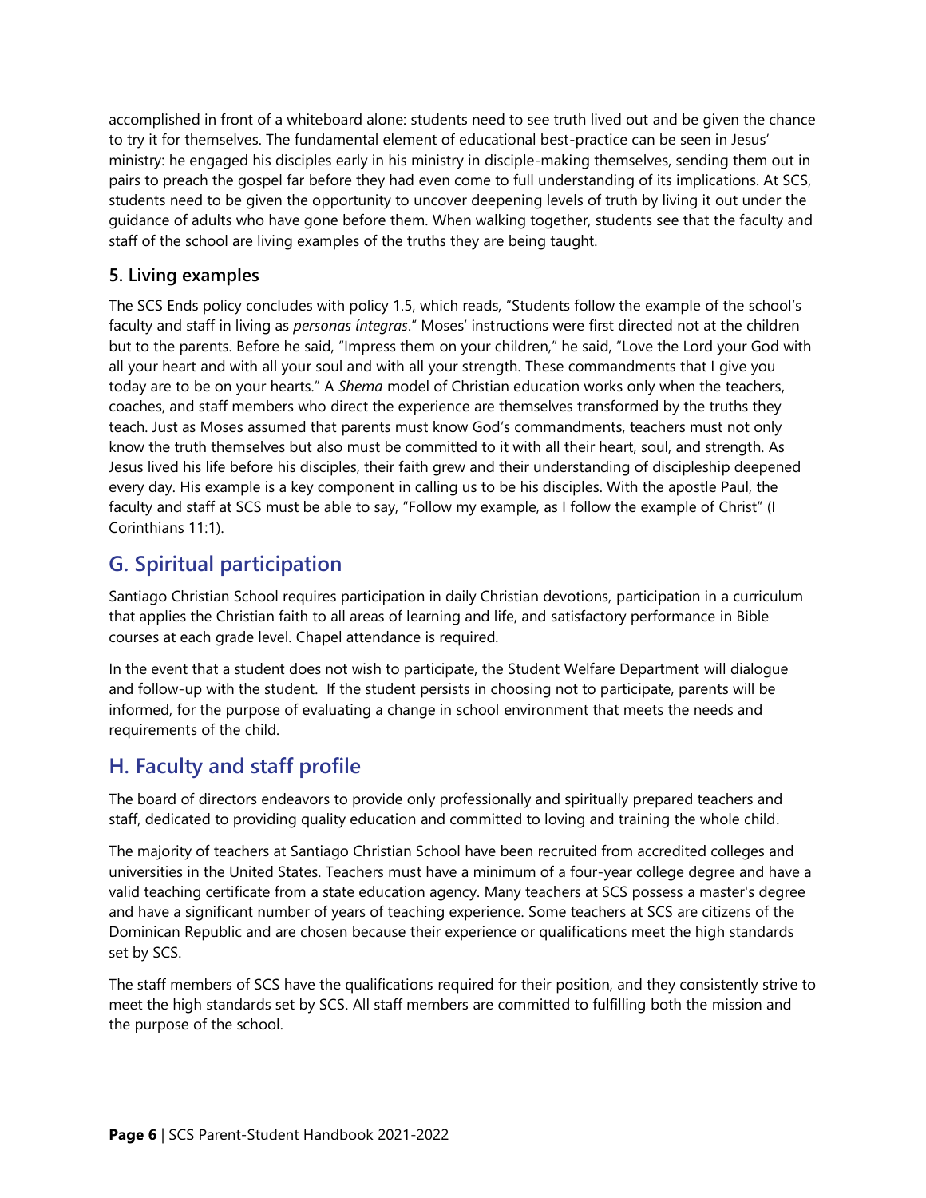accomplished in front of a whiteboard alone: students need to see truth lived out and be given the chance to try it for themselves. The fundamental element of educational best-practice can be seen in Jesus' ministry: he engaged his disciples early in his ministry in disciple-making themselves, sending them out in pairs to preach the gospel far before they had even come to full understanding of its implications. At SCS, students need to be given the opportunity to uncover deepening levels of truth by living it out under the guidance of adults who have gone before them. When walking together, students see that the faculty and staff of the school are living examples of the truths they are being taught.

### 5. Living examples

The SCS Ends policy concludes with policy 1.5, which reads, "Students follow the example of the school's faculty and staff in living as *personas íntegras*." Moses' instructions were first directed not at the children but to the parents. Before he said, "Impress them on your children," he said, "Love the Lord your God with all your heart and with all your soul and with all your strength. These commandments that I give you today are to be on your hearts." A *Shema* model of Christian education works only when the teachers, coaches, and staff members who direct the experience are themselves transformed by the truths they teach. Just as Moses assumed that parents must know God's commandments, teachers must not only know the truth themselves but also must be committed to it with all their heart, soul, and strength. As Jesus lived his life before his disciples, their faith grew and their understanding of discipleship deepened every day. His example is a key component in calling us to be his disciples. With the apostle Paul, the faculty and staff at SCS must be able to say, "Follow my example, as I follow the example of Christ" (I Corinthians 11:1).

## G. Spiritual participation

Santiago Christian School requires participation in daily Christian devotions, participation in a curriculum that applies the Christian faith to all areas of learning and life, and satisfactory performance in Bible courses at each grade level. Chapel attendance is required.

In the event that a student does not wish to participate, the Student Welfare Department will dialogue and follow-up with the student. If the student persists in choosing not to participate, parents will be informed, for the purpose of evaluating a change in school environment that meets the needs and requirements of the child.

## H. Faculty and staff profile

The board of directors endeavors to provide only professionally and spiritually prepared teachers and staff, dedicated to providing quality education and committed to loving and training the whole child.

The majority of teachers at Santiago Christian School have been recruited from accredited colleges and universities in the United States. Teachers must have a minimum of a four-year college degree and have a valid teaching certificate from a state education agency. Many teachers at SCS possess a master's degree and have a significant number of years of teaching experience. Some teachers at SCS are citizens of the Dominican Republic and are chosen because their experience or qualifications meet the high standards set by SCS.

The staff members of SCS have the qualifications required for their position, and they consistently strive to meet the high standards set by SCS. All staff members are committed to fulfilling both the mission and the purpose of the school.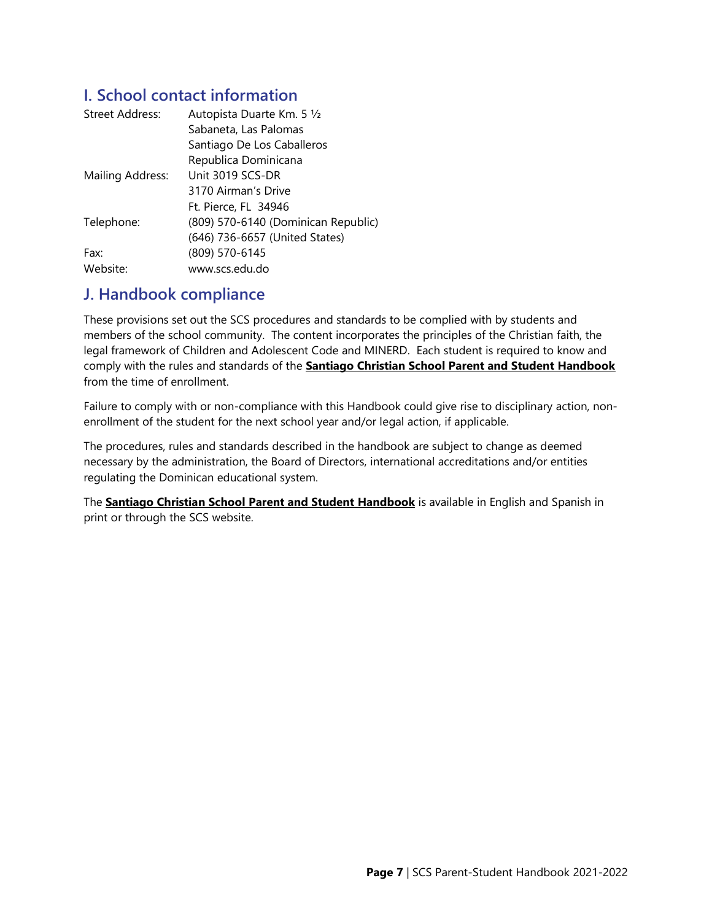## I. School contact information

| | |
|---|---|
| Street Address: | Autopista Duarte Km. 5 ½<br>Sabaneta, Las Palomas<br>Santiago De Los Caballeros<br>Republica Dominicana |
| Mailing Address: | Unit 3019 SCS-DR<br>3170 Airman's Drive<br>Ft. Pierce, FL 34946 |
| Telephone: | (809) 570-6140 (Dominican Republic)<br>(646) 736-6657 (United States) |
| Fax: | (809) 570-6145 |
| Website: | www.scs.edu.do |

## J. Handbook compliance

These provisions set out the SCS procedures and standards to be complied with by students and members of the school community. The content incorporates the principles of the Christian faith, the legal framework of Children and Adolescent Code and MINERD. Each student is required to know and comply with the rules and standards of the **Santiago Christian School Parent and Student Handbook** from the time of enrollment.

Failure to comply with or non-compliance with this Handbook could give rise to disciplinary action, non-enrollment of the student for the next school year and/or legal action, if applicable.

The procedures, rules and standards described in the handbook are subject to change as deemed necessary by the administration, the Board of Directors, international accreditations and/or entities regulating the Dominican educational system.

The **Santiago Christian School Parent and Student Handbook** is available in English and Spanish in print or through the SCS website.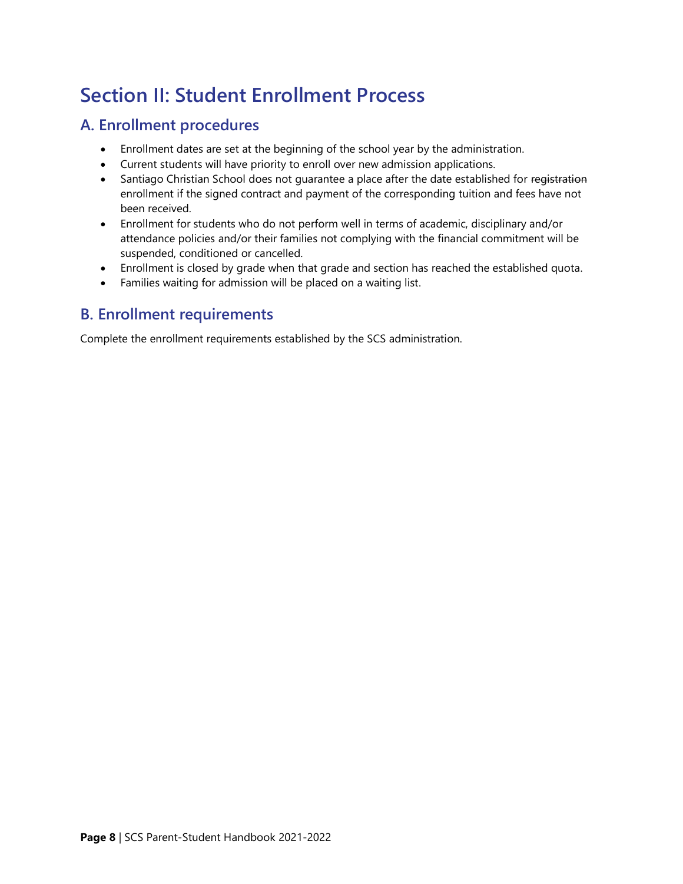# Section II: Student Enrollment Process

## A. Enrollment procedures

- Enrollment dates are set at the beginning of the school year by the administration.
- Current students will have priority to enroll over new admission applications.
- Santiago Christian School does not guarantee a place after the date established for ~~registration~~ enrollment if the signed contract and payment of the corresponding tuition and fees have not been received.
- Enrollment for students who do not perform well in terms of academic, disciplinary and/or attendance policies and/or their families not complying with the financial commitment will be suspended, conditioned or cancelled.
- Enrollment is closed by grade when that grade and section has reached the established quota.
- Families waiting for admission will be placed on a waiting list.

## B. Enrollment requirements

Complete the enrollment requirements established by the SCS administration.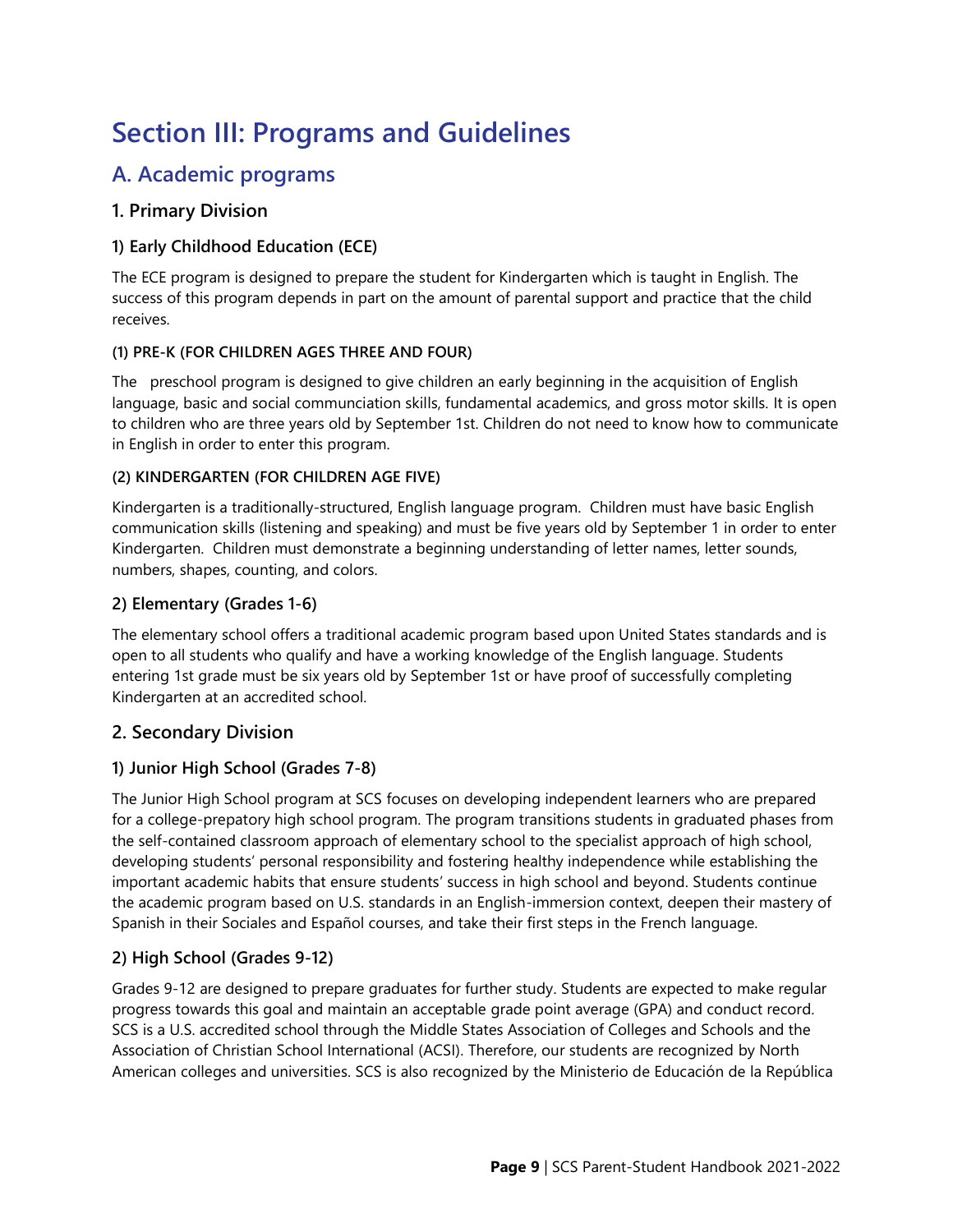# Section III: Programs and Guidelines

## A. Academic programs

### 1. Primary Division

#### 1) Early Childhood Education (ECE)

The ECE program is designed to prepare the student for Kindergarten which is taught in English. The success of this program depends in part on the amount of parental support and practice that the child receives.

##### (1) PRE-K (FOR CHILDREN AGES THREE AND FOUR)

The preschool program is designed to give children an early beginning in the acquisition of English language, basic and social communciation skills, fundamental academics, and gross motor skills. It is open to children who are three years old by September 1st. Children do not need to know how to communicate in English in order to enter this program.

##### (2) KINDERGARTEN (FOR CHILDREN AGE FIVE)

Kindergarten is a traditionally-structured, English language program. Children must have basic English communication skills (listening and speaking) and must be five years old by September 1 in order to enter Kindergarten. Children must demonstrate a beginning understanding of letter names, letter sounds, numbers, shapes, counting, and colors.

#### 2) Elementary (Grades 1-6)

The elementary school offers a traditional academic program based upon United States standards and is open to all students who qualify and have a working knowledge of the English language. Students entering 1st grade must be six years old by September 1st or have proof of successfully completing Kindergarten at an accredited school.

### 2. Secondary Division

#### 1) Junior High School (Grades 7-8)

The Junior High School program at SCS focuses on developing independent learners who are prepared for a college-prepatory high school program. The program transitions students in graduated phases from the self-contained classroom approach of elementary school to the specialist approach of high school, developing students' personal responsibility and fostering healthy independence while establishing the important academic habits that ensure students' success in high school and beyond. Students continue the academic program based on U.S. standards in an English-immersion context, deepen their mastery of Spanish in their Sociales and Español courses, and take their first steps in the French language.

#### 2) High School (Grades 9-12)

Grades 9-12 are designed to prepare graduates for further study. Students are expected to make regular progress towards this goal and maintain an acceptable grade point average (GPA) and conduct record. SCS is a U.S. accredited school through the Middle States Association of Colleges and Schools and the Association of Christian School International (ACSI). Therefore, our students are recognized by North American colleges and universities. SCS is also recognized by the Ministerio de Educación de la República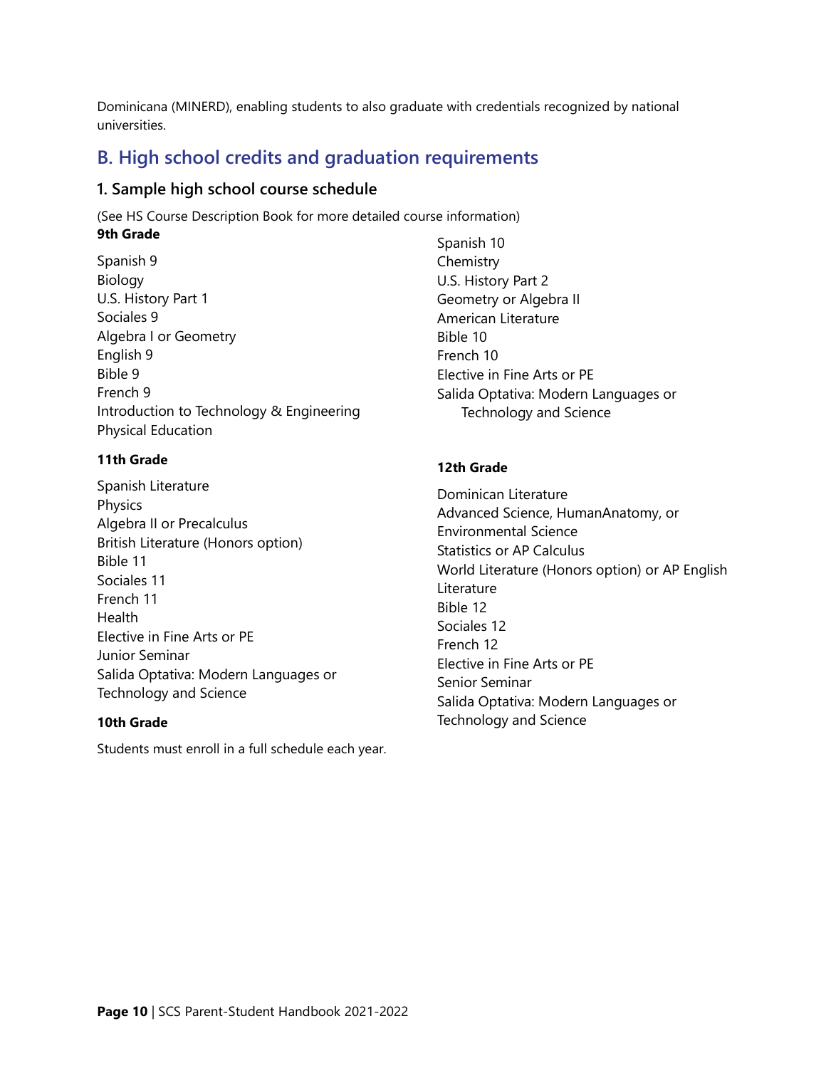Dominicana (MINERD), enabling students to also graduate with credentials recognized by national universities.

## B. High school credits and graduation requirements

### 1. Sample high school course schedule

(See HS Course Description Book for more detailed course information)

**9th Grade**

Spanish 9
Biology
U.S. History Part 1
Sociales 9
Algebra I or Geometry
English 9
Bible 9
French 9
Introduction to Technology & Engineering
Physical Education

**10th Grade**

Spanish 10
Chemistry
U.S. History Part 2
Geometry or Algebra II
American Literature
Bible 10
French 10
Elective in Fine Arts or PE
Salida Optativa: Modern Languages or Technology and Science

**11th Grade**

Spanish Literature
Physics
Algebra II or Precalculus
British Literature (Honors option)
Bible 11
Sociales 11
French 11
Health
Elective in Fine Arts or PE
Junior Seminar
Salida Optativa: Modern Languages or Technology and Science

**12th Grade**

Dominican Literature
Advanced Science, HumanAnatomy, or Environmental Science
Statistics or AP Calculus
World Literature (Honors option) or AP English Literature
Bible 12
Sociales 12
French 12
Elective in Fine Arts or PE
Senior Seminar
Salida Optativa: Modern Languages or Technology and Science

Students must enroll in a full schedule each year.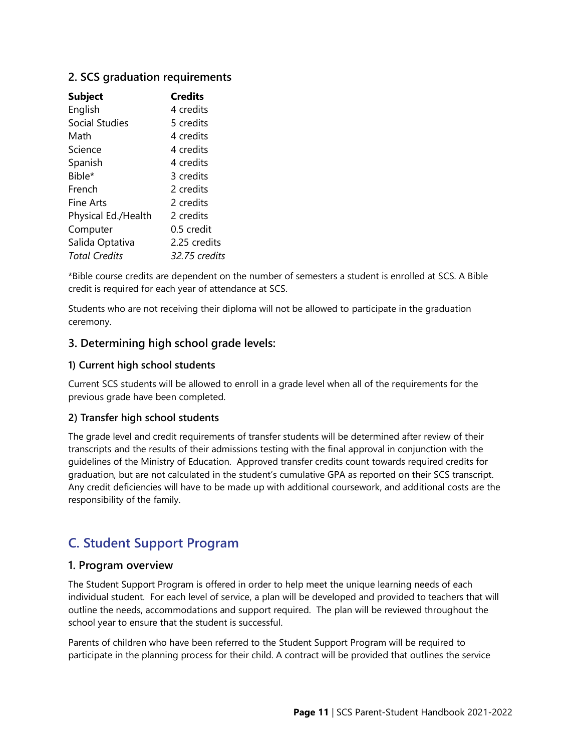### 2. SCS graduation requirements

| **Subject** | **Credits** |
|---|---|
| English | 4 credits |
| Social Studies | 5 credits |
| Math | 4 credits |
| Science | 4 credits |
| Spanish | 4 credits |
| Bible* | 3 credits |
| French | 2 credits |
| Fine Arts | 2 credits |
| Physical Ed./Health | 2 credits |
| Computer | 0.5 credit |
| Salida Optativa | 2.25 credits |
| *Total Credits* | *32.75 credits* |

*Bible course credits are dependent on the number of semesters a student is enrolled at SCS. A Bible credit is required for each year of attendance at SCS.

Students who are not receiving their diploma will not be allowed to participate in the graduation ceremony.

### 3. Determining high school grade levels:

#### 1) Current high school students

Current SCS students will be allowed to enroll in a grade level when all of the requirements for the previous grade have been completed.

#### 2) Transfer high school students

The grade level and credit requirements of transfer students will be determined after review of their transcripts and the results of their admissions testing with the final approval in conjunction with the guidelines of the Ministry of Education. Approved transfer credits count towards required credits for graduation, but are not calculated in the student's cumulative GPA as reported on their SCS transcript. Any credit deficiencies will have to be made up with additional coursework, and additional costs are the responsibility of the family.

## C. Student Support Program

### 1. Program overview

The Student Support Program is offered in order to help meet the unique learning needs of each individual student. For each level of service, a plan will be developed and provided to teachers that will outline the needs, accommodations and support required. The plan will be reviewed throughout the school year to ensure that the student is successful.

Parents of children who have been referred to the Student Support Program will be required to participate in the planning process for their child. A contract will be provided that outlines the service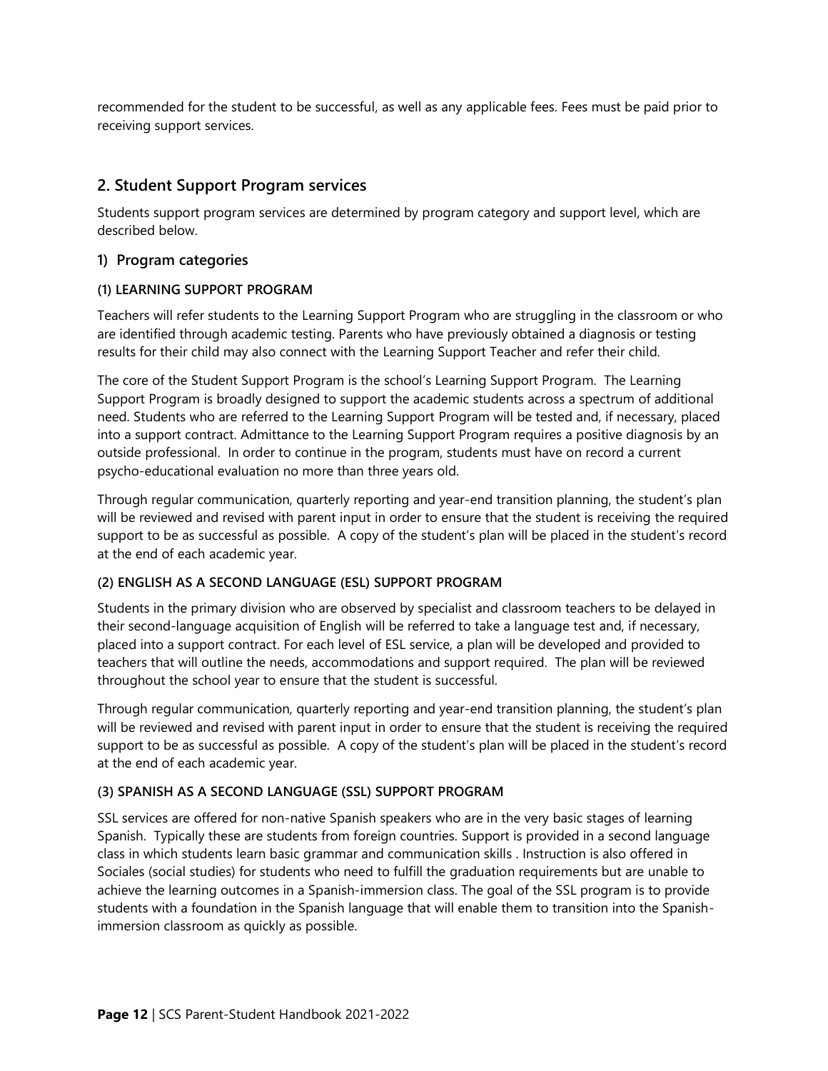recommended for the student to be successful, as well as any applicable fees. Fees must be paid prior to receiving support services.

## 2. Student Support Program services

Students support program services are determined by program category and support level, which are described below.

### 1) Program categories

#### (1) LEARNING SUPPORT PROGRAM

Teachers will refer students to the Learning Support Program who are struggling in the classroom or who are identified through academic testing. Parents who have previously obtained a diagnosis or testing results for their child may also connect with the Learning Support Teacher and refer their child.

The core of the Student Support Program is the school's Learning Support Program. The Learning Support Program is broadly designed to support the academic students across a spectrum of additional need. Students who are referred to the Learning Support Program will be tested and, if necessary, placed into a support contract. Admittance to the Learning Support Program requires a positive diagnosis by an outside professional. In order to continue in the program, students must have on record a current psycho-educational evaluation no more than three years old.

Through regular communication, quarterly reporting and year-end transition planning, the student's plan will be reviewed and revised with parent input in order to ensure that the student is receiving the required support to be as successful as possible. A copy of the student's plan will be placed in the student's record at the end of each academic year.

#### (2) ENGLISH AS A SECOND LANGUAGE (ESL) SUPPORT PROGRAM

Students in the primary division who are observed by specialist and classroom teachers to be delayed in their second-language acquisition of English will be referred to take a language test and, if necessary, placed into a support contract. For each level of ESL service, a plan will be developed and provided to teachers that will outline the needs, accommodations and support required. The plan will be reviewed throughout the school year to ensure that the student is successful.

Through regular communication, quarterly reporting and year-end transition planning, the student's plan will be reviewed and revised with parent input in order to ensure that the student is receiving the required support to be as successful as possible. A copy of the student's plan will be placed in the student's record at the end of each academic year.

#### (3) SPANISH AS A SECOND LANGUAGE (SSL) SUPPORT PROGRAM

SSL services are offered for non-native Spanish speakers who are in the very basic stages of learning Spanish. Typically these are students from foreign countries. Support is provided in a second language class in which students learn basic grammar and communication skills . Instruction is also offered in Sociales (social studies) for students who need to fulfill the graduation requirements but are unable to achieve the learning outcomes in a Spanish-immersion class. The goal of the SSL program is to provide students with a foundation in the Spanish language that will enable them to transition into the Spanish-immersion classroom as quickly as possible.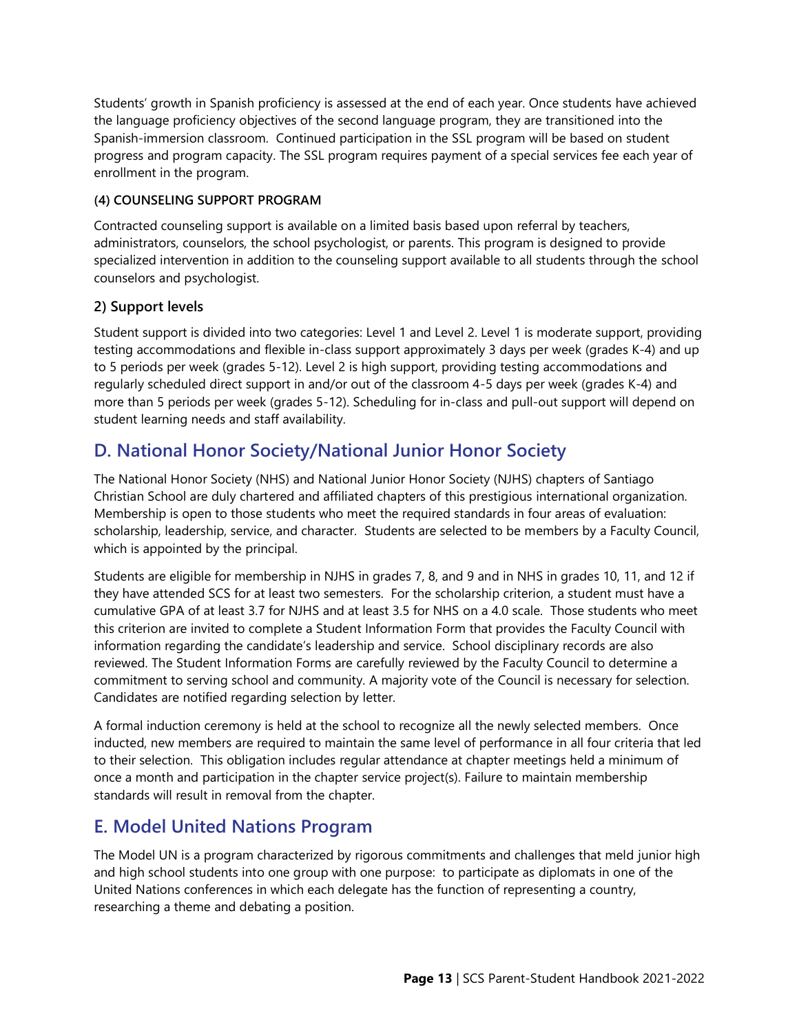Students' growth in Spanish proficiency is assessed at the end of each year. Once students have achieved the language proficiency objectives of the second language program, they are transitioned into the Spanish-immersion classroom. Continued participation in the SSL program will be based on student progress and program capacity. The SSL program requires payment of a special services fee each year of enrollment in the program.

#### (4) COUNSELING SUPPORT PROGRAM

Contracted counseling support is available on a limited basis based upon referral by teachers, administrators, counselors, the school psychologist, or parents. This program is designed to provide specialized intervention in addition to the counseling support available to all students through the school counselors and psychologist.

### 2) Support levels

Student support is divided into two categories: Level 1 and Level 2. Level 1 is moderate support, providing testing accommodations and flexible in-class support approximately 3 days per week (grades K-4) and up to 5 periods per week (grades 5-12). Level 2 is high support, providing testing accommodations and regularly scheduled direct support in and/or out of the classroom 4-5 days per week (grades K-4) and more than 5 periods per week (grades 5-12). Scheduling for in-class and pull-out support will depend on student learning needs and staff availability.

## D. National Honor Society/National Junior Honor Society

The National Honor Society (NHS) and National Junior Honor Society (NJHS) chapters of Santiago Christian School are duly chartered and affiliated chapters of this prestigious international organization. Membership is open to those students who meet the required standards in four areas of evaluation: scholarship, leadership, service, and character. Students are selected to be members by a Faculty Council, which is appointed by the principal.

Students are eligible for membership in NJHS in grades 7, 8, and 9 and in NHS in grades 10, 11, and 12 if they have attended SCS for at least two semesters. For the scholarship criterion, a student must have a cumulative GPA of at least 3.7 for NJHS and at least 3.5 for NHS on a 4.0 scale. Those students who meet this criterion are invited to complete a Student Information Form that provides the Faculty Council with information regarding the candidate's leadership and service. School disciplinary records are also reviewed. The Student Information Forms are carefully reviewed by the Faculty Council to determine a commitment to serving school and community. A majority vote of the Council is necessary for selection. Candidates are notified regarding selection by letter.

A formal induction ceremony is held at the school to recognize all the newly selected members. Once inducted, new members are required to maintain the same level of performance in all four criteria that led to their selection. This obligation includes regular attendance at chapter meetings held a minimum of once a month and participation in the chapter service project(s). Failure to maintain membership standards will result in removal from the chapter.

## E. Model United Nations Program

The Model UN is a program characterized by rigorous commitments and challenges that meld junior high and high school students into one group with one purpose: to participate as diplomats in one of the United Nations conferences in which each delegate has the function of representing a country, researching a theme and debating a position.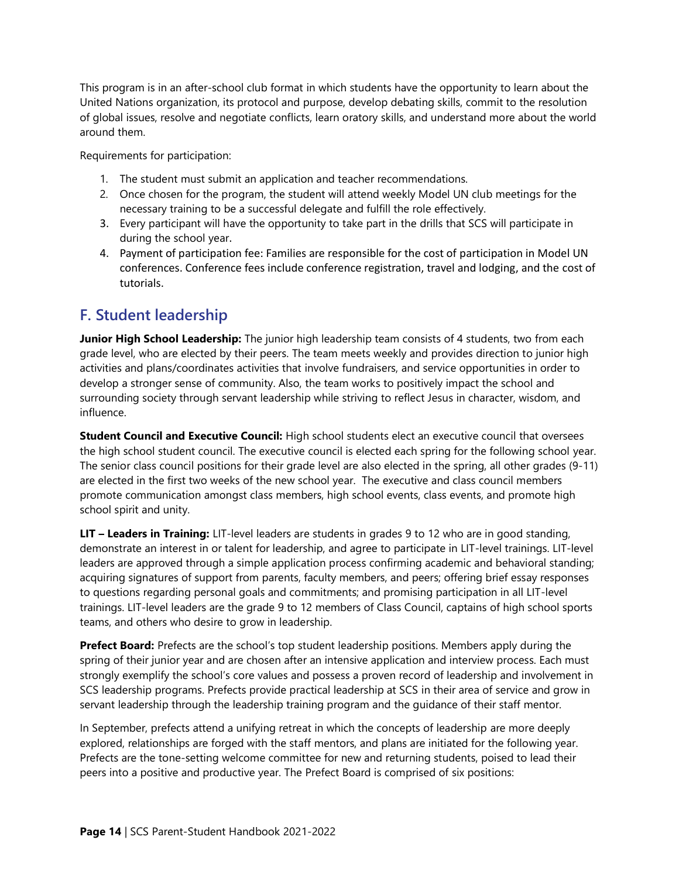This program is in an after-school club format in which students have the opportunity to learn about the United Nations organization, its protocol and purpose, develop debating skills, commit to the resolution of global issues, resolve and negotiate conflicts, learn oratory skills, and understand more about the world around them.

Requirements for participation:

1. The student must submit an application and teacher recommendations.
2. Once chosen for the program, the student will attend weekly Model UN club meetings for the necessary training to be a successful delegate and fulfill the role effectively.
3. Every participant will have the opportunity to take part in the drills that SCS will participate in during the school year.
4. Payment of participation fee: Families are responsible for the cost of participation in Model UN conferences. Conference fees include conference registration, travel and lodging, and the cost of tutorials.

## F. Student leadership

**Junior High School Leadership:** The junior high leadership team consists of 4 students, two from each grade level, who are elected by their peers. The team meets weekly and provides direction to junior high activities and plans/coordinates activities that involve fundraisers, and service opportunities in order to develop a stronger sense of community. Also, the team works to positively impact the school and surrounding society through servant leadership while striving to reflect Jesus in character, wisdom, and influence.

**Student Council and Executive Council:** High school students elect an executive council that oversees the high school student council. The executive council is elected each spring for the following school year. The senior class council positions for their grade level are also elected in the spring, all other grades (9-11) are elected in the first two weeks of the new school year. The executive and class council members promote communication amongst class members, high school events, class events, and promote high school spirit and unity.

**LIT – Leaders in Training:** LIT-level leaders are students in grades 9 to 12 who are in good standing, demonstrate an interest in or talent for leadership, and agree to participate in LIT-level trainings. LIT-level leaders are approved through a simple application process confirming academic and behavioral standing; acquiring signatures of support from parents, faculty members, and peers; offering brief essay responses to questions regarding personal goals and commitments; and promising participation in all LIT-level trainings. LIT-level leaders are the grade 9 to 12 members of Class Council, captains of high school sports teams, and others who desire to grow in leadership.

**Prefect Board:** Prefects are the school's top student leadership positions. Members apply during the spring of their junior year and are chosen after an intensive application and interview process. Each must strongly exemplify the school's core values and possess a proven record of leadership and involvement in SCS leadership programs. Prefects provide practical leadership at SCS in their area of service and grow in servant leadership through the leadership training program and the guidance of their staff mentor.

In September, prefects attend a unifying retreat in which the concepts of leadership are more deeply explored, relationships are forged with the staff mentors, and plans are initiated for the following year. Prefects are the tone-setting welcome committee for new and returning students, poised to lead their peers into a positive and productive year. The Prefect Board is comprised of six positions: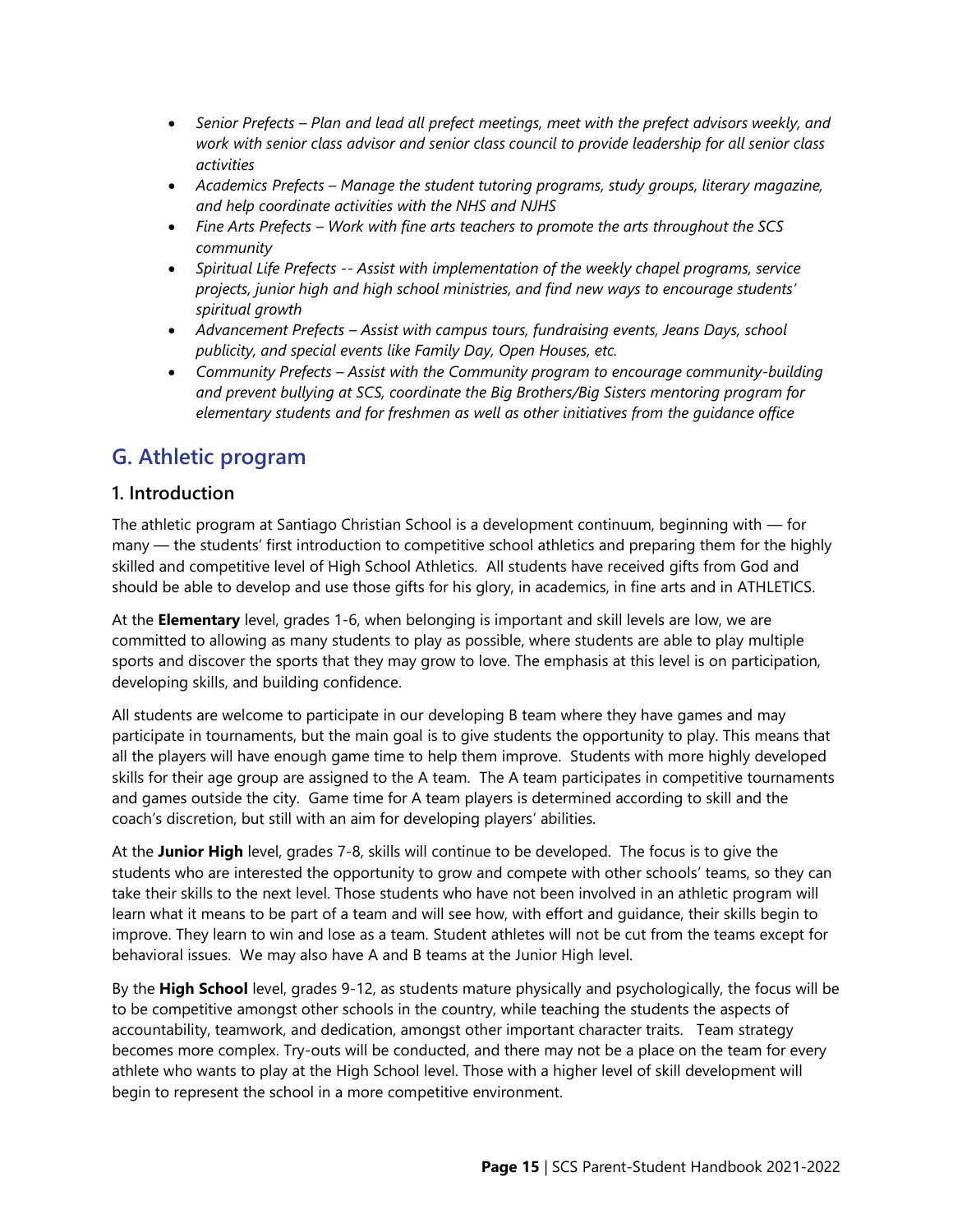- *Senior Prefects – Plan and lead all prefect meetings, meet with the prefect advisors weekly, and work with senior class advisor and senior class council to provide leadership for all senior class activities*
- *Academics Prefects – Manage the student tutoring programs, study groups, literary magazine, and help coordinate activities with the NHS and NJHS*
- *Fine Arts Prefects – Work with fine arts teachers to promote the arts throughout the SCS community*
- *Spiritual Life Prefects -- Assist with implementation of the weekly chapel programs, service projects, junior high and high school ministries, and find new ways to encourage students' spiritual growth*
- *Advancement Prefects – Assist with campus tours, fundraising events, Jeans Days, school publicity, and special events like Family Day, Open Houses, etc.*
- *Community Prefects – Assist with the Community program to encourage community-building and prevent bullying at SCS, coordinate the Big Brothers/Big Sisters mentoring program for elementary students and for freshmen as well as other initiatives from the guidance office*

## G. Athletic program

### 1. Introduction

The athletic program at Santiago Christian School is a development continuum, beginning with — for many — the students' first introduction to competitive school athletics and preparing them for the highly skilled and competitive level of High School Athletics. All students have received gifts from God and should be able to develop and use those gifts for his glory, in academics, in fine arts and in ATHLETICS.

At the **Elementary** level, grades 1-6, when belonging is important and skill levels are low, we are committed to allowing as many students to play as possible, where students are able to play multiple sports and discover the sports that they may grow to love. The emphasis at this level is on participation, developing skills, and building confidence.

All students are welcome to participate in our developing B team where they have games and may participate in tournaments, but the main goal is to give students the opportunity to play. This means that all the players will have enough game time to help them improve. Students with more highly developed skills for their age group are assigned to the A team. The A team participates in competitive tournaments and games outside the city. Game time for A team players is determined according to skill and the coach's discretion, but still with an aim for developing players' abilities.

At the **Junior High** level, grades 7-8, skills will continue to be developed. The focus is to give the students who are interested the opportunity to grow and compete with other schools' teams, so they can take their skills to the next level. Those students who have not been involved in an athletic program will learn what it means to be part of a team and will see how, with effort and guidance, their skills begin to improve. They learn to win and lose as a team. Student athletes will not be cut from the teams except for behavioral issues. We may also have A and B teams at the Junior High level.

By the **High School** level, grades 9-12, as students mature physically and psychologically, the focus will be to be competitive amongst other schools in the country, while teaching the students the aspects of accountability, teamwork, and dedication, amongst other important character traits. Team strategy becomes more complex. Try-outs will be conducted, and there may not be a place on the team for every athlete who wants to play at the High School level. Those with a higher level of skill development will begin to represent the school in a more competitive environment.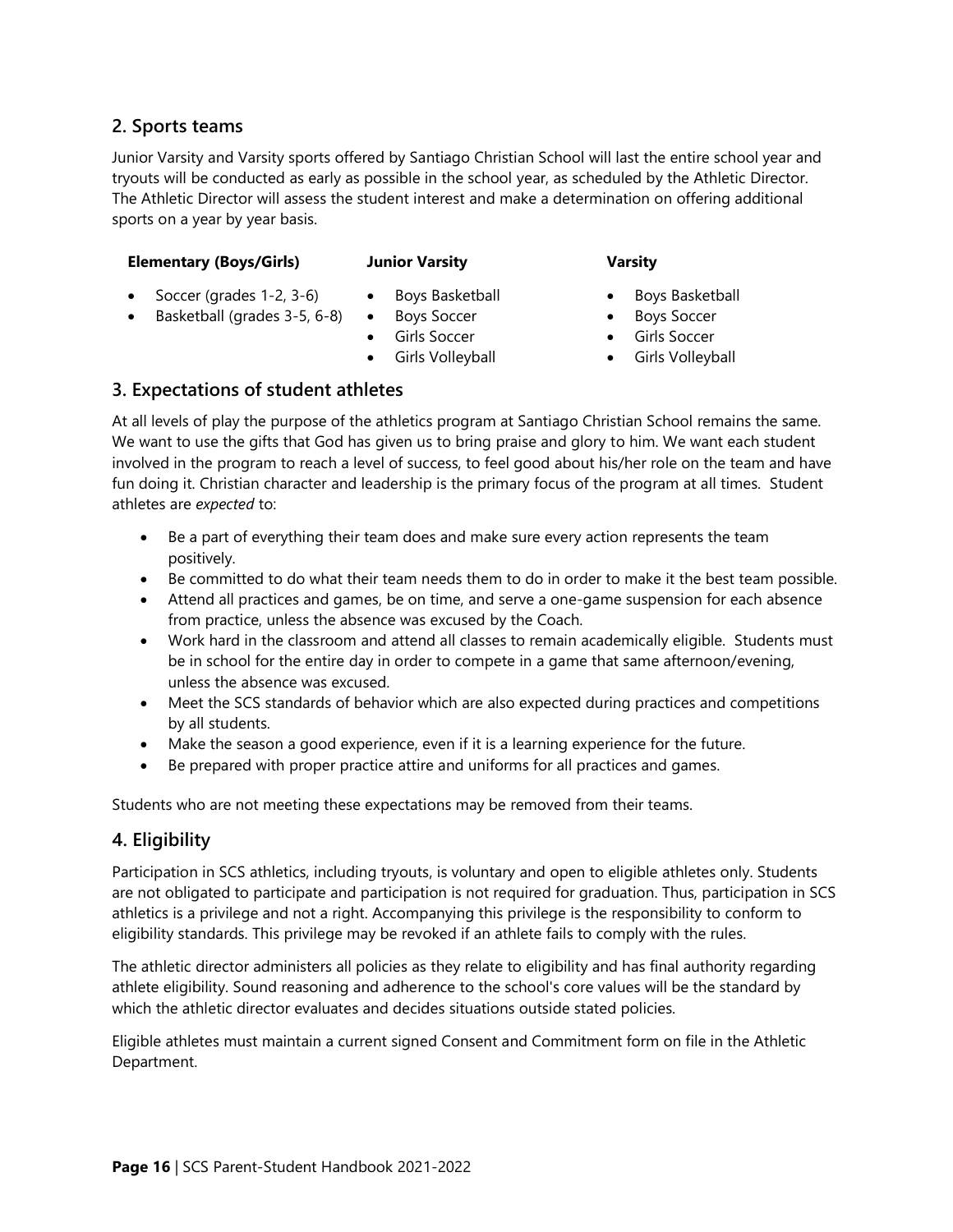## 2. Sports teams

Junior Varsity and Varsity sports offered by Santiago Christian School will last the entire school year and tryouts will be conducted as early as possible in the school year, as scheduled by the Athletic Director. The Athletic Director will assess the student interest and make a determination on offering additional sports on a year by year basis.

| **Elementary (Boys/Girls)** | **Junior Varsity** | **Varsity** |
|---|---|---|
| • Soccer (grades 1-2, 3-6) | • Boys Basketball | • Boys Basketball |
| • Basketball (grades 3-5, 6-8) | • Boys Soccer | • Boys Soccer |
| | • Girls Soccer | • Girls Soccer |
| | • Girls Volleyball | • Girls Volleyball |

## 3. Expectations of student athletes

At all levels of play the purpose of the athletics program at Santiago Christian School remains the same. We want to use the gifts that God has given us to bring praise and glory to him. We want each student involved in the program to reach a level of success, to feel good about his/her role on the team and have fun doing it. Christian character and leadership is the primary focus of the program at all times. Student athletes are *expected* to:

- Be a part of everything their team does and make sure every action represents the team positively.
- Be committed to do what their team needs them to do in order to make it the best team possible.
- Attend all practices and games, be on time, and serve a one-game suspension for each absence from practice, unless the absence was excused by the Coach.
- Work hard in the classroom and attend all classes to remain academically eligible. Students must be in school for the entire day in order to compete in a game that same afternoon/evening, unless the absence was excused.
- Meet the SCS standards of behavior which are also expected during practices and competitions by all students.
- Make the season a good experience, even if it is a learning experience for the future.
- Be prepared with proper practice attire and uniforms for all practices and games.

Students who are not meeting these expectations may be removed from their teams.

## 4. Eligibility

Participation in SCS athletics, including tryouts, is voluntary and open to eligible athletes only. Students are not obligated to participate and participation is not required for graduation. Thus, participation in SCS athletics is a privilege and not a right. Accompanying this privilege is the responsibility to conform to eligibility standards. This privilege may be revoked if an athlete fails to comply with the rules.

The athletic director administers all policies as they relate to eligibility and has final authority regarding athlete eligibility. Sound reasoning and adherence to the school's core values will be the standard by which the athletic director evaluates and decides situations outside stated policies.

Eligible athletes must maintain a current signed Consent and Commitment form on file in the Athletic Department.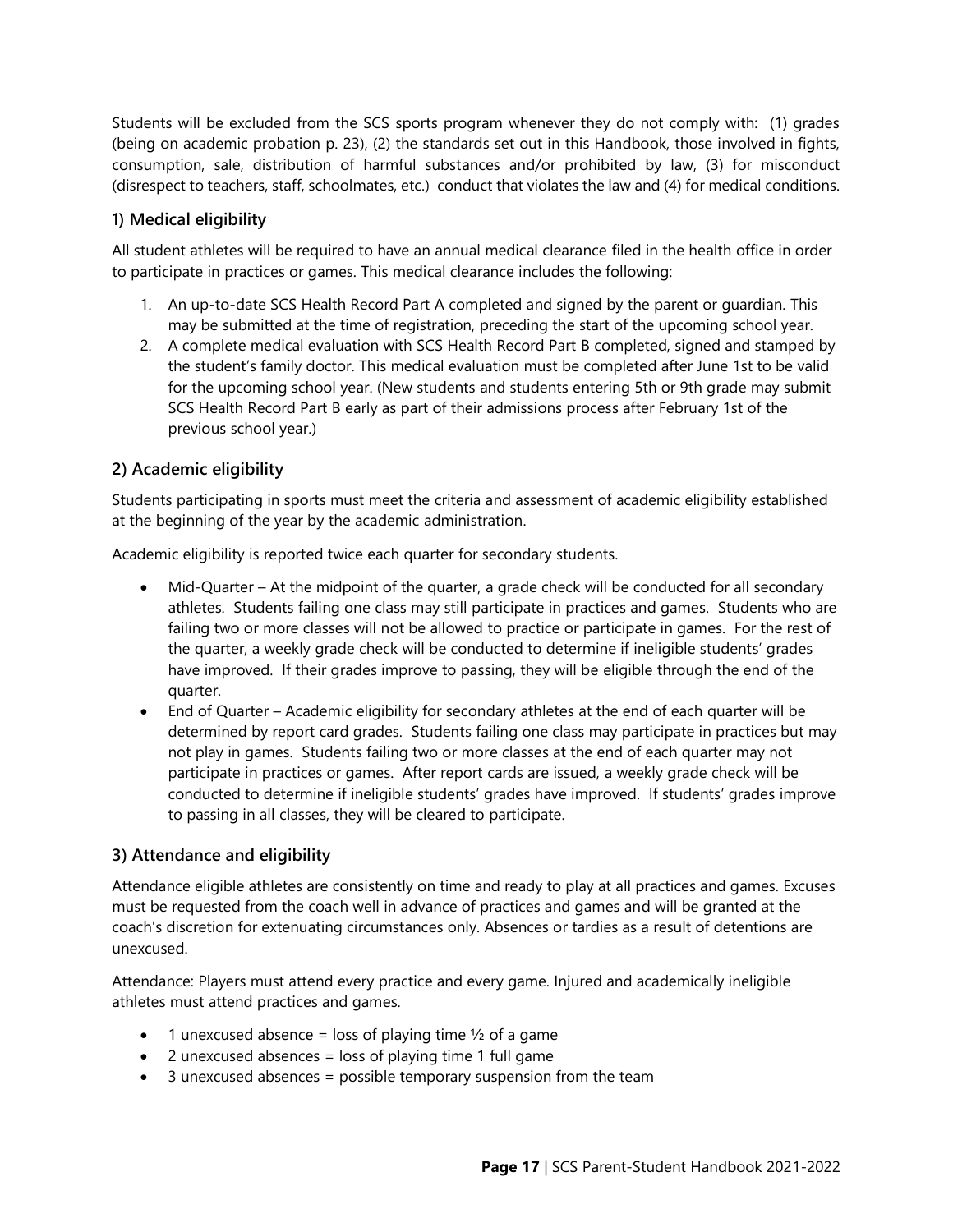Students will be excluded from the SCS sports program whenever they do not comply with: (1) grades (being on academic probation p. 23), (2) the standards set out in this Handbook, those involved in fights, consumption, sale, distribution of harmful substances and/or prohibited by law, (3) for misconduct (disrespect to teachers, staff, schoolmates, etc.) conduct that violates the law and (4) for medical conditions.

### 1) Medical eligibility

All student athletes will be required to have an annual medical clearance filed in the health office in order to participate in practices or games. This medical clearance includes the following:

1. An up-to-date SCS Health Record Part A completed and signed by the parent or guardian. This may be submitted at the time of registration, preceding the start of the upcoming school year.
2. A complete medical evaluation with SCS Health Record Part B completed, signed and stamped by the student's family doctor. This medical evaluation must be completed after June 1st to be valid for the upcoming school year. (New students and students entering 5th or 9th grade may submit SCS Health Record Part B early as part of their admissions process after February 1st of the previous school year.)

### 2) Academic eligibility

Students participating in sports must meet the criteria and assessment of academic eligibility established at the beginning of the year by the academic administration.

Academic eligibility is reported twice each quarter for secondary students.

- Mid-Quarter – At the midpoint of the quarter, a grade check will be conducted for all secondary athletes. Students failing one class may still participate in practices and games. Students who are failing two or more classes will not be allowed to practice or participate in games. For the rest of the quarter, a weekly grade check will be conducted to determine if ineligible students' grades have improved. If their grades improve to passing, they will be eligible through the end of the quarter.
- End of Quarter – Academic eligibility for secondary athletes at the end of each quarter will be determined by report card grades. Students failing one class may participate in practices but may not play in games. Students failing two or more classes at the end of each quarter may not participate in practices or games. After report cards are issued, a weekly grade check will be conducted to determine if ineligible students' grades have improved. If students' grades improve to passing in all classes, they will be cleared to participate.

### 3) Attendance and eligibility

Attendance eligible athletes are consistently on time and ready to play at all practices and games. Excuses must be requested from the coach well in advance of practices and games and will be granted at the coach's discretion for extenuating circumstances only. Absences or tardies as a result of detentions are unexcused.

Attendance: Players must attend every practice and every game. Injured and academically ineligible athletes must attend practices and games.

- 1 unexcused absence = loss of playing time ½ of a game
- 2 unexcused absences = loss of playing time 1 full game
- 3 unexcused absences = possible temporary suspension from the team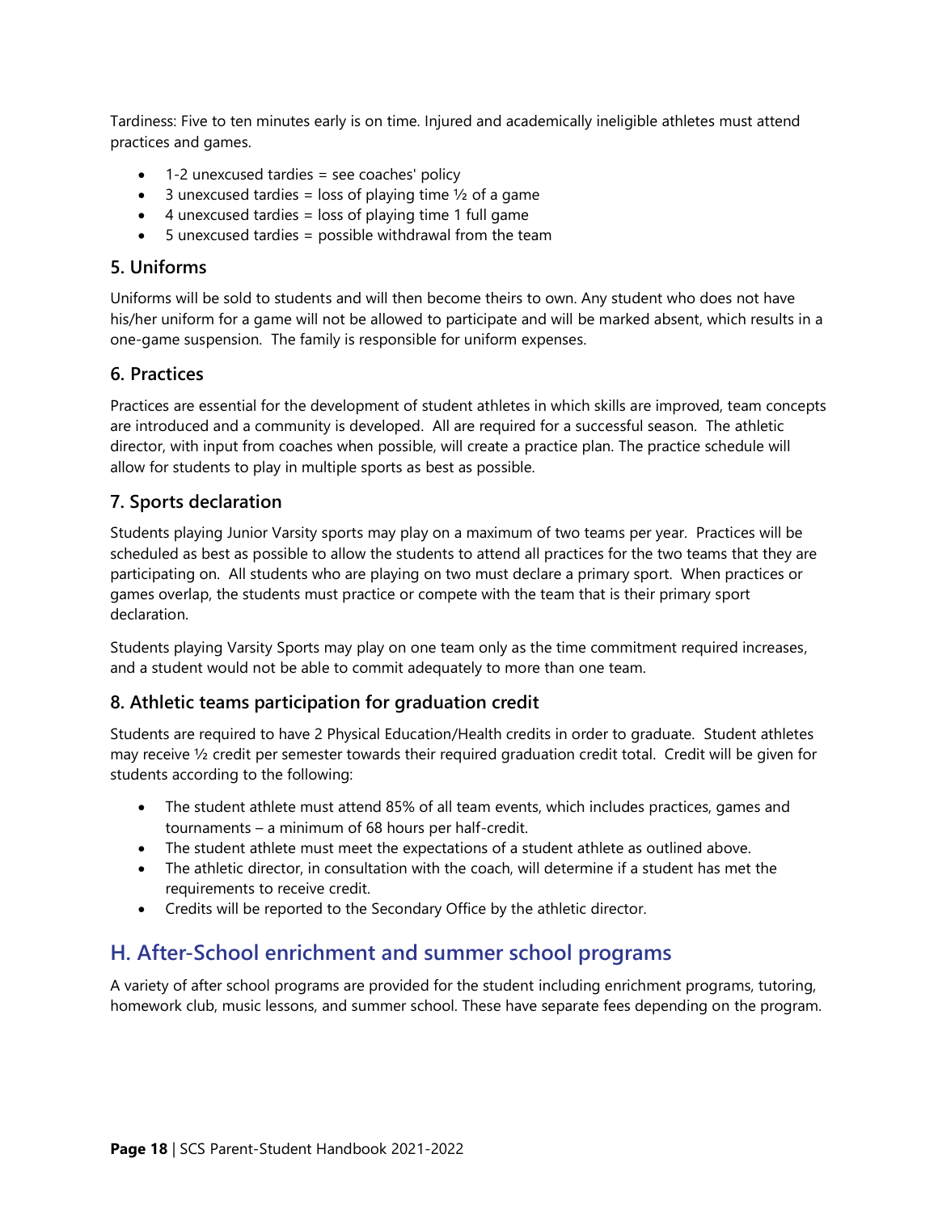Tardiness: Five to ten minutes early is on time. Injured and academically ineligible athletes must attend practices and games.

- 1-2 unexcused tardies = see coaches' policy
- 3 unexcused tardies = loss of playing time ½ of a game
- 4 unexcused tardies = loss of playing time 1 full game
- 5 unexcused tardies = possible withdrawal from the team

### 5. Uniforms

Uniforms will be sold to students and will then become theirs to own. Any student who does not have his/her uniform for a game will not be allowed to participate and will be marked absent, which results in a one-game suspension. The family is responsible for uniform expenses.

### 6. Practices

Practices are essential for the development of student athletes in which skills are improved, team concepts are introduced and a community is developed. All are required for a successful season. The athletic director, with input from coaches when possible, will create a practice plan. The practice schedule will allow for students to play in multiple sports as best as possible.

### 7. Sports declaration

Students playing Junior Varsity sports may play on a maximum of two teams per year. Practices will be scheduled as best as possible to allow the students to attend all practices for the two teams that they are participating on. All students who are playing on two must declare a primary sport. When practices or games overlap, the students must practice or compete with the team that is their primary sport declaration.

Students playing Varsity Sports may play on one team only as the time commitment required increases, and a student would not be able to commit adequately to more than one team.

### 8. Athletic teams participation for graduation credit

Students are required to have 2 Physical Education/Health credits in order to graduate. Student athletes may receive ½ credit per semester towards their required graduation credit total. Credit will be given for students according to the following:

- The student athlete must attend 85% of all team events, which includes practices, games and tournaments – a minimum of 68 hours per half-credit.
- The student athlete must meet the expectations of a student athlete as outlined above.
- The athletic director, in consultation with the coach, will determine if a student has met the requirements to receive credit.
- Credits will be reported to the Secondary Office by the athletic director.

## H. After-School enrichment and summer school programs

A variety of after school programs are provided for the student including enrichment programs, tutoring, homework club, music lessons, and summer school. These have separate fees depending on the program.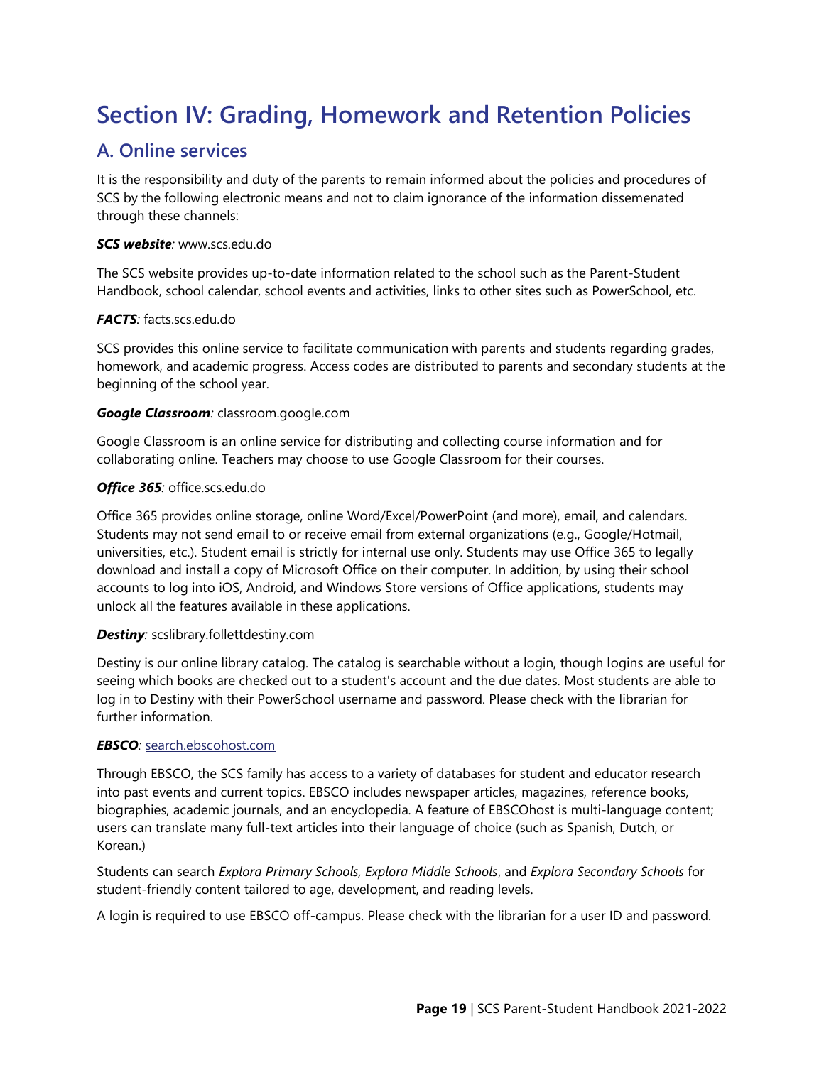# Section IV: Grading, Homework and Retention Policies

## A. Online services

It is the responsibility and duty of the parents to remain informed about the policies and procedures of SCS by the following electronic means and not to claim ignorance of the information dissemenated through these channels:

***SCS website****:* www.scs.edu.do

The SCS website provides up-to-date information related to the school such as the Parent-Student Handbook, school calendar, school events and activities, links to other sites such as PowerSchool, etc.

***FACTS****:* facts.scs.edu.do

SCS provides this online service to facilitate communication with parents and students regarding grades, homework, and academic progress. Access codes are distributed to parents and secondary students at the beginning of the school year.

***Google Classroom****:* classroom.google.com

Google Classroom is an online service for distributing and collecting course information and for collaborating online. Teachers may choose to use Google Classroom for their courses.

***Office 365****:* office.scs.edu.do

Office 365 provides online storage, online Word/Excel/PowerPoint (and more), email, and calendars. Students may not send email to or receive email from external organizations (e.g., Google/Hotmail, universities, etc.). Student email is strictly for internal use only. Students may use Office 365 to legally download and install a copy of Microsoft Office on their computer. In addition, by using their school accounts to log into iOS, Android, and Windows Store versions of Office applications, students may unlock all the features available in these applications.

***Destiny****:* scslibrary.follettdestiny.com

Destiny is our online library catalog. The catalog is searchable without a login, though logins are useful for seeing which books are checked out to a student's account and the due dates. Most students are able to log in to Destiny with their PowerSchool username and password. Please check with the librarian for further information.

***EBSCO****:* search.ebscohost.com

Through EBSCO, the SCS family has access to a variety of databases for student and educator research into past events and current topics. EBSCO includes newspaper articles, magazines, reference books, biographies, academic journals, and an encyclopedia. A feature of EBSCOhost is multi-language content; users can translate many full-text articles into their language of choice (such as Spanish, Dutch, or Korean.)

Students can search *Explora Primary Schools, Explora Middle Schools*, and *Explora Secondary Schools* for student-friendly content tailored to age, development, and reading levels.

A login is required to use EBSCO off-campus. Please check with the librarian for a user ID and password.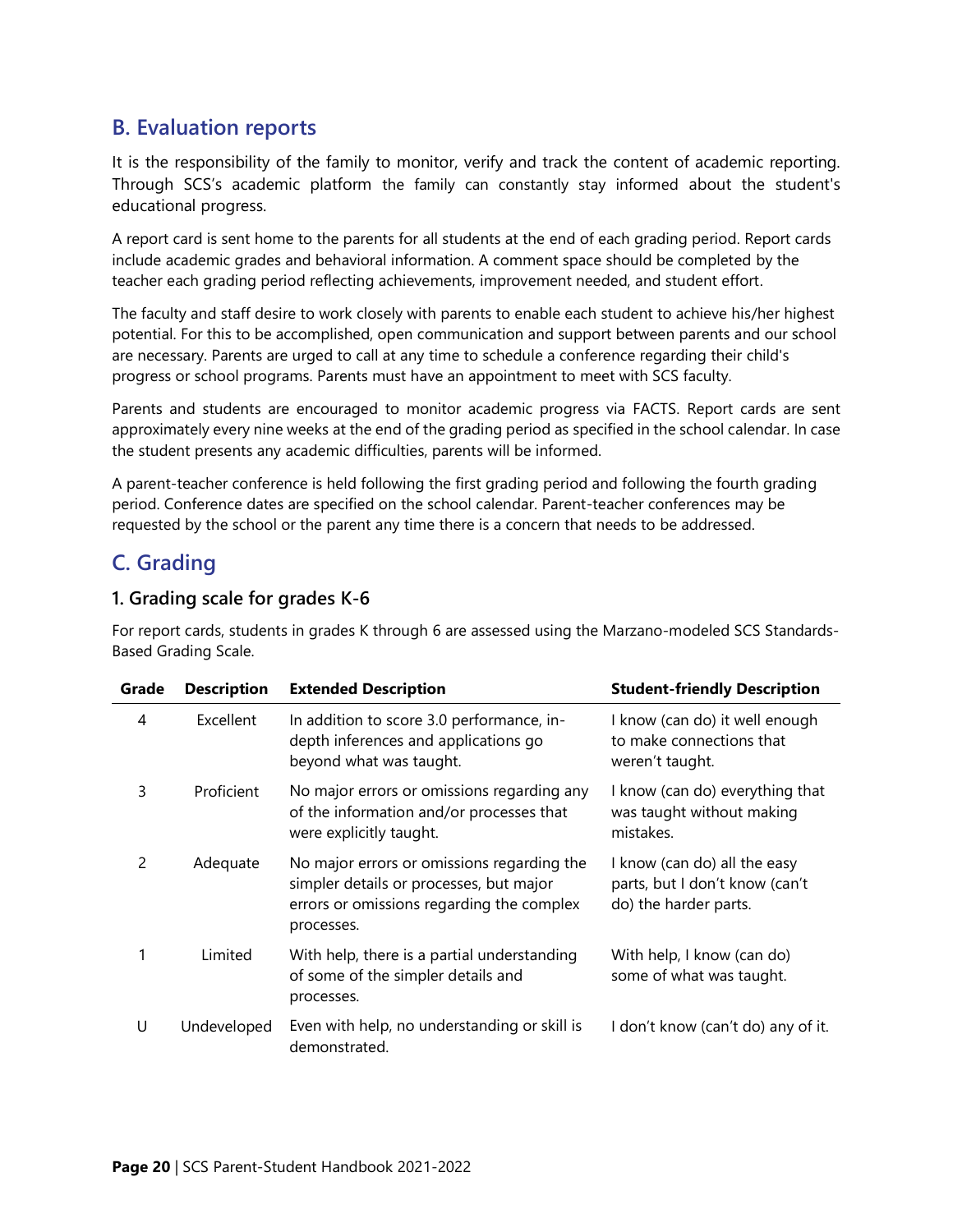## B. Evaluation reports

It is the responsibility of the family to monitor, verify and track the content of academic reporting. Through SCS's academic platform the family can constantly stay informed about the student's educational progress.

A report card is sent home to the parents for all students at the end of each grading period. Report cards include academic grades and behavioral information. A comment space should be completed by the teacher each grading period reflecting achievements, improvement needed, and student effort.

The faculty and staff desire to work closely with parents to enable each student to achieve his/her highest potential. For this to be accomplished, open communication and support between parents and our school are necessary. Parents are urged to call at any time to schedule a conference regarding their child's progress or school programs. Parents must have an appointment to meet with SCS faculty.

Parents and students are encouraged to monitor academic progress via FACTS. Report cards are sent approximately every nine weeks at the end of the grading period as specified in the school calendar. In case the student presents any academic difficulties, parents will be informed.

A parent-teacher conference is held following the first grading period and following the fourth grading period. Conference dates are specified on the school calendar. Parent-teacher conferences may be requested by the school or the parent any time there is a concern that needs to be addressed.

## C. Grading

### 1. Grading scale for grades K-6

For report cards, students in grades K through 6 are assessed using the Marzano-modeled SCS Standards-Based Grading Scale.

| Grade | Description | Extended Description | Student-friendly Description |
|---|---|---|---|
| 4 | Excellent | In addition to score 3.0 performance, in-depth inferences and applications go beyond what was taught. | I know (can do) it well enough to make connections that weren't taught. |
| 3 | Proficient | No major errors or omissions regarding any of the information and/or processes that were explicitly taught. | I know (can do) everything that was taught without making mistakes. |
| 2 | Adequate | No major errors or omissions regarding the simpler details or processes, but major errors or omissions regarding the complex processes. | I know (can do) all the easy parts, but I don't know (can't do) the harder parts. |
| 1 | Limited | With help, there is a partial understanding of some of the simpler details and processes. | With help, I know (can do) some of what was taught. |
| U | Undeveloped | Even with help, no understanding or skill is demonstrated. | I don't know (can't do) any of it. |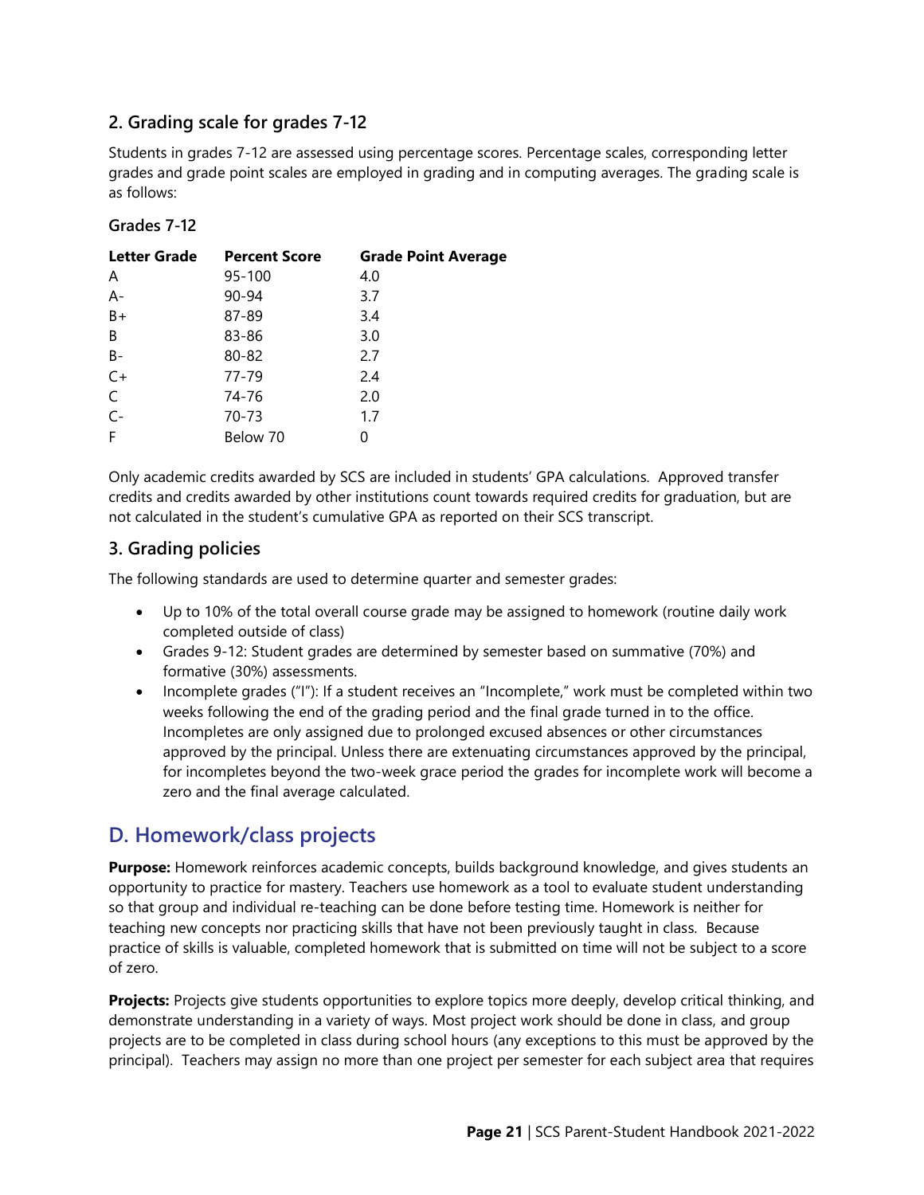### 2. Grading scale for grades 7-12

Students in grades 7-12 are assessed using percentage scores. Percentage scales, corresponding letter grades and grade point scales are employed in grading and in computing averages. The grading scale is as follows:

**Grades 7-12**

| Letter Grade | Percent Score | Grade Point Average |
|---|---|---|
| A | 95-100 | 4.0 |
| A- | 90-94 | 3.7 |
| B+ | 87-89 | 3.4 |
| B | 83-86 | 3.0 |
| B- | 80-82 | 2.7 |
| C+ | 77-79 | 2.4 |
| C | 74-76 | 2.0 |
| C- | 70-73 | 1.7 |
| F | Below 70 | 0 |

Only academic credits awarded by SCS are included in students' GPA calculations. Approved transfer credits and credits awarded by other institutions count towards required credits for graduation, but are not calculated in the student's cumulative GPA as reported on their SCS transcript.

### 3. Grading policies

The following standards are used to determine quarter and semester grades:

- Up to 10% of the total overall course grade may be assigned to homework (routine daily work completed outside of class)
- Grades 9-12: Student grades are determined by semester based on summative (70%) and formative (30%) assessments.
- Incomplete grades ("I"): If a student receives an "Incomplete," work must be completed within two weeks following the end of the grading period and the final grade turned in to the office. Incompletes are only assigned due to prolonged excused absences or other circumstances approved by the principal. Unless there are extenuating circumstances approved by the principal, for incompletes beyond the two-week grace period the grades for incomplete work will become a zero and the final average calculated.

## D. Homework/class projects

**Purpose:** Homework reinforces academic concepts, builds background knowledge, and gives students an opportunity to practice for mastery. Teachers use homework as a tool to evaluate student understanding so that group and individual re-teaching can be done before testing time. Homework is neither for teaching new concepts nor practicing skills that have not been previously taught in class. Because practice of skills is valuable, completed homework that is submitted on time will not be subject to a score of zero.

**Projects:** Projects give students opportunities to explore topics more deeply, develop critical thinking, and demonstrate understanding in a variety of ways. Most project work should be done in class, and group projects are to be completed in class during school hours (any exceptions to this must be approved by the principal). Teachers may assign no more than one project per semester for each subject area that requires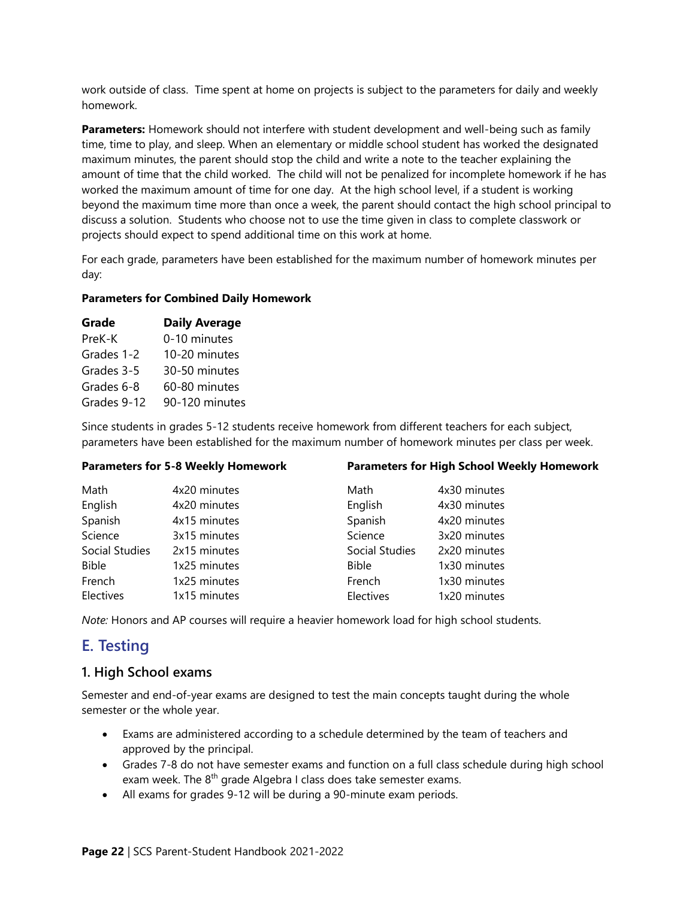work outside of class. Time spent at home on projects is subject to the parameters for daily and weekly homework.

**Parameters:** Homework should not interfere with student development and well-being such as family time, time to play, and sleep. When an elementary or middle school student has worked the designated maximum minutes, the parent should stop the child and write a note to the teacher explaining the amount of time that the child worked. The child will not be penalized for incomplete homework if he has worked the maximum amount of time for one day. At the high school level, if a student is working beyond the maximum time more than once a week, the parent should contact the high school principal to discuss a solution. Students who choose not to use the time given in class to complete classwork or projects should expect to spend additional time on this work at home.

For each grade, parameters have been established for the maximum number of homework minutes per day:

**Parameters for Combined Daily Homework**

| Grade | Daily Average |
|---|---|
| PreK-K | 0-10 minutes |
| Grades 1-2 | 10-20 minutes |
| Grades 3-5 | 30-50 minutes |
| Grades 6-8 | 60-80 minutes |
| Grades 9-12 | 90-120 minutes |

Since students in grades 5-12 students receive homework from different teachers for each subject, parameters have been established for the maximum number of homework minutes per class per week.

**Parameters for 5-8 Weekly Homework**

| Subject | Minutes |
|---|---|
| Math | 4x20 minutes |
| English | 4x20 minutes |
| Spanish | 4x15 minutes |
| Science | 3x15 minutes |
| Social Studies | 2x15 minutes |
| Bible | 1x25 minutes |
| French | 1x25 minutes |
| Electives | 1x15 minutes |

**Parameters for High School Weekly Homework**

| Subject | Minutes |
|---|---|
| Math | 4x30 minutes |
| English | 4x30 minutes |
| Spanish | 4x20 minutes |
| Science | 3x20 minutes |
| Social Studies | 2x20 minutes |
| Bible | 1x30 minutes |
| French | 1x30 minutes |
| Electives | 1x20 minutes |

*Note:* Honors and AP courses will require a heavier homework load for high school students.

## E. Testing

### 1. High School exams

Semester and end-of-year exams are designed to test the main concepts taught during the whole semester or the whole year.

- Exams are administered according to a schedule determined by the team of teachers and approved by the principal.
- Grades 7-8 do not have semester exams and function on a full class schedule during high school exam week. The 8th grade Algebra I class does take semester exams.
- All exams for grades 9-12 will be during a 90-minute exam periods.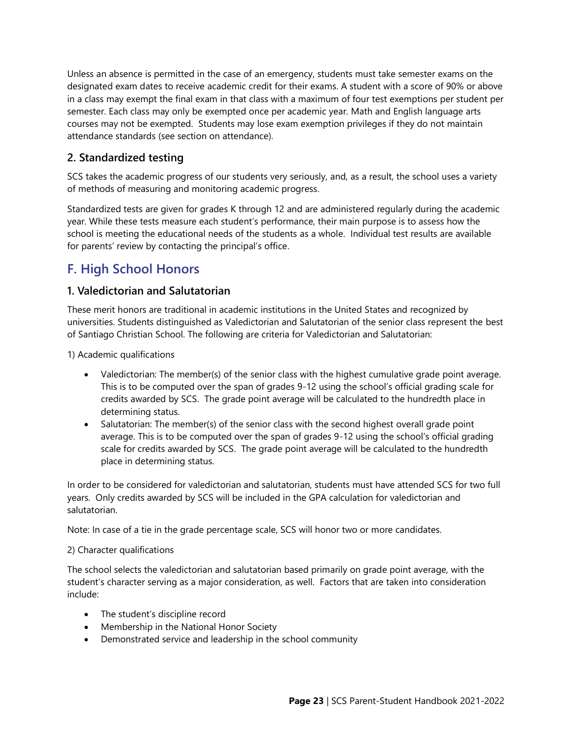Unless an absence is permitted in the case of an emergency, students must take semester exams on the designated exam dates to receive academic credit for their exams. A student with a score of 90% or above in a class may exempt the final exam in that class with a maximum of four test exemptions per student per semester. Each class may only be exempted once per academic year. Math and English language arts courses may not be exempted. Students may lose exam exemption privileges if they do not maintain attendance standards (see section on attendance).

### 2. Standardized testing

SCS takes the academic progress of our students very seriously, and, as a result, the school uses a variety of methods of measuring and monitoring academic progress.

Standardized tests are given for grades K through 12 and are administered regularly during the academic year. While these tests measure each student's performance, their main purpose is to assess how the school is meeting the educational needs of the students as a whole. Individual test results are available for parents' review by contacting the principal's office.

## F. High School Honors

### 1. Valedictorian and Salutatorian

These merit honors are traditional in academic institutions in the United States and recognized by universities. Students distinguished as Valedictorian and Salutatorian of the senior class represent the best of Santiago Christian School. The following are criteria for Valedictorian and Salutatorian:

1) Academic qualifications

- Valedictorian: The member(s) of the senior class with the highest cumulative grade point average. This is to be computed over the span of grades 9-12 using the school's official grading scale for credits awarded by SCS. The grade point average will be calculated to the hundredth place in determining status.
- Salutatorian: The member(s) of the senior class with the second highest overall grade point average. This is to be computed over the span of grades 9-12 using the school's official grading scale for credits awarded by SCS. The grade point average will be calculated to the hundredth place in determining status.

In order to be considered for valedictorian and salutatorian, students must have attended SCS for two full years. Only credits awarded by SCS will be included in the GPA calculation for valedictorian and salutatorian.

Note: In case of a tie in the grade percentage scale, SCS will honor two or more candidates.

2) Character qualifications

The school selects the valedictorian and salutatorian based primarily on grade point average, with the student's character serving as a major consideration, as well. Factors that are taken into consideration include:

- The student's discipline record
- Membership in the National Honor Society
- Demonstrated service and leadership in the school community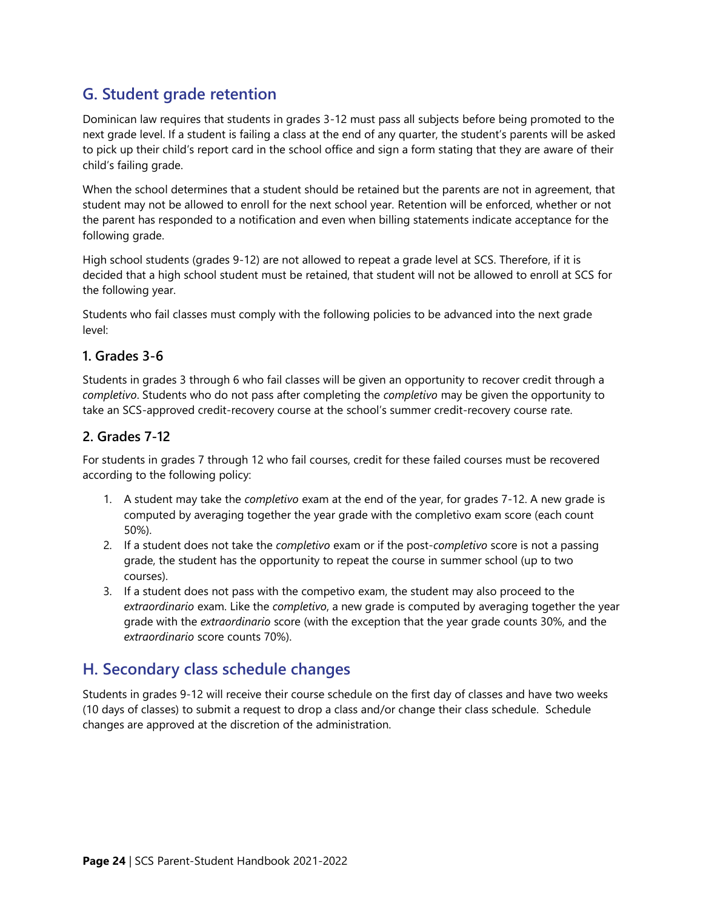## G. Student grade retention

Dominican law requires that students in grades 3-12 must pass all subjects before being promoted to the next grade level. If a student is failing a class at the end of any quarter, the student's parents will be asked to pick up their child's report card in the school office and sign a form stating that they are aware of their child's failing grade.

When the school determines that a student should be retained but the parents are not in agreement, that student may not be allowed to enroll for the next school year. Retention will be enforced, whether or not the parent has responded to a notification and even when billing statements indicate acceptance for the following grade.

High school students (grades 9-12) are not allowed to repeat a grade level at SCS. Therefore, if it is decided that a high school student must be retained, that student will not be allowed to enroll at SCS for the following year.

Students who fail classes must comply with the following policies to be advanced into the next grade level:

### 1. Grades 3-6

Students in grades 3 through 6 who fail classes will be given an opportunity to recover credit through a *completivo*. Students who do not pass after completing the *completivo* may be given the opportunity to take an SCS-approved credit-recovery course at the school's summer credit-recovery course rate.

### 2. Grades 7-12

For students in grades 7 through 12 who fail courses, credit for these failed courses must be recovered according to the following policy:

1. A student may take the *completivo* exam at the end of the year, for grades 7-12. A new grade is computed by averaging together the year grade with the completivo exam score (each count 50%).
2. If a student does not take the *completivo* exam or if the post-*completivo* score is not a passing grade, the student has the opportunity to repeat the course in summer school (up to two courses).
3. If a student does not pass with the competivo exam, the student may also proceed to the *extraordinario* exam. Like the *completivo*, a new grade is computed by averaging together the year grade with the *extraordinario* score (with the exception that the year grade counts 30%, and the *extraordinario* score counts 70%).

## H. Secondary class schedule changes

Students in grades 9-12 will receive their course schedule on the first day of classes and have two weeks (10 days of classes) to submit a request to drop a class and/or change their class schedule. Schedule changes are approved at the discretion of the administration.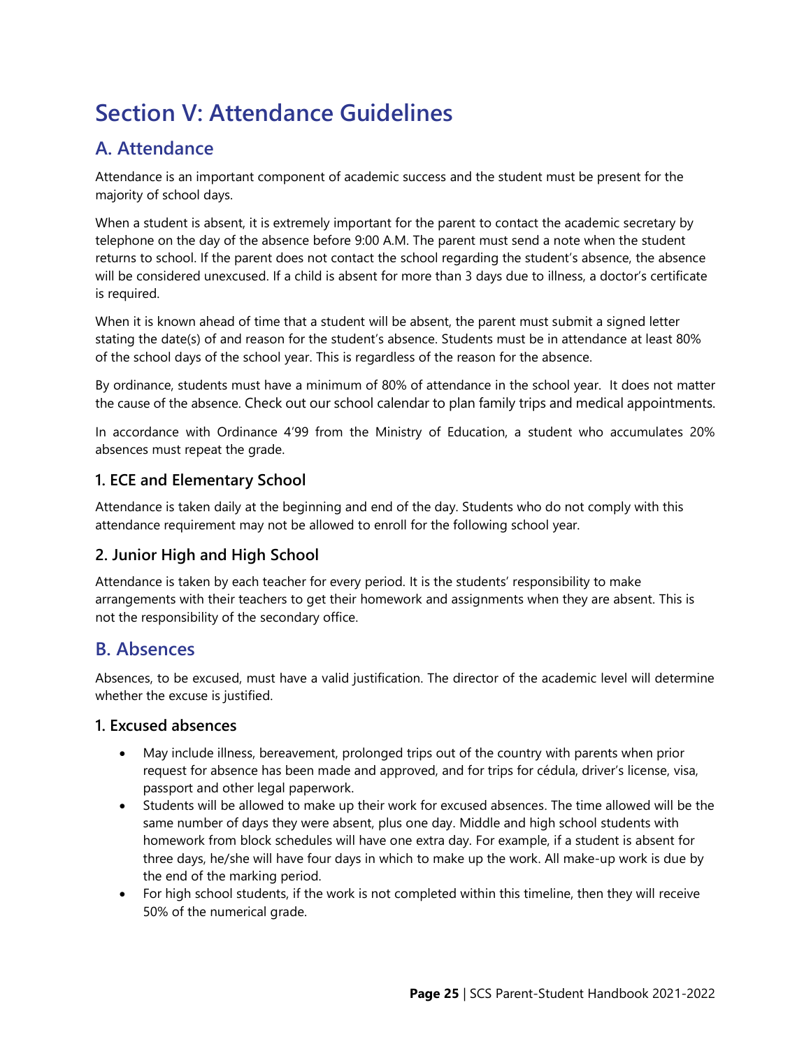# Section V: Attendance Guidelines

## A. Attendance

Attendance is an important component of academic success and the student must be present for the majority of school days.

When a student is absent, it is extremely important for the parent to contact the academic secretary by telephone on the day of the absence before 9:00 A.M. The parent must send a note when the student returns to school. If the parent does not contact the school regarding the student's absence, the absence will be considered unexcused. If a child is absent for more than 3 days due to illness, a doctor's certificate is required.

When it is known ahead of time that a student will be absent, the parent must submit a signed letter stating the date(s) of and reason for the student's absence. Students must be in attendance at least 80% of the school days of the school year. This is regardless of the reason for the absence.

By ordinance, students must have a minimum of 80% of attendance in the school year. It does not matter the cause of the absence. Check out our school calendar to plan family trips and medical appointments.

In accordance with Ordinance 4'99 from the Ministry of Education, a student who accumulates 20% absences must repeat the grade.

### 1. ECE and Elementary School

Attendance is taken daily at the beginning and end of the day. Students who do not comply with this attendance requirement may not be allowed to enroll for the following school year.

### 2. Junior High and High School

Attendance is taken by each teacher for every period. It is the students' responsibility to make arrangements with their teachers to get their homework and assignments when they are absent. This is not the responsibility of the secondary office.

## B. Absences

Absences, to be excused, must have a valid justification. The director of the academic level will determine whether the excuse is justified.

### 1. Excused absences

- May include illness, bereavement, prolonged trips out of the country with parents when prior request for absence has been made and approved, and for trips for cédula, driver's license, visa, passport and other legal paperwork.
- Students will be allowed to make up their work for excused absences. The time allowed will be the same number of days they were absent, plus one day. Middle and high school students with homework from block schedules will have one extra day. For example, if a student is absent for three days, he/she will have four days in which to make up the work. All make-up work is due by the end of the marking period.
- For high school students, if the work is not completed within this timeline, then they will receive 50% of the numerical grade.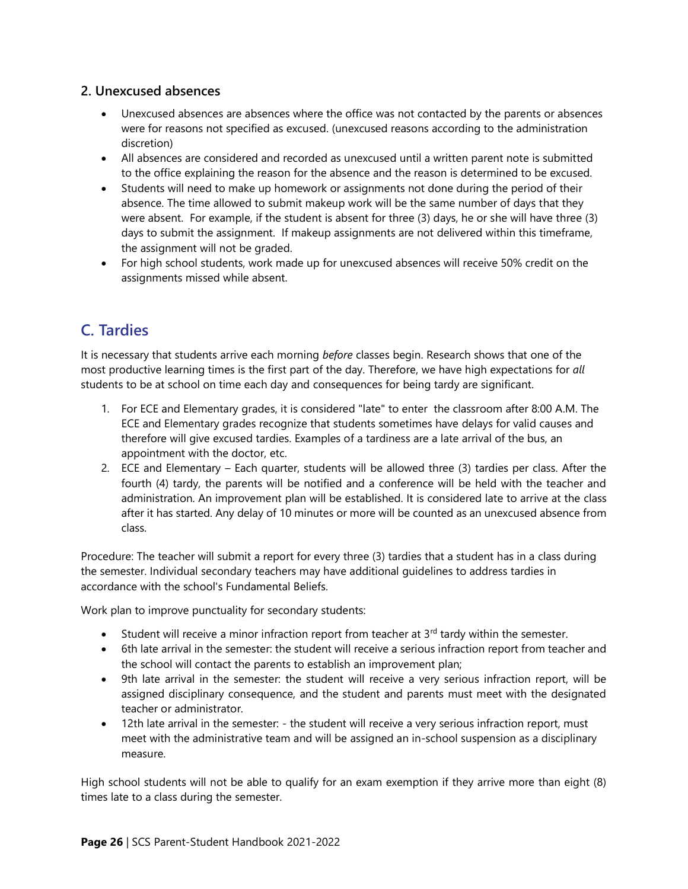### 2. Unexcused absences

- Unexcused absences are absences where the office was not contacted by the parents or absences were for reasons not specified as excused. (unexcused reasons according to the administration discretion)
- All absences are considered and recorded as unexcused until a written parent note is submitted to the office explaining the reason for the absence and the reason is determined to be excused.
- Students will need to make up homework or assignments not done during the period of their absence. The time allowed to submit makeup work will be the same number of days that they were absent. For example, if the student is absent for three (3) days, he or she will have three (3) days to submit the assignment. If makeup assignments are not delivered within this timeframe, the assignment will not be graded.
- For high school students, work made up for unexcused absences will receive 50% credit on the assignments missed while absent.

## C. Tardies

It is necessary that students arrive each morning *before* classes begin. Research shows that one of the most productive learning times is the first part of the day. Therefore, we have high expectations for *all* students to be at school on time each day and consequences for being tardy are significant.

1. For ECE and Elementary grades, it is considered "late" to enter the classroom after 8:00 A.M. The ECE and Elementary grades recognize that students sometimes have delays for valid causes and therefore will give excused tardies. Examples of a tardiness are a late arrival of the bus, an appointment with the doctor, etc.
2. ECE and Elementary – Each quarter, students will be allowed three (3) tardies per class. After the fourth (4) tardy, the parents will be notified and a conference will be held with the teacher and administration. An improvement plan will be established. It is considered late to arrive at the class after it has started. Any delay of 10 minutes or more will be counted as an unexcused absence from class.

Procedure: The teacher will submit a report for every three (3) tardies that a student has in a class during the semester. Individual secondary teachers may have additional guidelines to address tardies in accordance with the school's Fundamental Beliefs.

Work plan to improve punctuality for secondary students:

- Student will receive a minor infraction report from teacher at 3rd tardy within the semester.
- 6th late arrival in the semester: the student will receive a serious infraction report from teacher and the school will contact the parents to establish an improvement plan;
- 9th late arrival in the semester: the student will receive a very serious infraction report, will be assigned disciplinary consequence, and the student and parents must meet with the designated teacher or administrator.
- 12th late arrival in the semester: - the student will receive a very serious infraction report, must meet with the administrative team and will be assigned an in-school suspension as a disciplinary measure.

High school students will not be able to qualify for an exam exemption if they arrive more than eight (8) times late to a class during the semester.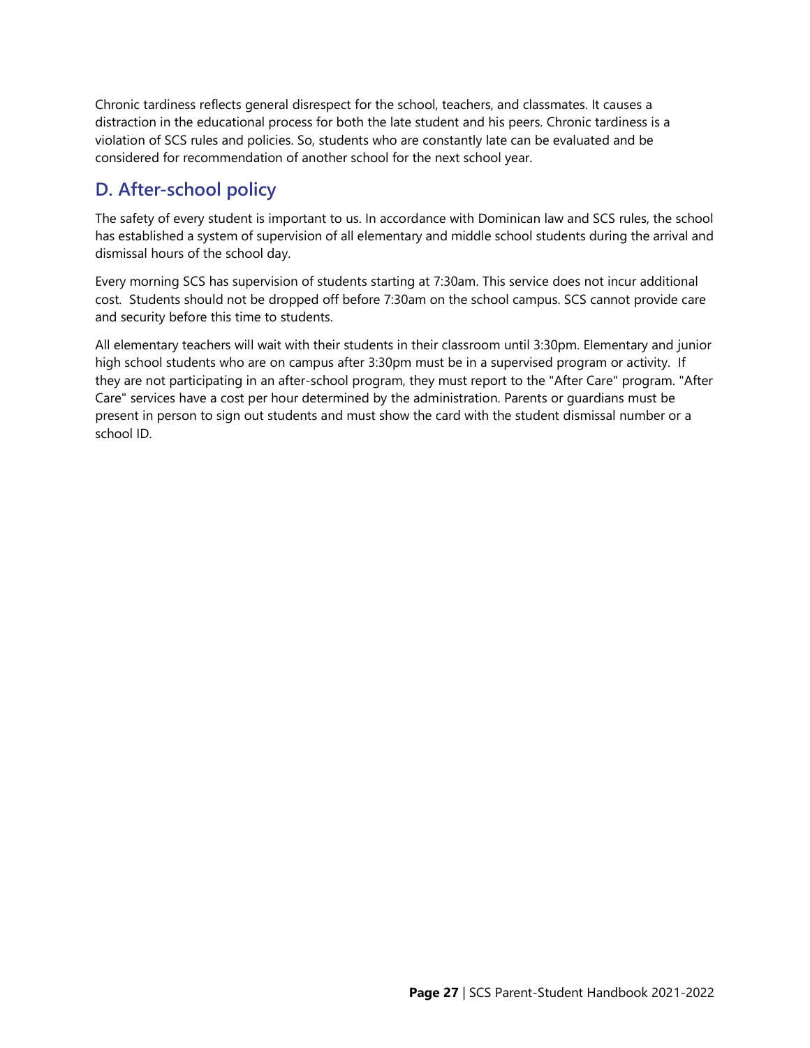Chronic tardiness reflects general disrespect for the school, teachers, and classmates. It causes a distraction in the educational process for both the late student and his peers. Chronic tardiness is a violation of SCS rules and policies. So, students who are constantly late can be evaluated and be considered for recommendation of another school for the next school year.

## D. After-school policy

The safety of every student is important to us. In accordance with Dominican law and SCS rules, the school has established a system of supervision of all elementary and middle school students during the arrival and dismissal hours of the school day.

Every morning SCS has supervision of students starting at 7:30am. This service does not incur additional cost. Students should not be dropped off before 7:30am on the school campus. SCS cannot provide care and security before this time to students.

All elementary teachers will wait with their students in their classroom until 3:30pm. Elementary and junior high school students who are on campus after 3:30pm must be in a supervised program or activity. If they are not participating in an after-school program, they must report to the "After Care" program. "After Care" services have a cost per hour determined by the administration. Parents or guardians must be present in person to sign out students and must show the card with the student dismissal number or a school ID.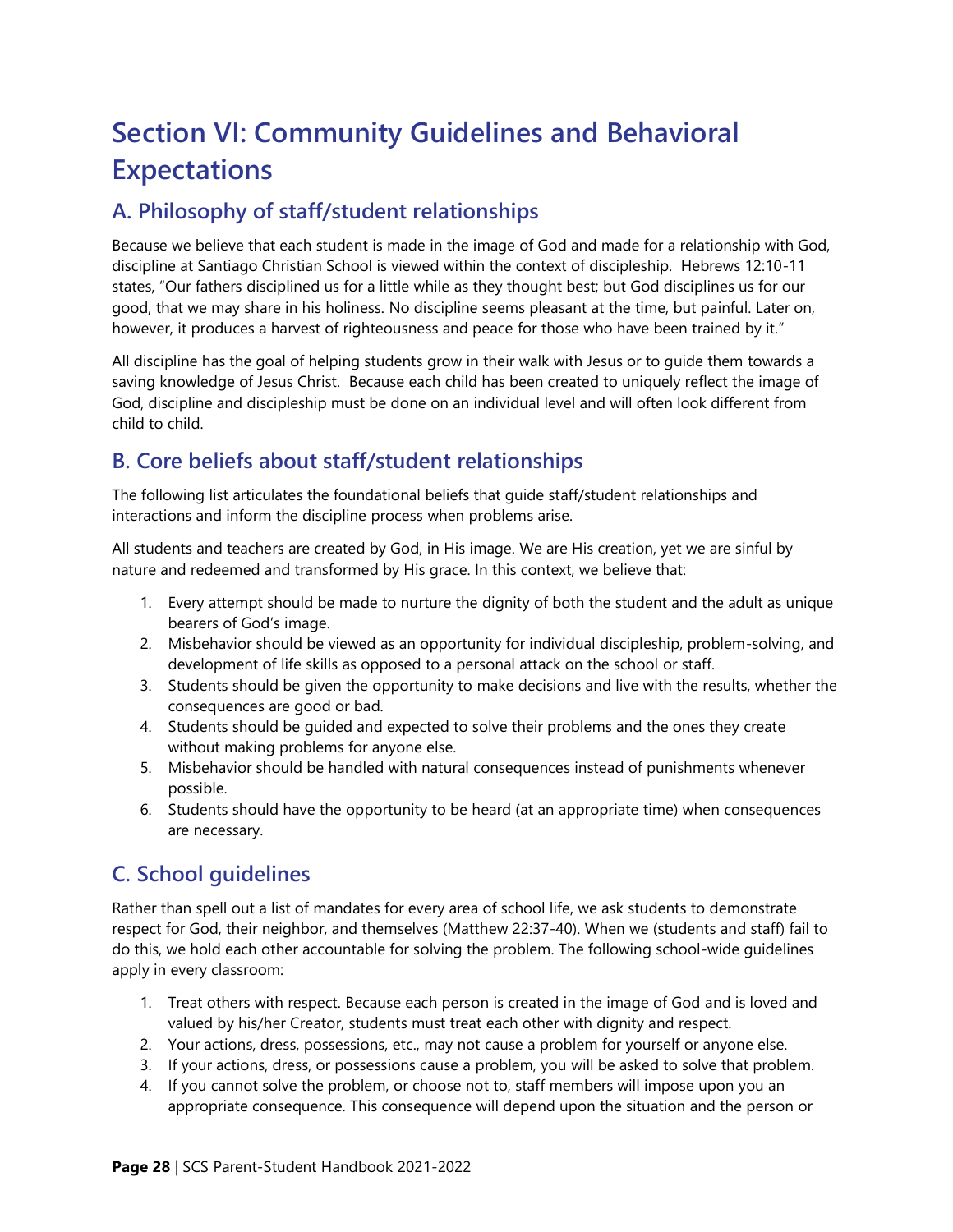# Section VI: Community Guidelines and Behavioral Expectations

## A. Philosophy of staff/student relationships

Because we believe that each student is made in the image of God and made for a relationship with God, discipline at Santiago Christian School is viewed within the context of discipleship. Hebrews 12:10-11 states, "Our fathers disciplined us for a little while as they thought best; but God disciplines us for our good, that we may share in his holiness. No discipline seems pleasant at the time, but painful. Later on, however, it produces a harvest of righteousness and peace for those who have been trained by it."

All discipline has the goal of helping students grow in their walk with Jesus or to guide them towards a saving knowledge of Jesus Christ. Because each child has been created to uniquely reflect the image of God, discipline and discipleship must be done on an individual level and will often look different from child to child.

## B. Core beliefs about staff/student relationships

The following list articulates the foundational beliefs that guide staff/student relationships and interactions and inform the discipline process when problems arise.

All students and teachers are created by God, in His image. We are His creation, yet we are sinful by nature and redeemed and transformed by His grace. In this context, we believe that:

1. Every attempt should be made to nurture the dignity of both the student and the adult as unique bearers of God's image.
2. Misbehavior should be viewed as an opportunity for individual discipleship, problem-solving, and development of life skills as opposed to a personal attack on the school or staff.
3. Students should be given the opportunity to make decisions and live with the results, whether the consequences are good or bad.
4. Students should be guided and expected to solve their problems and the ones they create without making problems for anyone else.
5. Misbehavior should be handled with natural consequences instead of punishments whenever possible.
6. Students should have the opportunity to be heard (at an appropriate time) when consequences are necessary.

## C. School guidelines

Rather than spell out a list of mandates for every area of school life, we ask students to demonstrate respect for God, their neighbor, and themselves (Matthew 22:37-40). When we (students and staff) fail to do this, we hold each other accountable for solving the problem. The following school-wide guidelines apply in every classroom:

1. Treat others with respect. Because each person is created in the image of God and is loved and valued by his/her Creator, students must treat each other with dignity and respect.
2. Your actions, dress, possessions, etc., may not cause a problem for yourself or anyone else.
3. If your actions, dress, or possessions cause a problem, you will be asked to solve that problem.
4. If you cannot solve the problem, or choose not to, staff members will impose upon you an appropriate consequence. This consequence will depend upon the situation and the person or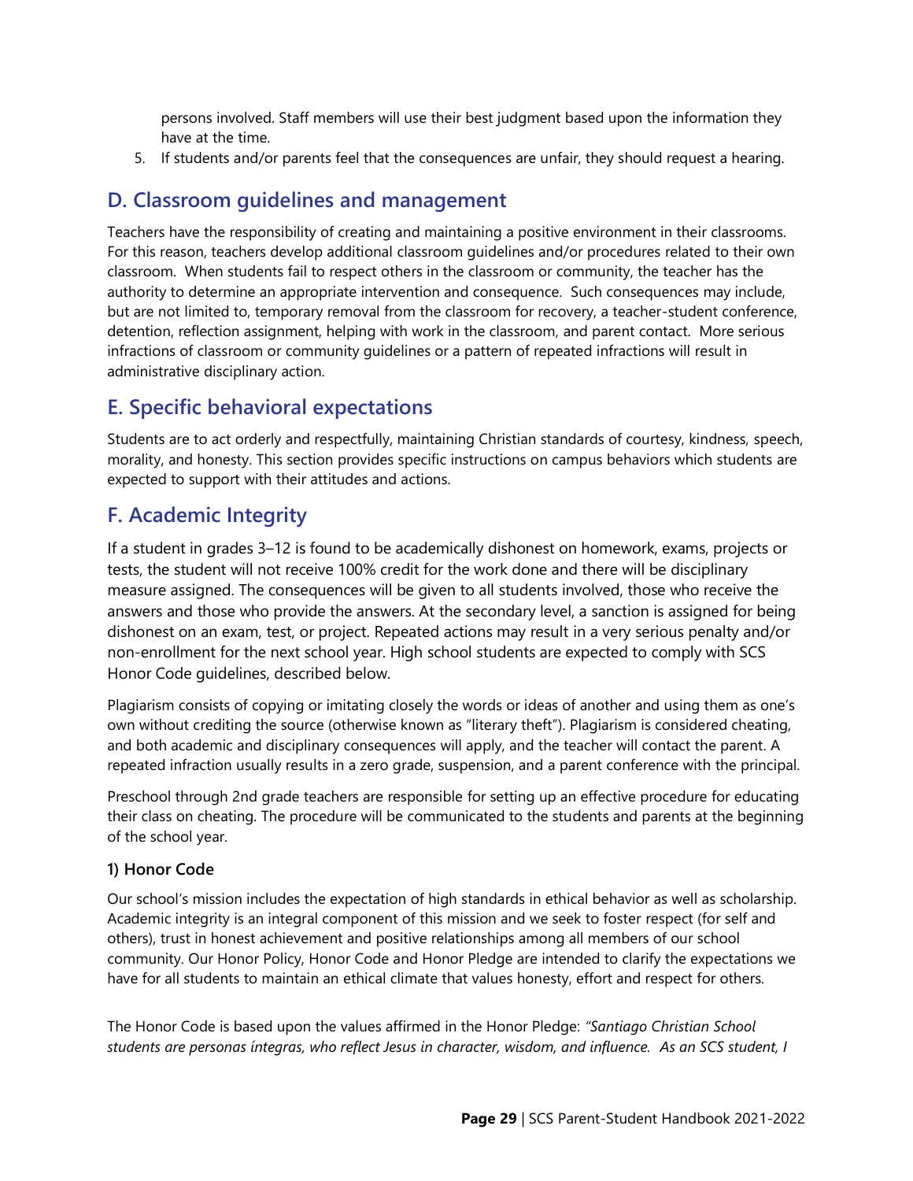persons involved. Staff members will use their best judgment based upon the information they have at the time.

5. If students and/or parents feel that the consequences are unfair, they should request a hearing.

## D. Classroom guidelines and management

Teachers have the responsibility of creating and maintaining a positive environment in their classrooms. For this reason, teachers develop additional classroom guidelines and/or procedures related to their own classroom. When students fail to respect others in the classroom or community, the teacher has the authority to determine an appropriate intervention and consequence. Such consequences may include, but are not limited to, temporary removal from the classroom for recovery, a teacher-student conference, detention, reflection assignment, helping with work in the classroom, and parent contact. More serious infractions of classroom or community guidelines or a pattern of repeated infractions will result in administrative disciplinary action.

## E. Specific behavioral expectations

Students are to act orderly and respectfully, maintaining Christian standards of courtesy, kindness, speech, morality, and honesty. This section provides specific instructions on campus behaviors which students are expected to support with their attitudes and actions.

## F. Academic Integrity

If a student in grades 3–12 is found to be academically dishonest on homework, exams, projects or tests, the student will not receive 100% credit for the work done and there will be disciplinary measure assigned. The consequences will be given to all students involved, those who receive the answers and those who provide the answers. At the secondary level, a sanction is assigned for being dishonest on an exam, test, or project. Repeated actions may result in a very serious penalty and/or non-enrollment for the next school year. High school students are expected to comply with SCS Honor Code guidelines, described below.

Plagiarism consists of copying or imitating closely the words or ideas of another and using them as one's own without crediting the source (otherwise known as "literary theft"). Plagiarism is considered cheating, and both academic and disciplinary consequences will apply, and the teacher will contact the parent. A repeated infraction usually results in a zero grade, suspension, and a parent conference with the principal.

Preschool through 2nd grade teachers are responsible for setting up an effective procedure for educating their class on cheating. The procedure will be communicated to the students and parents at the beginning of the school year.

### 1) Honor Code

Our school's mission includes the expectation of high standards in ethical behavior as well as scholarship. Academic integrity is an integral component of this mission and we seek to foster respect (for self and others), trust in honest achievement and positive relationships among all members of our school community. Our Honor Policy, Honor Code and Honor Pledge are intended to clarify the expectations we have for all students to maintain an ethical climate that values honesty, effort and respect for others.

The Honor Code is based upon the values affirmed in the Honor Pledge: *"Santiago Christian School students are personas íntegras, who reflect Jesus in character, wisdom, and influence. As an SCS student, I*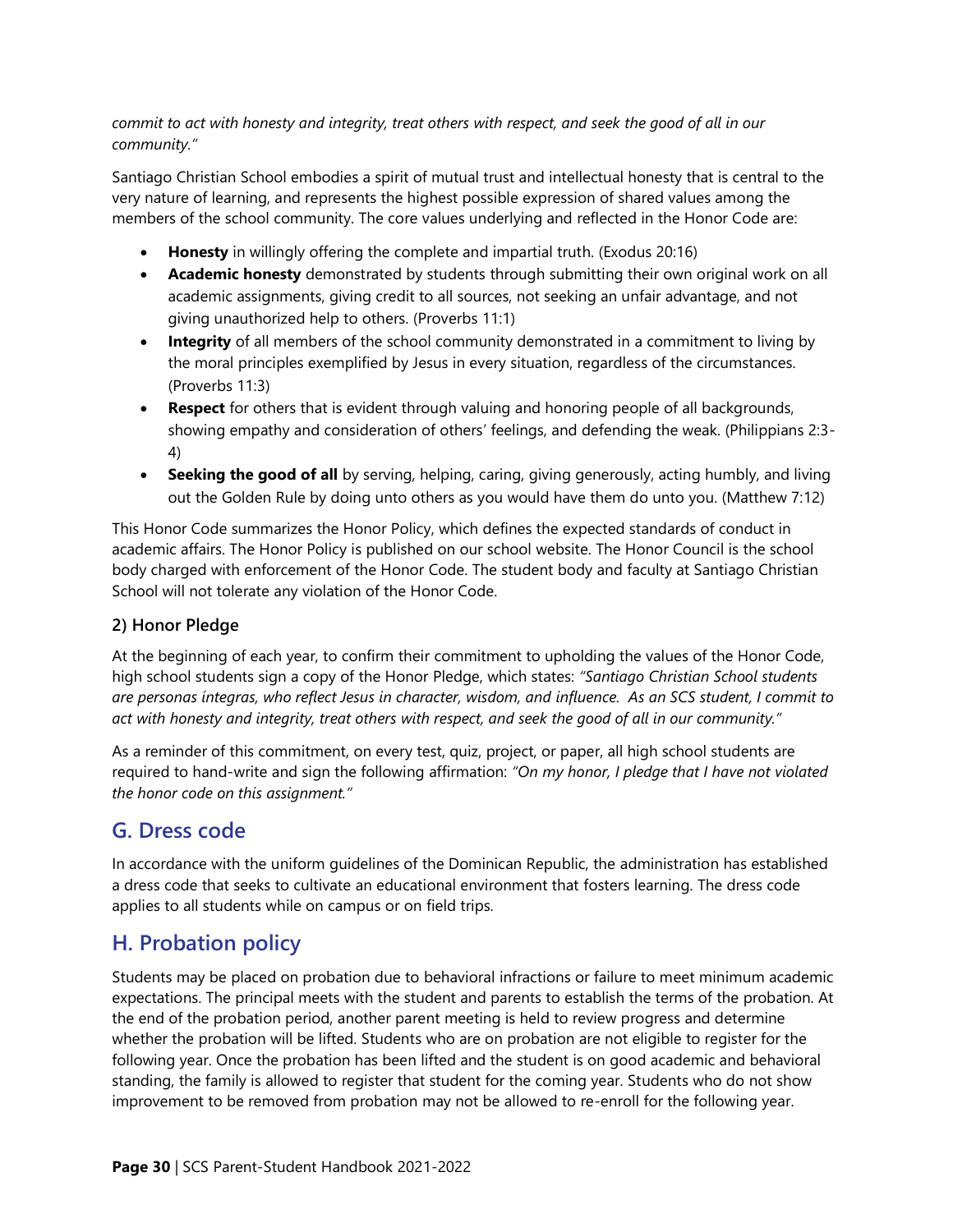*commit to act with honesty and integrity, treat others with respect, and seek the good of all in our community."*

Santiago Christian School embodies a spirit of mutual trust and intellectual honesty that is central to the very nature of learning, and represents the highest possible expression of shared values among the members of the school community. The core values underlying and reflected in the Honor Code are:

- **Honesty** in willingly offering the complete and impartial truth. (Exodus 20:16)
- **Academic honesty** demonstrated by students through submitting their own original work on all academic assignments, giving credit to all sources, not seeking an unfair advantage, and not giving unauthorized help to others. (Proverbs 11:1)
- **Integrity** of all members of the school community demonstrated in a commitment to living by the moral principles exemplified by Jesus in every situation, regardless of the circumstances. (Proverbs 11:3)
- **Respect** for others that is evident through valuing and honoring people of all backgrounds, showing empathy and consideration of others' feelings, and defending the weak. (Philippians 2:3-4)
- **Seeking the good of all** by serving, helping, caring, giving generously, acting humbly, and living out the Golden Rule by doing unto others as you would have them do unto you. (Matthew 7:12)

This Honor Code summarizes the Honor Policy, which defines the expected standards of conduct in academic affairs. The Honor Policy is published on our school website. The Honor Council is the school body charged with enforcement of the Honor Code. The student body and faculty at Santiago Christian School will not tolerate any violation of the Honor Code.

### 2) Honor Pledge

At the beginning of each year, to confirm their commitment to upholding the values of the Honor Code, high school students sign a copy of the Honor Pledge, which states: *"Santiago Christian School students are personas íntegras, who reflect Jesus in character, wisdom, and influence. As an SCS student, I commit to act with honesty and integrity, treat others with respect, and seek the good of all in our community."*

As a reminder of this commitment, on every test, quiz, project, or paper, all high school students are required to hand-write and sign the following affirmation: *"On my honor, I pledge that I have not violated the honor code on this assignment."*

## G. Dress code

In accordance with the uniform guidelines of the Dominican Republic, the administration has established a dress code that seeks to cultivate an educational environment that fosters learning. The dress code applies to all students while on campus or on field trips.

## H. Probation policy

Students may be placed on probation due to behavioral infractions or failure to meet minimum academic expectations. The principal meets with the student and parents to establish the terms of the probation. At the end of the probation period, another parent meeting is held to review progress and determine whether the probation will be lifted. Students who are on probation are not eligible to register for the following year. Once the probation has been lifted and the student is on good academic and behavioral standing, the family is allowed to register that student for the coming year. Students who do not show improvement to be removed from probation may not be allowed to re-enroll for the following year.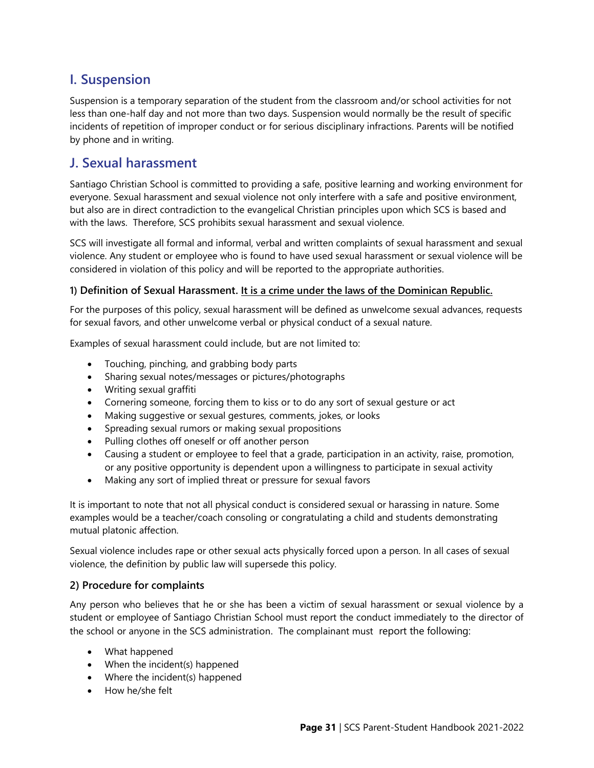## I. Suspension

Suspension is a temporary separation of the student from the classroom and/or school activities for not less than one-half day and not more than two days. Suspension would normally be the result of specific incidents of repetition of improper conduct or for serious disciplinary infractions. Parents will be notified by phone and in writing.

## J. Sexual harassment

Santiago Christian School is committed to providing a safe, positive learning and working environment for everyone. Sexual harassment and sexual violence not only interfere with a safe and positive environment, but also are in direct contradiction to the evangelical Christian principles upon which SCS is based and with the laws. Therefore, SCS prohibits sexual harassment and sexual violence.

SCS will investigate all formal and informal, verbal and written complaints of sexual harassment and sexual violence. Any student or employee who is found to have used sexual harassment or sexual violence will be considered in violation of this policy and will be reported to the appropriate authorities.

### 1) Definition of Sexual Harassment. <u>It is a crime under the laws of the Dominican Republic.</u>

For the purposes of this policy, sexual harassment will be defined as unwelcome sexual advances, requests for sexual favors, and other unwelcome verbal or physical conduct of a sexual nature.

Examples of sexual harassment could include, but are not limited to:

- Touching, pinching, and grabbing body parts
- Sharing sexual notes/messages or pictures/photographs
- Writing sexual graffiti
- Cornering someone, forcing them to kiss or to do any sort of sexual gesture or act
- Making suggestive or sexual gestures, comments, jokes, or looks
- Spreading sexual rumors or making sexual propositions
- Pulling clothes off oneself or off another person
- Causing a student or employee to feel that a grade, participation in an activity, raise, promotion, or any positive opportunity is dependent upon a willingness to participate in sexual activity
- Making any sort of implied threat or pressure for sexual favors

It is important to note that not all physical conduct is considered sexual or harassing in nature. Some examples would be a teacher/coach consoling or congratulating a child and students demonstrating mutual platonic affection.

Sexual violence includes rape or other sexual acts physically forced upon a person. In all cases of sexual violence, the definition by public law will supersede this policy.

### 2) Procedure for complaints

Any person who believes that he or she has been a victim of sexual harassment or sexual violence by a student or employee of Santiago Christian School must report the conduct immediately to the director of the school or anyone in the SCS administration. The complainant must report the following:

- What happened
- When the incident(s) happened
- Where the incident(s) happened
- How he/she felt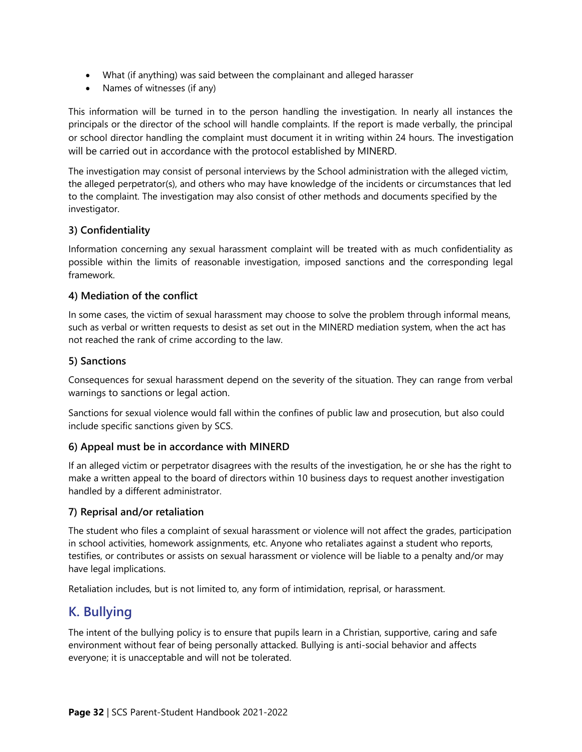- What (if anything) was said between the complainant and alleged harasser
- Names of witnesses (if any)

This information will be turned in to the person handling the investigation. In nearly all instances the principals or the director of the school will handle complaints. If the report is made verbally, the principal or school director handling the complaint must document it in writing within 24 hours. The investigation will be carried out in accordance with the protocol established by MINERD.

The investigation may consist of personal interviews by the School administration with the alleged victim, the alleged perpetrator(s), and others who may have knowledge of the incidents or circumstances that led to the complaint. The investigation may also consist of other methods and documents specified by the investigator.

### 3) Confidentiality

Information concerning any sexual harassment complaint will be treated with as much confidentiality as possible within the limits of reasonable investigation, imposed sanctions and the corresponding legal framework.

### 4) Mediation of the conflict

In some cases, the victim of sexual harassment may choose to solve the problem through informal means, such as verbal or written requests to desist as set out in the MINERD mediation system, when the act has not reached the rank of crime according to the law.

### 5) Sanctions

Consequences for sexual harassment depend on the severity of the situation. They can range from verbal warnings to sanctions or legal action.

Sanctions for sexual violence would fall within the confines of public law and prosecution, but also could include specific sanctions given by SCS.

### 6) Appeal must be in accordance with MINERD

If an alleged victim or perpetrator disagrees with the results of the investigation, he or she has the right to make a written appeal to the board of directors within 10 business days to request another investigation handled by a different administrator.

### 7) Reprisal and/or retaliation

The student who files a complaint of sexual harassment or violence will not affect the grades, participation in school activities, homework assignments, etc. Anyone who retaliates against a student who reports, testifies, or contributes or assists on sexual harassment or violence will be liable to a penalty and/or may have legal implications.

Retaliation includes, but is not limited to, any form of intimidation, reprisal, or harassment.

## K. Bullying

The intent of the bullying policy is to ensure that pupils learn in a Christian, supportive, caring and safe environment without fear of being personally attacked. Bullying is anti-social behavior and affects everyone; it is unacceptable and will not be tolerated.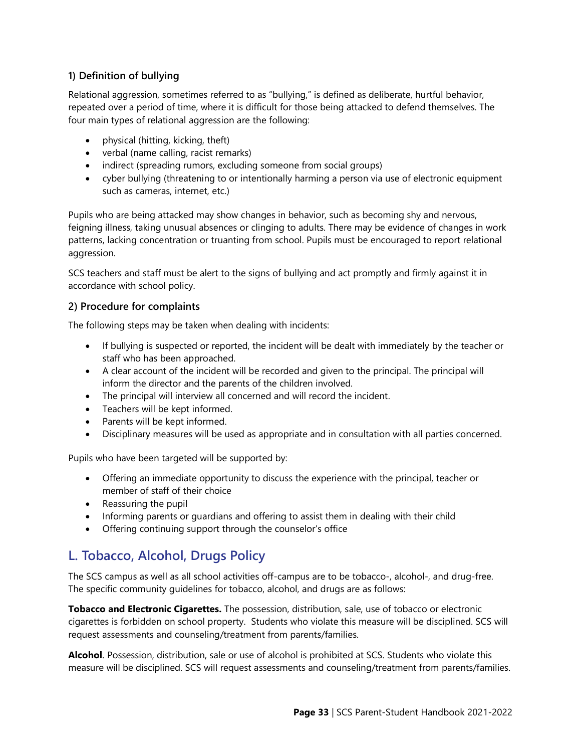### 1) Definition of bullying

Relational aggression, sometimes referred to as "bullying," is defined as deliberate, hurtful behavior, repeated over a period of time, where it is difficult for those being attacked to defend themselves. The four main types of relational aggression are the following:

- physical (hitting, kicking, theft)
- verbal (name calling, racist remarks)
- indirect (spreading rumors, excluding someone from social groups)
- cyber bullying (threatening to or intentionally harming a person via use of electronic equipment such as cameras, internet, etc.)

Pupils who are being attacked may show changes in behavior, such as becoming shy and nervous, feigning illness, taking unusual absences or clinging to adults. There may be evidence of changes in work patterns, lacking concentration or truanting from school. Pupils must be encouraged to report relational aggression.

SCS teachers and staff must be alert to the signs of bullying and act promptly and firmly against it in accordance with school policy.

### 2) Procedure for complaints

The following steps may be taken when dealing with incidents:

- If bullying is suspected or reported, the incident will be dealt with immediately by the teacher or staff who has been approached.
- A clear account of the incident will be recorded and given to the principal. The principal will inform the director and the parents of the children involved.
- The principal will interview all concerned and will record the incident.
- Teachers will be kept informed.
- Parents will be kept informed.
- Disciplinary measures will be used as appropriate and in consultation with all parties concerned.

Pupils who have been targeted will be supported by:

- Offering an immediate opportunity to discuss the experience with the principal, teacher or member of staff of their choice
- Reassuring the pupil
- Informing parents or guardians and offering to assist them in dealing with their child
- Offering continuing support through the counselor's office

## L. Tobacco, Alcohol, Drugs Policy

The SCS campus as well as all school activities off-campus are to be tobacco-, alcohol-, and drug-free. The specific community guidelines for tobacco, alcohol, and drugs are as follows:

**Tobacco and Electronic Cigarettes.** The possession, distribution, sale, use of tobacco or electronic cigarettes is forbidden on school property. Students who violate this measure will be disciplined. SCS will request assessments and counseling/treatment from parents/families.

**Alcohol**. Possession, distribution, sale or use of alcohol is prohibited at SCS. Students who violate this measure will be disciplined. SCS will request assessments and counseling/treatment from parents/families.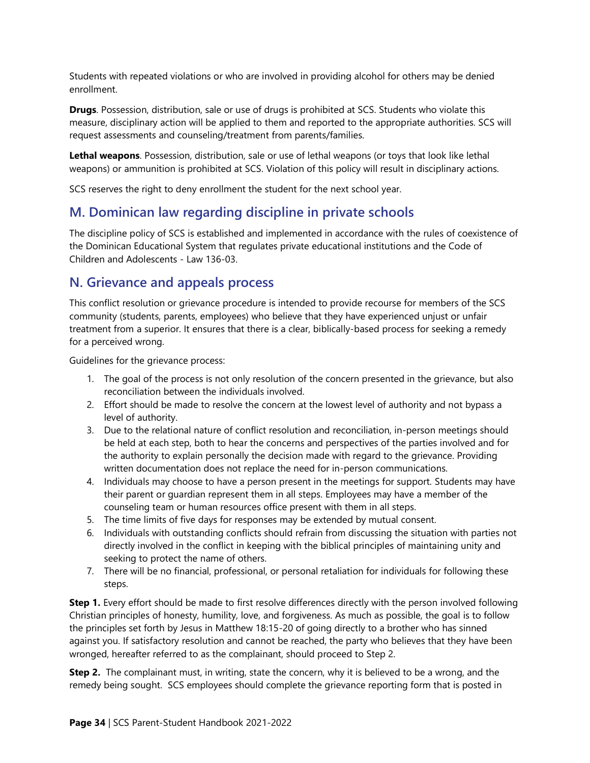Students with repeated violations or who are involved in providing alcohol for others may be denied enrollment.

**Drugs**. Possession, distribution, sale or use of drugs is prohibited at SCS. Students who violate this measure, disciplinary action will be applied to them and reported to the appropriate authorities. SCS will request assessments and counseling/treatment from parents/families.

**Lethal weapons**. Possession, distribution, sale or use of lethal weapons (or toys that look like lethal weapons) or ammunition is prohibited at SCS. Violation of this policy will result in disciplinary actions.

SCS reserves the right to deny enrollment the student for the next school year.

## M. Dominican law regarding discipline in private schools

The discipline policy of SCS is established and implemented in accordance with the rules of coexistence of the Dominican Educational System that regulates private educational institutions and the Code of Children and Adolescents - Law 136-03.

## N. Grievance and appeals process

This conflict resolution or grievance procedure is intended to provide recourse for members of the SCS community (students, parents, employees) who believe that they have experienced unjust or unfair treatment from a superior. It ensures that there is a clear, biblically-based process for seeking a remedy for a perceived wrong.

Guidelines for the grievance process:

1. The goal of the process is not only resolution of the concern presented in the grievance, but also reconciliation between the individuals involved.
2. Effort should be made to resolve the concern at the lowest level of authority and not bypass a level of authority.
3. Due to the relational nature of conflict resolution and reconciliation, in-person meetings should be held at each step, both to hear the concerns and perspectives of the parties involved and for the authority to explain personally the decision made with regard to the grievance. Providing written documentation does not replace the need for in-person communications.
4. Individuals may choose to have a person present in the meetings for support. Students may have their parent or guardian represent them in all steps. Employees may have a member of the counseling team or human resources office present with them in all steps.
5. The time limits of five days for responses may be extended by mutual consent.
6. Individuals with outstanding conflicts should refrain from discussing the situation with parties not directly involved in the conflict in keeping with the biblical principles of maintaining unity and seeking to protect the name of others.
7. There will be no financial, professional, or personal retaliation for individuals for following these steps.

**Step 1.** Every effort should be made to first resolve differences directly with the person involved following Christian principles of honesty, humility, love, and forgiveness. As much as possible, the goal is to follow the principles set forth by Jesus in Matthew 18:15-20 of going directly to a brother who has sinned against you. If satisfactory resolution and cannot be reached, the party who believes that they have been wronged, hereafter referred to as the complainant, should proceed to Step 2.

**Step 2.** The complainant must, in writing, state the concern, why it is believed to be a wrong, and the remedy being sought. SCS employees should complete the grievance reporting form that is posted in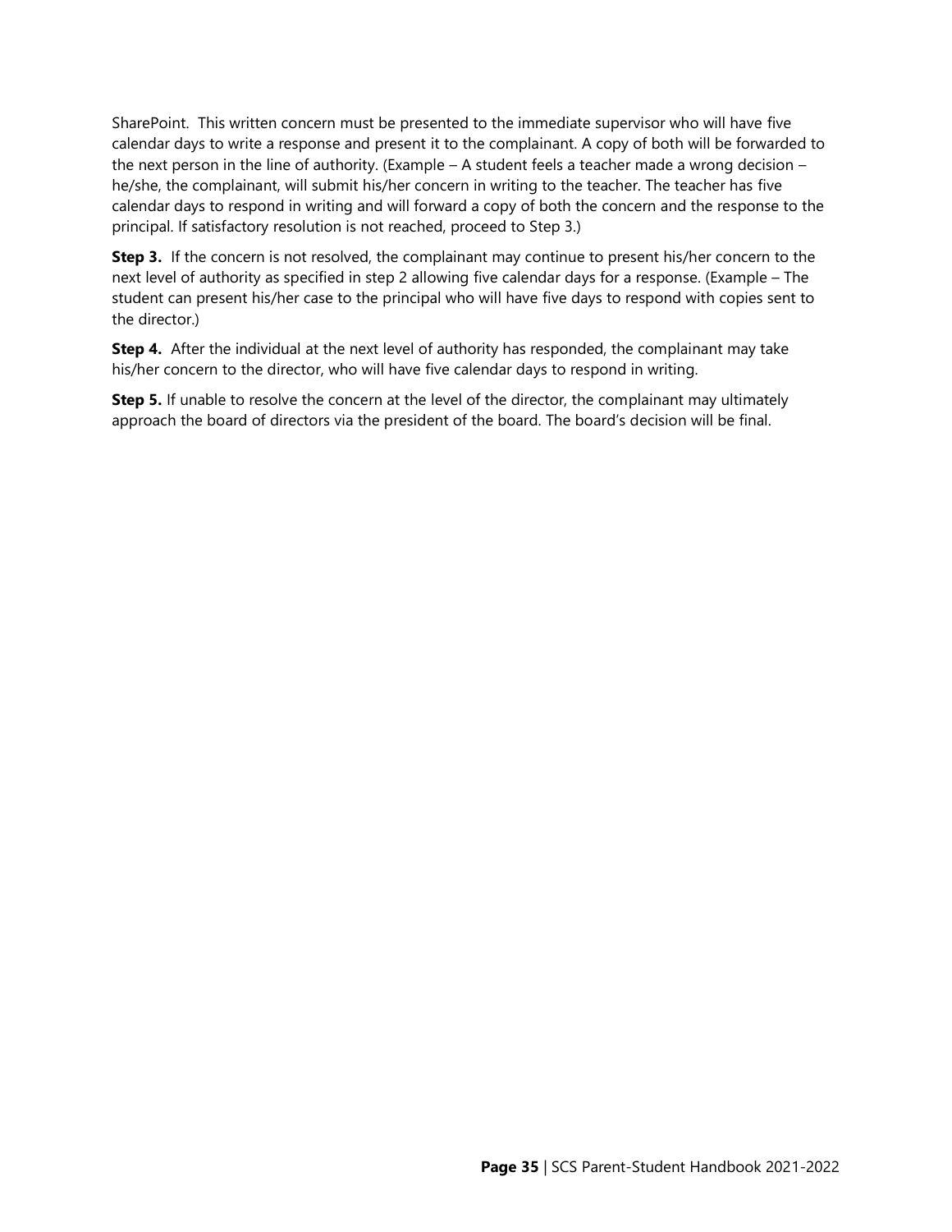SharePoint. This written concern must be presented to the immediate supervisor who will have five calendar days to write a response and present it to the complainant. A copy of both will be forwarded to the next person in the line of authority. (Example – A student feels a teacher made a wrong decision – he/she, the complainant, will submit his/her concern in writing to the teacher. The teacher has five calendar days to respond in writing and will forward a copy of both the concern and the response to the principal. If satisfactory resolution is not reached, proceed to Step 3.)

**Step 3.** If the concern is not resolved, the complainant may continue to present his/her concern to the next level of authority as specified in step 2 allowing five calendar days for a response. (Example – The student can present his/her case to the principal who will have five days to respond with copies sent to the director.)

**Step 4.** After the individual at the next level of authority has responded, the complainant may take his/her concern to the director, who will have five calendar days to respond in writing.

**Step 5.** If unable to resolve the concern at the level of the director, the complainant may ultimately approach the board of directors via the president of the board. The board's decision will be final.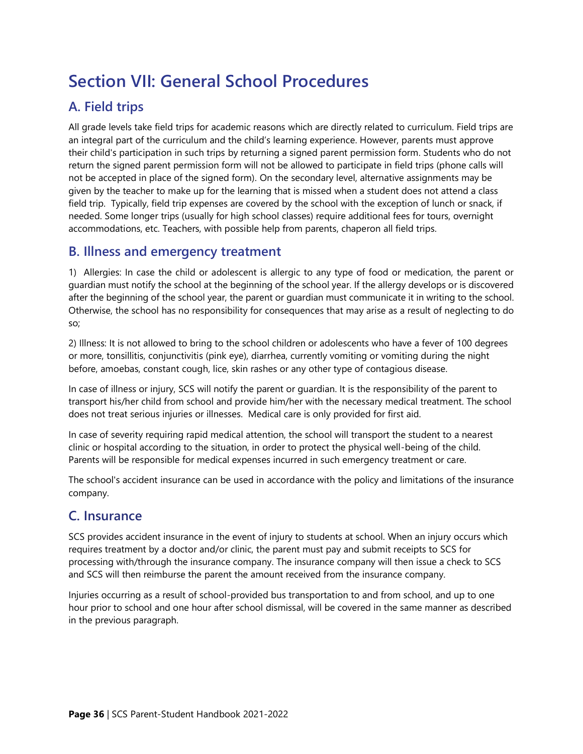# Section VII: General School Procedures

## A. Field trips

All grade levels take field trips for academic reasons which are directly related to curriculum. Field trips are an integral part of the curriculum and the child's learning experience. However, parents must approve their child's participation in such trips by returning a signed parent permission form. Students who do not return the signed parent permission form will not be allowed to participate in field trips (phone calls will not be accepted in place of the signed form). On the secondary level, alternative assignments may be given by the teacher to make up for the learning that is missed when a student does not attend a class field trip. Typically, field trip expenses are covered by the school with the exception of lunch or snack, if needed. Some longer trips (usually for high school classes) require additional fees for tours, overnight accommodations, etc. Teachers, with possible help from parents, chaperon all field trips.

## B. Illness and emergency treatment

1) Allergies: In case the child or adolescent is allergic to any type of food or medication, the parent or guardian must notify the school at the beginning of the school year. If the allergy develops or is discovered after the beginning of the school year, the parent or guardian must communicate it in writing to the school. Otherwise, the school has no responsibility for consequences that may arise as a result of neglecting to do so;

2) Illness: It is not allowed to bring to the school children or adolescents who have a fever of 100 degrees or more, tonsillitis, conjunctivitis (pink eye), diarrhea, currently vomiting or vomiting during the night before, amoebas, constant cough, lice, skin rashes or any other type of contagious disease.

In case of illness or injury, SCS will notify the parent or guardian. It is the responsibility of the parent to transport his/her child from school and provide him/her with the necessary medical treatment. The school does not treat serious injuries or illnesses. Medical care is only provided for first aid.

In case of severity requiring rapid medical attention, the school will transport the student to a nearest clinic or hospital according to the situation, in order to protect the physical well-being of the child. Parents will be responsible for medical expenses incurred in such emergency treatment or care.

The school's accident insurance can be used in accordance with the policy and limitations of the insurance company.

## C. Insurance

SCS provides accident insurance in the event of injury to students at school. When an injury occurs which requires treatment by a doctor and/or clinic, the parent must pay and submit receipts to SCS for processing with/through the insurance company. The insurance company will then issue a check to SCS and SCS will then reimburse the parent the amount received from the insurance company.

Injuries occurring as a result of school-provided bus transportation to and from school, and up to one hour prior to school and one hour after school dismissal, will be covered in the same manner as described in the previous paragraph.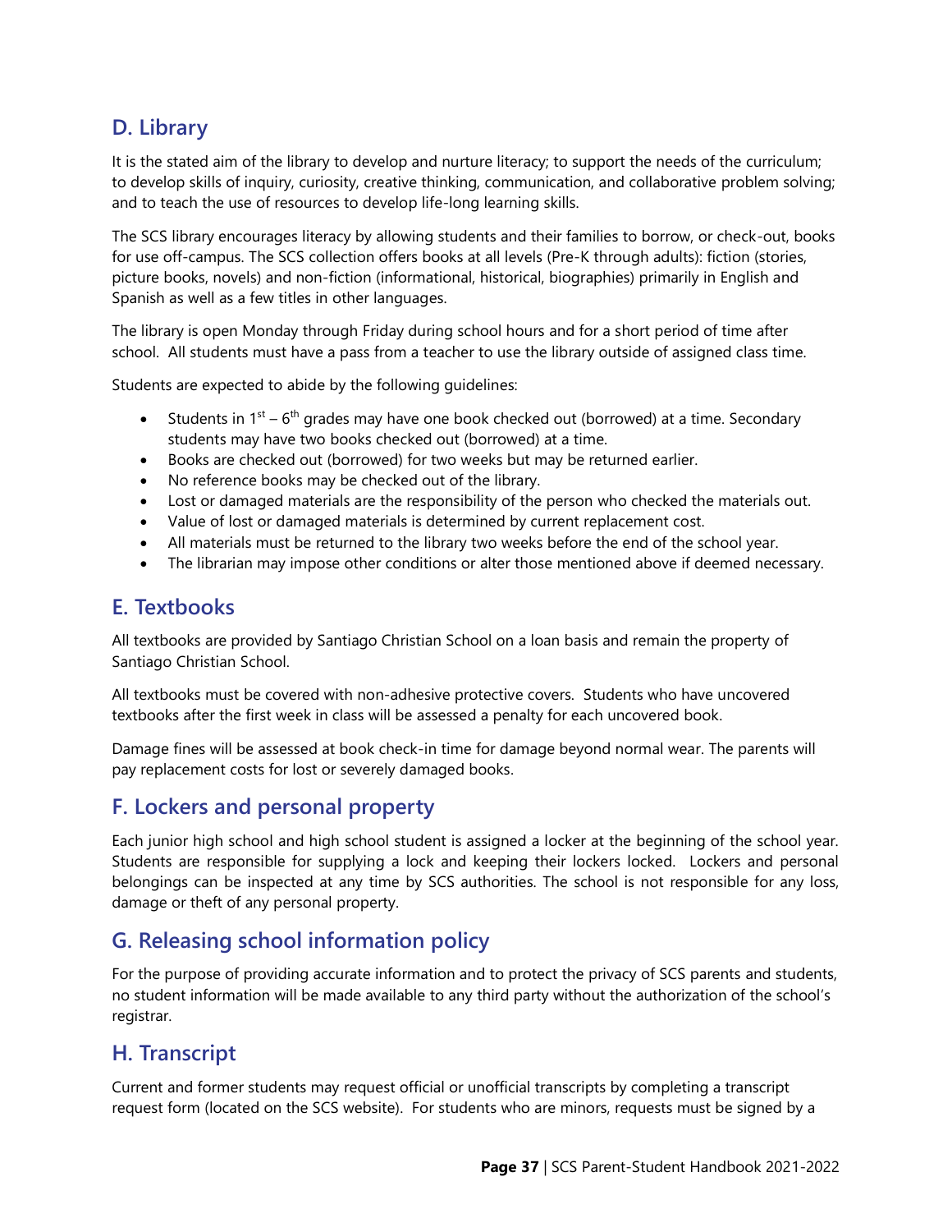## D. Library

It is the stated aim of the library to develop and nurture literacy; to support the needs of the curriculum; to develop skills of inquiry, curiosity, creative thinking, communication, and collaborative problem solving; and to teach the use of resources to develop life-long learning skills.

The SCS library encourages literacy by allowing students and their families to borrow, or check-out, books for use off-campus. The SCS collection offers books at all levels (Pre-K through adults): fiction (stories, picture books, novels) and non-fiction (informational, historical, biographies) primarily in English and Spanish as well as a few titles in other languages.

The library is open Monday through Friday during school hours and for a short period of time after school. All students must have a pass from a teacher to use the library outside of assigned class time.

Students are expected to abide by the following guidelines:

- Students in 1st – 6th grades may have one book checked out (borrowed) at a time. Secondary students may have two books checked out (borrowed) at a time.
- Books are checked out (borrowed) for two weeks but may be returned earlier.
- No reference books may be checked out of the library.
- Lost or damaged materials are the responsibility of the person who checked the materials out.
- Value of lost or damaged materials is determined by current replacement cost.
- All materials must be returned to the library two weeks before the end of the school year.
- The librarian may impose other conditions or alter those mentioned above if deemed necessary.

## E. Textbooks

All textbooks are provided by Santiago Christian School on a loan basis and remain the property of Santiago Christian School.

All textbooks must be covered with non-adhesive protective covers. Students who have uncovered textbooks after the first week in class will be assessed a penalty for each uncovered book.

Damage fines will be assessed at book check-in time for damage beyond normal wear. The parents will pay replacement costs for lost or severely damaged books.

## F. Lockers and personal property

Each junior high school and high school student is assigned a locker at the beginning of the school year. Students are responsible for supplying a lock and keeping their lockers locked. Lockers and personal belongings can be inspected at any time by SCS authorities. The school is not responsible for any loss, damage or theft of any personal property.

## G. Releasing school information policy

For the purpose of providing accurate information and to protect the privacy of SCS parents and students, no student information will be made available to any third party without the authorization of the school's registrar.

## H. Transcript

Current and former students may request official or unofficial transcripts by completing a transcript request form (located on the SCS website). For students who are minors, requests must be signed by a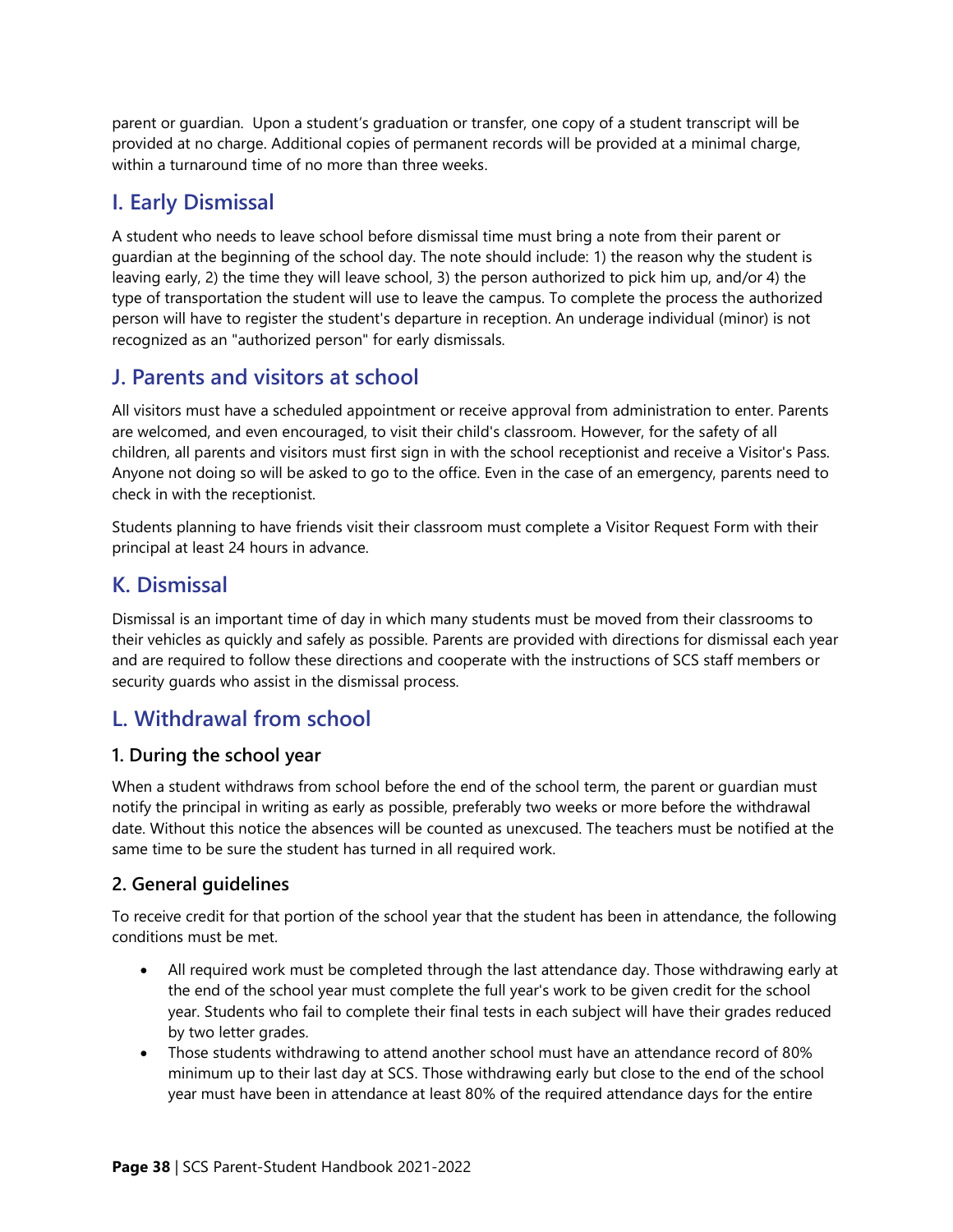parent or guardian.  Upon a student's graduation or transfer, one copy of a student transcript will be provided at no charge. Additional copies of permanent records will be provided at a minimal charge, within a turnaround time of no more than three weeks.

## I. Early Dismissal

A student who needs to leave school before dismissal time must bring a note from their parent or guardian at the beginning of the school day. The note should include: 1) the reason why the student is leaving early, 2) the time they will leave school, 3) the person authorized to pick him up, and/or 4) the type of transportation the student will use to leave the campus. To complete the process the authorized person will have to register the student's departure in reception. An underage individual (minor) is not recognized as an "authorized person" for early dismissals.

## J. Parents and visitors at school

All visitors must have a scheduled appointment or receive approval from administration to enter. Parents are welcomed, and even encouraged, to visit their child's classroom. However, for the safety of all children, all parents and visitors must first sign in with the school receptionist and receive a Visitor's Pass. Anyone not doing so will be asked to go to the office. Even in the case of an emergency, parents need to check in with the receptionist.

Students planning to have friends visit their classroom must complete a Visitor Request Form with their principal at least 24 hours in advance.

## K. Dismissal

Dismissal is an important time of day in which many students must be moved from their classrooms to their vehicles as quickly and safely as possible. Parents are provided with directions for dismissal each year and are required to follow these directions and cooperate with the instructions of SCS staff members or security guards who assist in the dismissal process.

## L. Withdrawal from school

### 1. During the school year

When a student withdraws from school before the end of the school term, the parent or guardian must notify the principal in writing as early as possible, preferably two weeks or more before the withdrawal date. Without this notice the absences will be counted as unexcused. The teachers must be notified at the same time to be sure the student has turned in all required work.

### 2. General guidelines

To receive credit for that portion of the school year that the student has been in attendance, the following conditions must be met.

- All required work must be completed through the last attendance day. Those withdrawing early at the end of the school year must complete the full year's work to be given credit for the school year. Students who fail to complete their final tests in each subject will have their grades reduced by two letter grades.
- Those students withdrawing to attend another school must have an attendance record of 80% minimum up to their last day at SCS. Those withdrawing early but close to the end of the school year must have been in attendance at least 80% of the required attendance days for the entire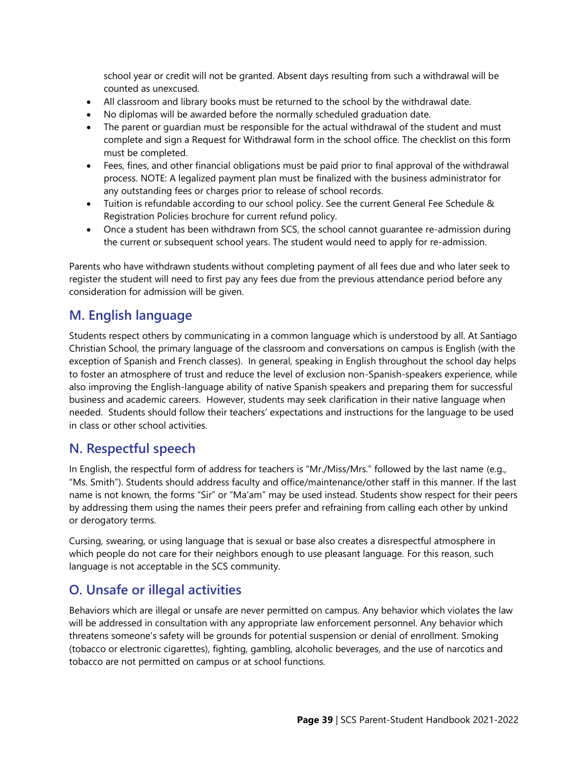school year or credit will not be granted. Absent days resulting from such a withdrawal will be counted as unexcused.

- All classroom and library books must be returned to the school by the withdrawal date.
- No diplomas will be awarded before the normally scheduled graduation date.
- The parent or guardian must be responsible for the actual withdrawal of the student and must complete and sign a Request for Withdrawal form in the school office. The checklist on this form must be completed.
- Fees, fines, and other financial obligations must be paid prior to final approval of the withdrawal process. NOTE: A legalized payment plan must be finalized with the business administrator for any outstanding fees or charges prior to release of school records.
- Tuition is refundable according to our school policy. See the current General Fee Schedule & Registration Policies brochure for current refund policy.
- Once a student has been withdrawn from SCS, the school cannot guarantee re-admission during the current or subsequent school years. The student would need to apply for re-admission.

Parents who have withdrawn students without completing payment of all fees due and who later seek to register the student will need to first pay any fees due from the previous attendance period before any consideration for admission will be given.

## M. English language

Students respect others by communicating in a common language which is understood by all. At Santiago Christian School, the primary language of the classroom and conversations on campus is English (with the exception of Spanish and French classes). In general, speaking in English throughout the school day helps to foster an atmosphere of trust and reduce the level of exclusion non-Spanish-speakers experience, while also improving the English-language ability of native Spanish speakers and preparing them for successful business and academic careers. However, students may seek clarification in their native language when needed. Students should follow their teachers' expectations and instructions for the language to be used in class or other school activities.

## N. Respectful speech

In English, the respectful form of address for teachers is "Mr./Miss/Mrs." followed by the last name (e.g., "Ms. Smith"). Students should address faculty and office/maintenance/other staff in this manner. If the last name is not known, the forms "Sir" or "Ma'am" may be used instead. Students show respect for their peers by addressing them using the names their peers prefer and refraining from calling each other by unkind or derogatory terms.

Cursing, swearing, or using language that is sexual or base also creates a disrespectful atmosphere in which people do not care for their neighbors enough to use pleasant language. For this reason, such language is not acceptable in the SCS community.

## O. Unsafe or illegal activities

Behaviors which are illegal or unsafe are never permitted on campus. Any behavior which violates the law will be addressed in consultation with any appropriate law enforcement personnel. Any behavior which threatens someone's safety will be grounds for potential suspension or denial of enrollment. Smoking (tobacco or electronic cigarettes), fighting, gambling, alcoholic beverages, and the use of narcotics and tobacco are not permitted on campus or at school functions.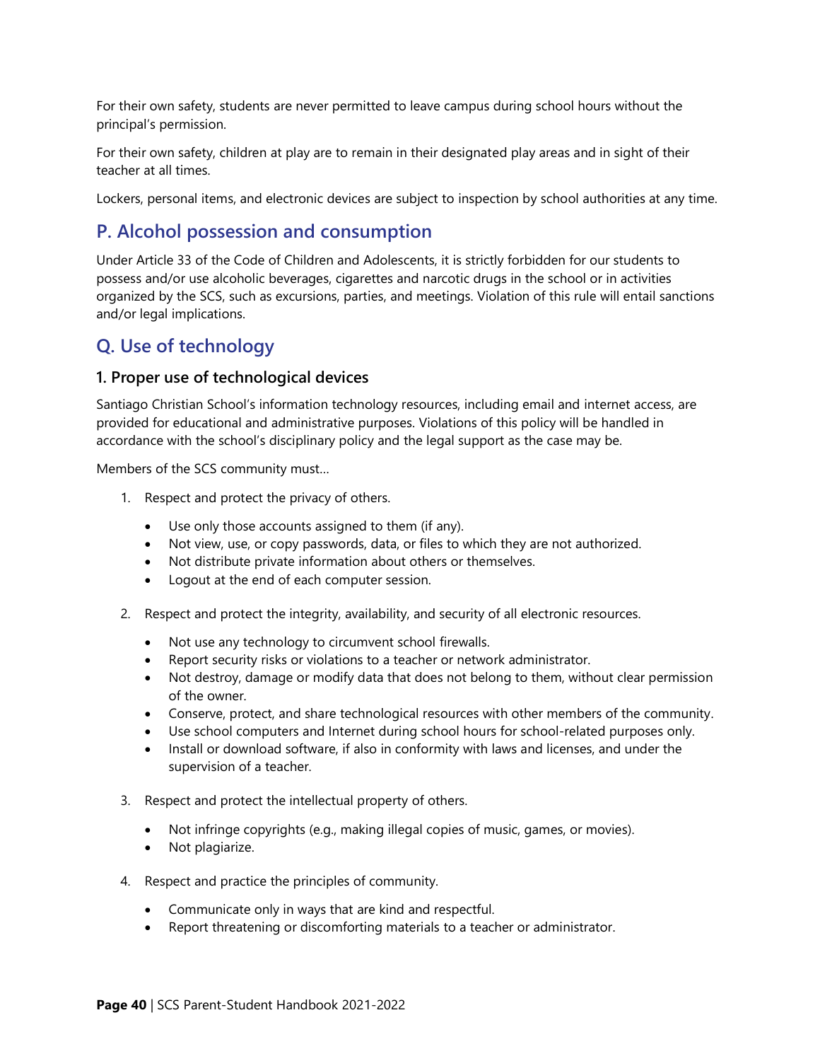For their own safety, students are never permitted to leave campus during school hours without the principal's permission.

For their own safety, children at play are to remain in their designated play areas and in sight of their teacher at all times.

Lockers, personal items, and electronic devices are subject to inspection by school authorities at any time.

## P. Alcohol possession and consumption

Under Article 33 of the Code of Children and Adolescents, it is strictly forbidden for our students to possess and/or use alcoholic beverages, cigarettes and narcotic drugs in the school or in activities organized by the SCS, such as excursions, parties, and meetings. Violation of this rule will entail sanctions and/or legal implications.

## Q. Use of technology

### 1. Proper use of technological devices

Santiago Christian School's information technology resources, including email and internet access, are provided for educational and administrative purposes. Violations of this policy will be handled in accordance with the school's disciplinary policy and the legal support as the case may be.

Members of the SCS community must…

1. Respect and protect the privacy of others.
   - Use only those accounts assigned to them (if any).
   - Not view, use, or copy passwords, data, or files to which they are not authorized.
   - Not distribute private information about others or themselves.
   - Logout at the end of each computer session.

2. Respect and protect the integrity, availability, and security of all electronic resources.
   - Not use any technology to circumvent school firewalls.
   - Report security risks or violations to a teacher or network administrator.
   - Not destroy, damage or modify data that does not belong to them, without clear permission of the owner.
   - Conserve, protect, and share technological resources with other members of the community.
   - Use school computers and Internet during school hours for school-related purposes only.
   - Install or download software, if also in conformity with laws and licenses, and under the supervision of a teacher.

3. Respect and protect the intellectual property of others.
   - Not infringe copyrights (e.g., making illegal copies of music, games, or movies).
   - Not plagiarize.

4. Respect and practice the principles of community.
   - Communicate only in ways that are kind and respectful.
   - Report threatening or discomforting materials to a teacher or administrator.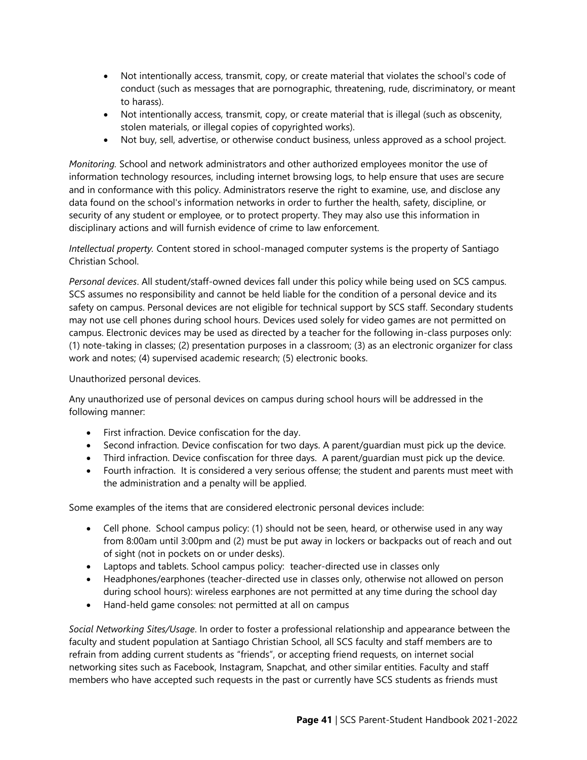- Not intentionally access, transmit, copy, or create material that violates the school's code of conduct (such as messages that are pornographic, threatening, rude, discriminatory, or meant to harass).
- Not intentionally access, transmit, copy, or create material that is illegal (such as obscenity, stolen materials, or illegal copies of copyrighted works).
- Not buy, sell, advertise, or otherwise conduct business, unless approved as a school project.

*Monitoring.* School and network administrators and other authorized employees monitor the use of information technology resources, including internet browsing logs, to help ensure that uses are secure and in conformance with this policy. Administrators reserve the right to examine, use, and disclose any data found on the school's information networks in order to further the health, safety, discipline, or security of any student or employee, or to protect property. They may also use this information in disciplinary actions and will furnish evidence of crime to law enforcement.

*Intellectual property.* Content stored in school-managed computer systems is the property of Santiago Christian School.

*Personal devices*. All student/staff-owned devices fall under this policy while being used on SCS campus. SCS assumes no responsibility and cannot be held liable for the condition of a personal device and its safety on campus. Personal devices are not eligible for technical support by SCS staff. Secondary students may not use cell phones during school hours. Devices used solely for video games are not permitted on campus. Electronic devices may be used as directed by a teacher for the following in-class purposes only: (1) note-taking in classes; (2) presentation purposes in a classroom; (3) as an electronic organizer for class work and notes; (4) supervised academic research; (5) electronic books.

Unauthorized personal devices.

Any unauthorized use of personal devices on campus during school hours will be addressed in the following manner:

- First infraction. Device confiscation for the day.
- Second infraction. Device confiscation for two days. A parent/guardian must pick up the device.
- Third infraction. Device confiscation for three days. A parent/guardian must pick up the device.
- Fourth infraction. It is considered a very serious offense; the student and parents must meet with the administration and a penalty will be applied.

Some examples of the items that are considered electronic personal devices include:

- Cell phone. School campus policy: (1) should not be seen, heard, or otherwise used in any way from 8:00am until 3:00pm and (2) must be put away in lockers or backpacks out of reach and out of sight (not in pockets on or under desks).
- Laptops and tablets. School campus policy: teacher-directed use in classes only
- Headphones/earphones (teacher-directed use in classes only, otherwise not allowed on person during school hours): wireless earphones are not permitted at any time during the school day
- Hand-held game consoles: not permitted at all on campus

*Social Networking Sites/Usage*. In order to foster a professional relationship and appearance between the faculty and student population at Santiago Christian School, all SCS faculty and staff members are to refrain from adding current students as "friends", or accepting friend requests, on internet social networking sites such as Facebook, Instagram, Snapchat, and other similar entities. Faculty and staff members who have accepted such requests in the past or currently have SCS students as friends must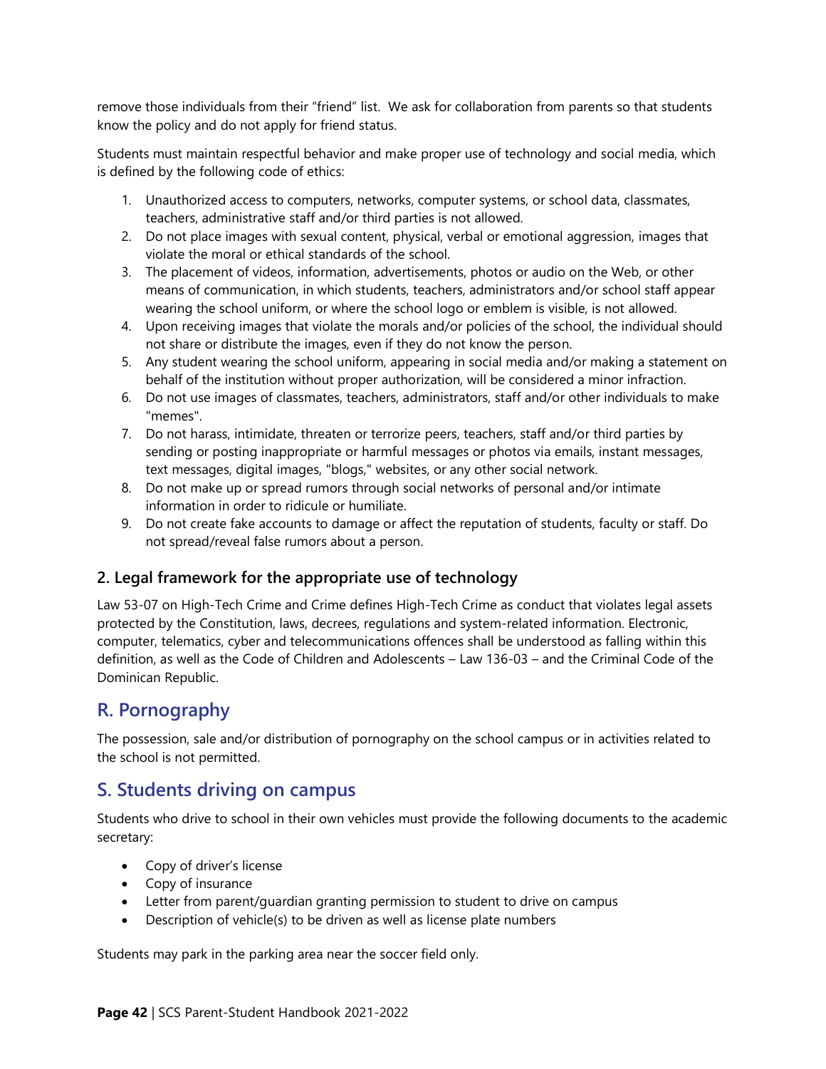remove those individuals from their "friend" list. We ask for collaboration from parents so that students know the policy and do not apply for friend status.

Students must maintain respectful behavior and make proper use of technology and social media, which is defined by the following code of ethics:

1. Unauthorized access to computers, networks, computer systems, or school data, classmates, teachers, administrative staff and/or third parties is not allowed.
2. Do not place images with sexual content, physical, verbal or emotional aggression, images that violate the moral or ethical standards of the school.
3. The placement of videos, information, advertisements, photos or audio on the Web, or other means of communication, in which students, teachers, administrators and/or school staff appear wearing the school uniform, or where the school logo or emblem is visible, is not allowed.
4. Upon receiving images that violate the morals and/or policies of the school, the individual should not share or distribute the images, even if they do not know the person.
5. Any student wearing the school uniform, appearing in social media and/or making a statement on behalf of the institution without proper authorization, will be considered a minor infraction.
6. Do not use images of classmates, teachers, administrators, staff and/or other individuals to make "memes".
7. Do not harass, intimidate, threaten or terrorize peers, teachers, staff and/or third parties by sending or posting inappropriate or harmful messages or photos via emails, instant messages, text messages, digital images, "blogs," websites, or any other social network.
8. Do not make up or spread rumors through social networks of personal and/or intimate information in order to ridicule or humiliate.
9. Do not create fake accounts to damage or affect the reputation of students, faculty or staff. Do not spread/reveal false rumors about a person.

### 2. Legal framework for the appropriate use of technology

Law 53-07 on High-Tech Crime and Crime defines High-Tech Crime as conduct that violates legal assets protected by the Constitution, laws, decrees, regulations and system-related information. Electronic, computer, telematics, cyber and telecommunications offences shall be understood as falling within this definition, as well as the Code of Children and Adolescents – Law 136-03 – and the Criminal Code of the Dominican Republic.

## R. Pornography

The possession, sale and/or distribution of pornography on the school campus or in activities related to the school is not permitted.

## S. Students driving on campus

Students who drive to school in their own vehicles must provide the following documents to the academic secretary:

- Copy of driver's license
- Copy of insurance
- Letter from parent/guardian granting permission to student to drive on campus
- Description of vehicle(s) to be driven as well as license plate numbers

Students may park in the parking area near the soccer field only.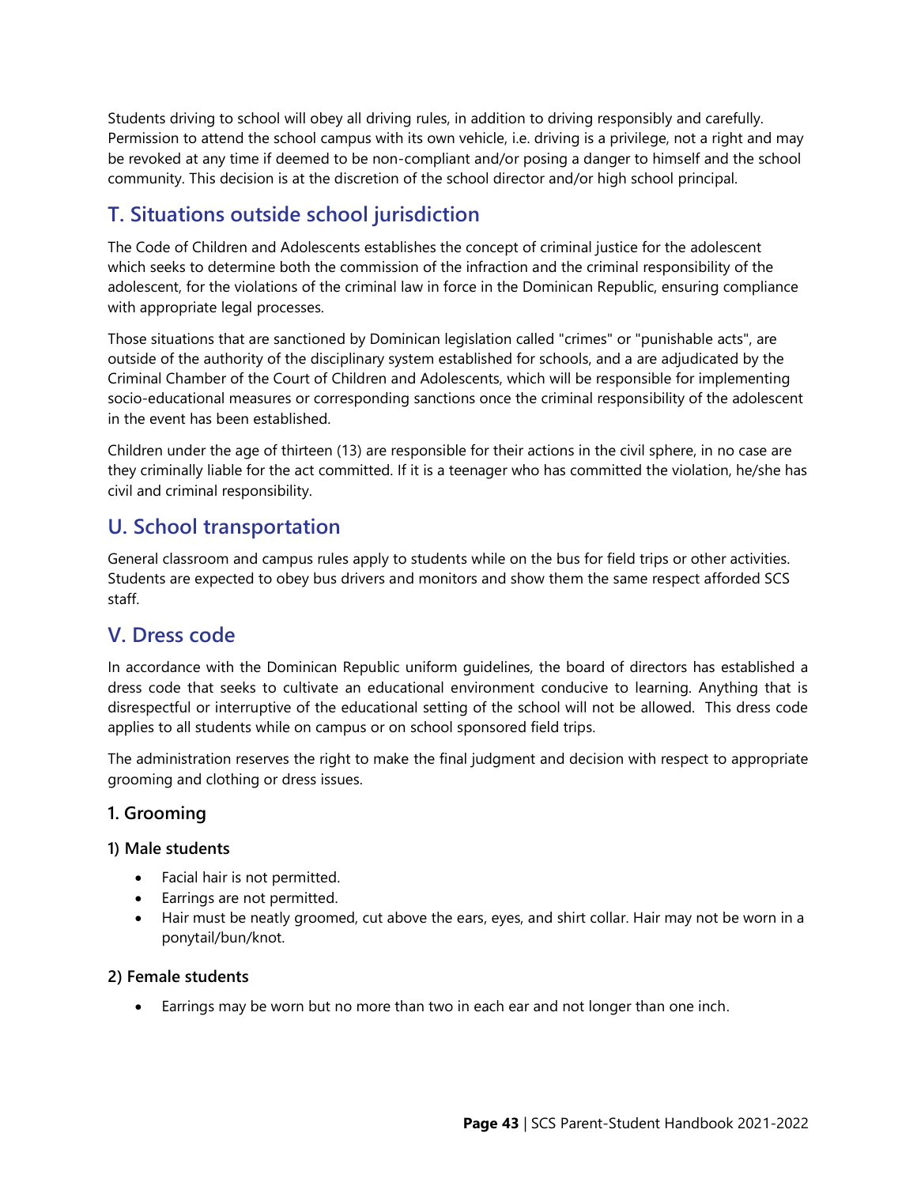Students driving to school will obey all driving rules, in addition to driving responsibly and carefully. Permission to attend the school campus with its own vehicle, i.e. driving is a privilege, not a right and may be revoked at any time if deemed to be non-compliant and/or posing a danger to himself and the school community. This decision is at the discretion of the school director and/or high school principal.

## T. Situations outside school jurisdiction

The Code of Children and Adolescents establishes the concept of criminal justice for the adolescent which seeks to determine both the commission of the infraction and the criminal responsibility of the adolescent, for the violations of the criminal law in force in the Dominican Republic, ensuring compliance with appropriate legal processes.

Those situations that are sanctioned by Dominican legislation called "crimes" or "punishable acts", are outside of the authority of the disciplinary system established for schools, and a are adjudicated by the Criminal Chamber of the Court of Children and Adolescents, which will be responsible for implementing socio-educational measures or corresponding sanctions once the criminal responsibility of the adolescent in the event has been established.

Children under the age of thirteen (13) are responsible for their actions in the civil sphere, in no case are they criminally liable for the act committed. If it is a teenager who has committed the violation, he/she has civil and criminal responsibility.

## U. School transportation

General classroom and campus rules apply to students while on the bus for field trips or other activities. Students are expected to obey bus drivers and monitors and show them the same respect afforded SCS staff.

## V. Dress code

In accordance with the Dominican Republic uniform guidelines, the board of directors has established a dress code that seeks to cultivate an educational environment conducive to learning. Anything that is disrespectful or interruptive of the educational setting of the school will not be allowed. This dress code applies to all students while on campus or on school sponsored field trips.

The administration reserves the right to make the final judgment and decision with respect to appropriate grooming and clothing or dress issues.

### 1. Grooming

#### 1) Male students

- Facial hair is not permitted.
- Earrings are not permitted.
- Hair must be neatly groomed, cut above the ears, eyes, and shirt collar. Hair may not be worn in a ponytail/bun/knot.

#### 2) Female students

- Earrings may be worn but no more than two in each ear and not longer than one inch.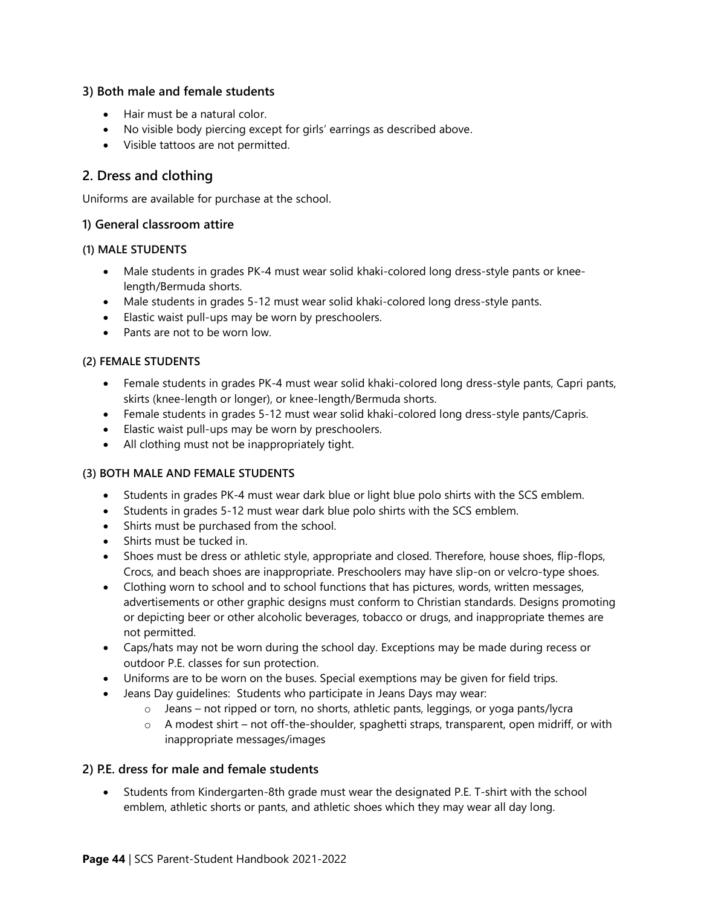### 3) Both male and female students

- Hair must be a natural color.
- No visible body piercing except for girls' earrings as described above.
- Visible tattoos are not permitted.

## 2. Dress and clothing

Uniforms are available for purchase at the school.

### 1) General classroom attire

#### (1) MALE STUDENTS

- Male students in grades PK-4 must wear solid khaki-colored long dress-style pants or knee-length/Bermuda shorts.
- Male students in grades 5-12 must wear solid khaki-colored long dress-style pants.
- Elastic waist pull-ups may be worn by preschoolers.
- Pants are not to be worn low.

#### (2) FEMALE STUDENTS

- Female students in grades PK-4 must wear solid khaki-colored long dress-style pants, Capri pants, skirts (knee-length or longer), or knee-length/Bermuda shorts.
- Female students in grades 5-12 must wear solid khaki-colored long dress-style pants/Capris.
- Elastic waist pull-ups may be worn by preschoolers.
- All clothing must not be inappropriately tight.

#### (3) BOTH MALE AND FEMALE STUDENTS

- Students in grades PK-4 must wear dark blue or light blue polo shirts with the SCS emblem.
- Students in grades 5-12 must wear dark blue polo shirts with the SCS emblem.
- Shirts must be purchased from the school.
- Shirts must be tucked in.
- Shoes must be dress or athletic style, appropriate and closed. Therefore, house shoes, flip-flops, Crocs, and beach shoes are inappropriate. Preschoolers may have slip-on or velcro-type shoes.
- Clothing worn to school and to school functions that has pictures, words, written messages, advertisements or other graphic designs must conform to Christian standards. Designs promoting or depicting beer or other alcoholic beverages, tobacco or drugs, and inappropriate themes are not permitted.
- Caps/hats may not be worn during the school day. Exceptions may be made during recess or outdoor P.E. classes for sun protection.
- Uniforms are to be worn on the buses. Special exemptions may be given for field trips.
- Jeans Day guidelines: Students who participate in Jeans Days may wear:
  - Jeans – not ripped or torn, no shorts, athletic pants, leggings, or yoga pants/lycra
  - A modest shirt – not off-the-shoulder, spaghetti straps, transparent, open midriff, or with inappropriate messages/images

### 2) P.E. dress for male and female students

- Students from Kindergarten-8th grade must wear the designated P.E. T-shirt with the school emblem, athletic shorts or pants, and athletic shoes which they may wear all day long.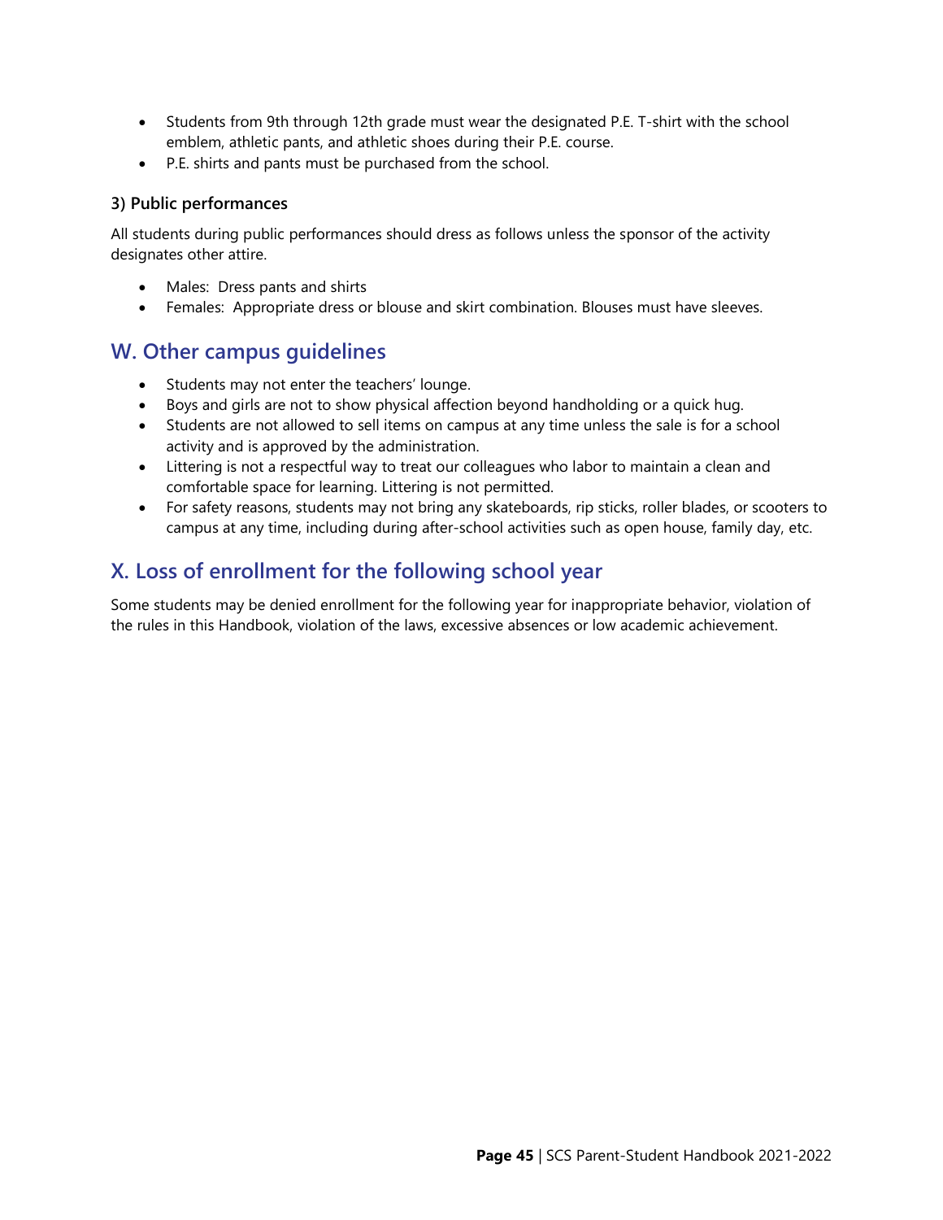- Students from 9th through 12th grade must wear the designated P.E. T-shirt with the school emblem, athletic pants, and athletic shoes during their P.E. course.
- P.E. shirts and pants must be purchased from the school.

**3) Public performances**

All students during public performances should dress as follows unless the sponsor of the activity designates other attire.

- Males: Dress pants and shirts
- Females: Appropriate dress or blouse and skirt combination. Blouses must have sleeves.

## W. Other campus guidelines

- Students may not enter the teachers' lounge.
- Boys and girls are not to show physical affection beyond handholding or a quick hug.
- Students are not allowed to sell items on campus at any time unless the sale is for a school activity and is approved by the administration.
- Littering is not a respectful way to treat our colleagues who labor to maintain a clean and comfortable space for learning. Littering is not permitted.
- For safety reasons, students may not bring any skateboards, rip sticks, roller blades, or scooters to campus at any time, including during after-school activities such as open house, family day, etc.

## X. Loss of enrollment for the following school year

Some students may be denied enrollment for the following year for inappropriate behavior, violation of the rules in this Handbook, violation of the laws, excessive absences or low academic achievement.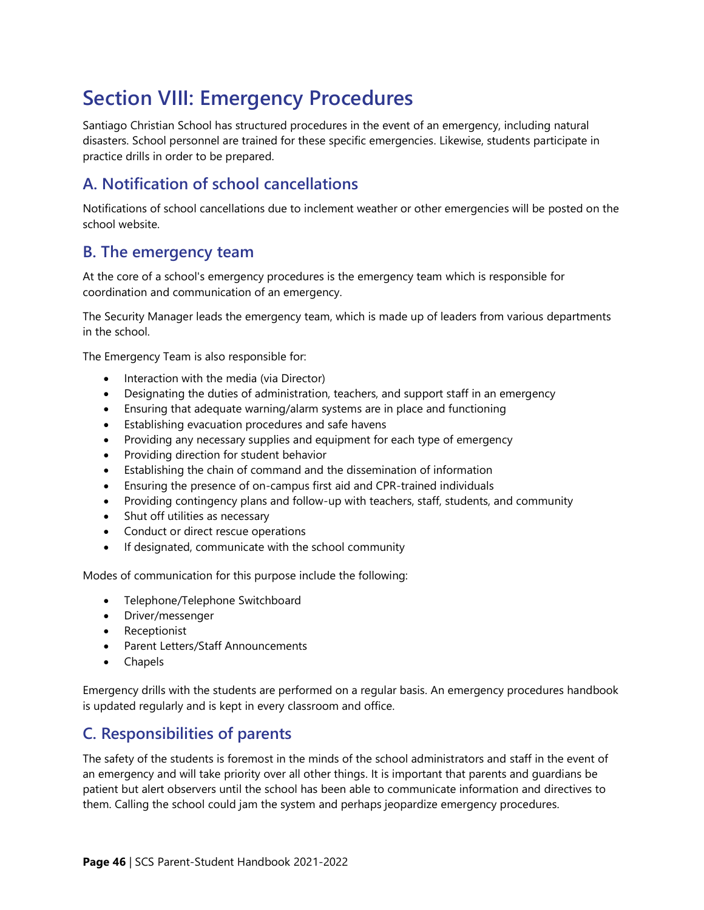# Section VIII: Emergency Procedures

Santiago Christian School has structured procedures in the event of an emergency, including natural disasters. School personnel are trained for these specific emergencies. Likewise, students participate in practice drills in order to be prepared.

## A. Notification of school cancellations

Notifications of school cancellations due to inclement weather or other emergencies will be posted on the school website.

## B. The emergency team

At the core of a school's emergency procedures is the emergency team which is responsible for coordination and communication of an emergency.

The Security Manager leads the emergency team, which is made up of leaders from various departments in the school.

The Emergency Team is also responsible for:

- Interaction with the media (via Director)
- Designating the duties of administration, teachers, and support staff in an emergency
- Ensuring that adequate warning/alarm systems are in place and functioning
- Establishing evacuation procedures and safe havens
- Providing any necessary supplies and equipment for each type of emergency
- Providing direction for student behavior
- Establishing the chain of command and the dissemination of information
- Ensuring the presence of on-campus first aid and CPR-trained individuals
- Providing contingency plans and follow-up with teachers, staff, students, and community
- Shut off utilities as necessary
- Conduct or direct rescue operations
- If designated, communicate with the school community

Modes of communication for this purpose include the following:

- Telephone/Telephone Switchboard
- Driver/messenger
- Receptionist
- Parent Letters/Staff Announcements
- Chapels

Emergency drills with the students are performed on a regular basis. An emergency procedures handbook is updated regularly and is kept in every classroom and office.

## C. Responsibilities of parents

The safety of the students is foremost in the minds of the school administrators and staff in the event of an emergency and will take priority over all other things. It is important that parents and guardians be patient but alert observers until the school has been able to communicate information and directives to them. Calling the school could jam the system and perhaps jeopardize emergency procedures.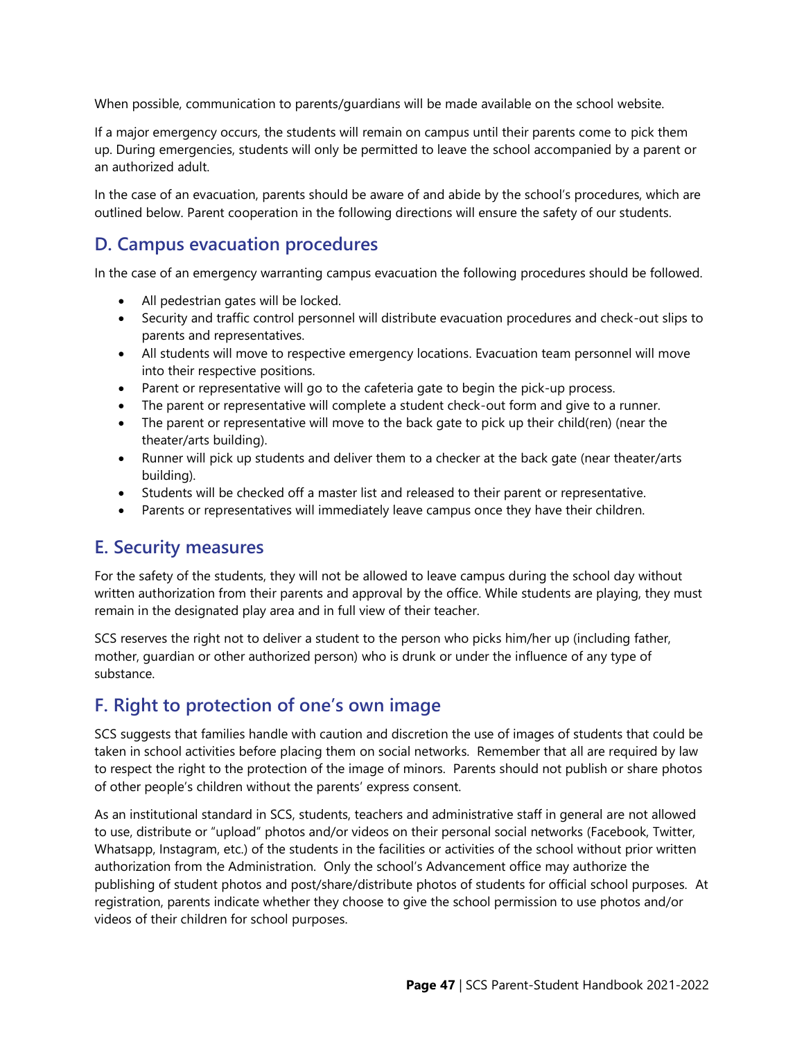When possible, communication to parents/guardians will be made available on the school website.

If a major emergency occurs, the students will remain on campus until their parents come to pick them up. During emergencies, students will only be permitted to leave the school accompanied by a parent or an authorized adult.

In the case of an evacuation, parents should be aware of and abide by the school's procedures, which are outlined below. Parent cooperation in the following directions will ensure the safety of our students.

## D. Campus evacuation procedures

In the case of an emergency warranting campus evacuation the following procedures should be followed.

- All pedestrian gates will be locked.
- Security and traffic control personnel will distribute evacuation procedures and check-out slips to parents and representatives.
- All students will move to respective emergency locations. Evacuation team personnel will move into their respective positions.
- Parent or representative will go to the cafeteria gate to begin the pick-up process.
- The parent or representative will complete a student check-out form and give to a runner.
- The parent or representative will move to the back gate to pick up their child(ren) (near the theater/arts building).
- Runner will pick up students and deliver them to a checker at the back gate (near theater/arts building).
- Students will be checked off a master list and released to their parent or representative.
- Parents or representatives will immediately leave campus once they have their children.

## E. Security measures

For the safety of the students, they will not be allowed to leave campus during the school day without written authorization from their parents and approval by the office. While students are playing, they must remain in the designated play area and in full view of their teacher.

SCS reserves the right not to deliver a student to the person who picks him/her up (including father, mother, guardian or other authorized person) who is drunk or under the influence of any type of substance.

## F. Right to protection of one's own image

SCS suggests that families handle with caution and discretion the use of images of students that could be taken in school activities before placing them on social networks. Remember that all are required by law to respect the right to the protection of the image of minors. Parents should not publish or share photos of other people's children without the parents' express consent.

As an institutional standard in SCS, students, teachers and administrative staff in general are not allowed to use, distribute or "upload" photos and/or videos on their personal social networks (Facebook, Twitter, Whatsapp, Instagram, etc.) of the students in the facilities or activities of the school without prior written authorization from the Administration. Only the school's Advancement office may authorize the publishing of student photos and post/share/distribute photos of students for official school purposes. At registration, parents indicate whether they choose to give the school permission to use photos and/or videos of their children for school purposes.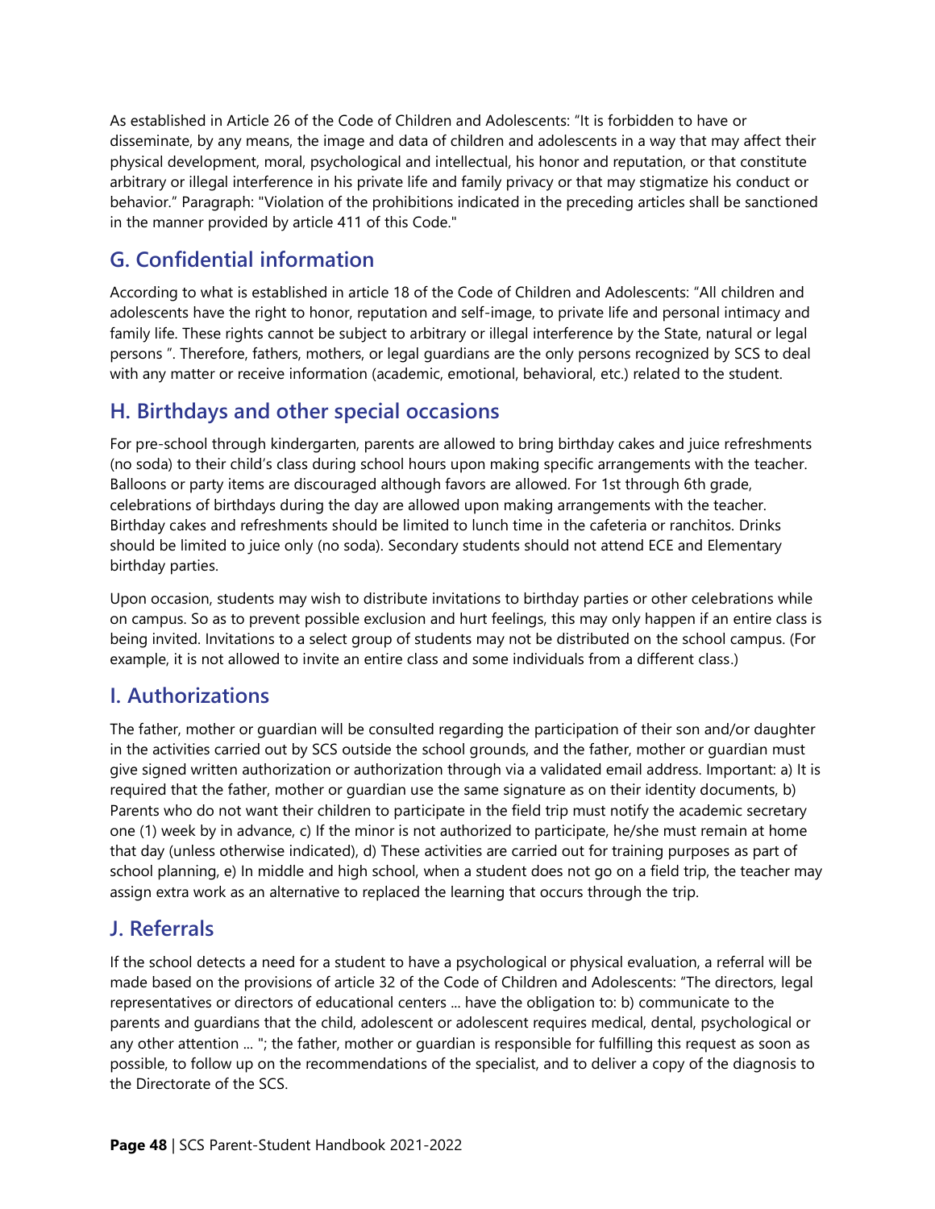As established in Article 26 of the Code of Children and Adolescents: "It is forbidden to have or disseminate, by any means, the image and data of children and adolescents in a way that may affect their physical development, moral, psychological and intellectual, his honor and reputation, or that constitute arbitrary or illegal interference in his private life and family privacy or that may stigmatize his conduct or behavior." Paragraph: "Violation of the prohibitions indicated in the preceding articles shall be sanctioned in the manner provided by article 411 of this Code."

## G. Confidential information

According to what is established in article 18 of the Code of Children and Adolescents: "All children and adolescents have the right to honor, reputation and self-image, to private life and personal intimacy and family life. These rights cannot be subject to arbitrary or illegal interference by the State, natural or legal persons ". Therefore, fathers, mothers, or legal guardians are the only persons recognized by SCS to deal with any matter or receive information (academic, emotional, behavioral, etc.) related to the student.

## H. Birthdays and other special occasions

For pre-school through kindergarten, parents are allowed to bring birthday cakes and juice refreshments (no soda) to their child's class during school hours upon making specific arrangements with the teacher. Balloons or party items are discouraged although favors are allowed. For 1st through 6th grade, celebrations of birthdays during the day are allowed upon making arrangements with the teacher. Birthday cakes and refreshments should be limited to lunch time in the cafeteria or ranchitos. Drinks should be limited to juice only (no soda). Secondary students should not attend ECE and Elementary birthday parties.

Upon occasion, students may wish to distribute invitations to birthday parties or other celebrations while on campus. So as to prevent possible exclusion and hurt feelings, this may only happen if an entire class is being invited. Invitations to a select group of students may not be distributed on the school campus. (For example, it is not allowed to invite an entire class and some individuals from a different class.)

## I. Authorizations

The father, mother or guardian will be consulted regarding the participation of their son and/or daughter in the activities carried out by SCS outside the school grounds, and the father, mother or guardian must give signed written authorization or authorization through via a validated email address. Important: a) It is required that the father, mother or guardian use the same signature as on their identity documents, b) Parents who do not want their children to participate in the field trip must notify the academic secretary one (1) week by in advance, c) If the minor is not authorized to participate, he/she must remain at home that day (unless otherwise indicated), d) These activities are carried out for training purposes as part of school planning, e) In middle and high school, when a student does not go on a field trip, the teacher may assign extra work as an alternative to replaced the learning that occurs through the trip.

## J. Referrals

If the school detects a need for a student to have a psychological or physical evaluation, a referral will be made based on the provisions of article 32 of the Code of Children and Adolescents: "The directors, legal representatives or directors of educational centers ... have the obligation to: b) communicate to the parents and guardians that the child, adolescent or adolescent requires medical, dental, psychological or any other attention ... "; the father, mother or guardian is responsible for fulfilling this request as soon as possible, to follow up on the recommendations of the specialist, and to deliver a copy of the diagnosis to the Directorate of the SCS.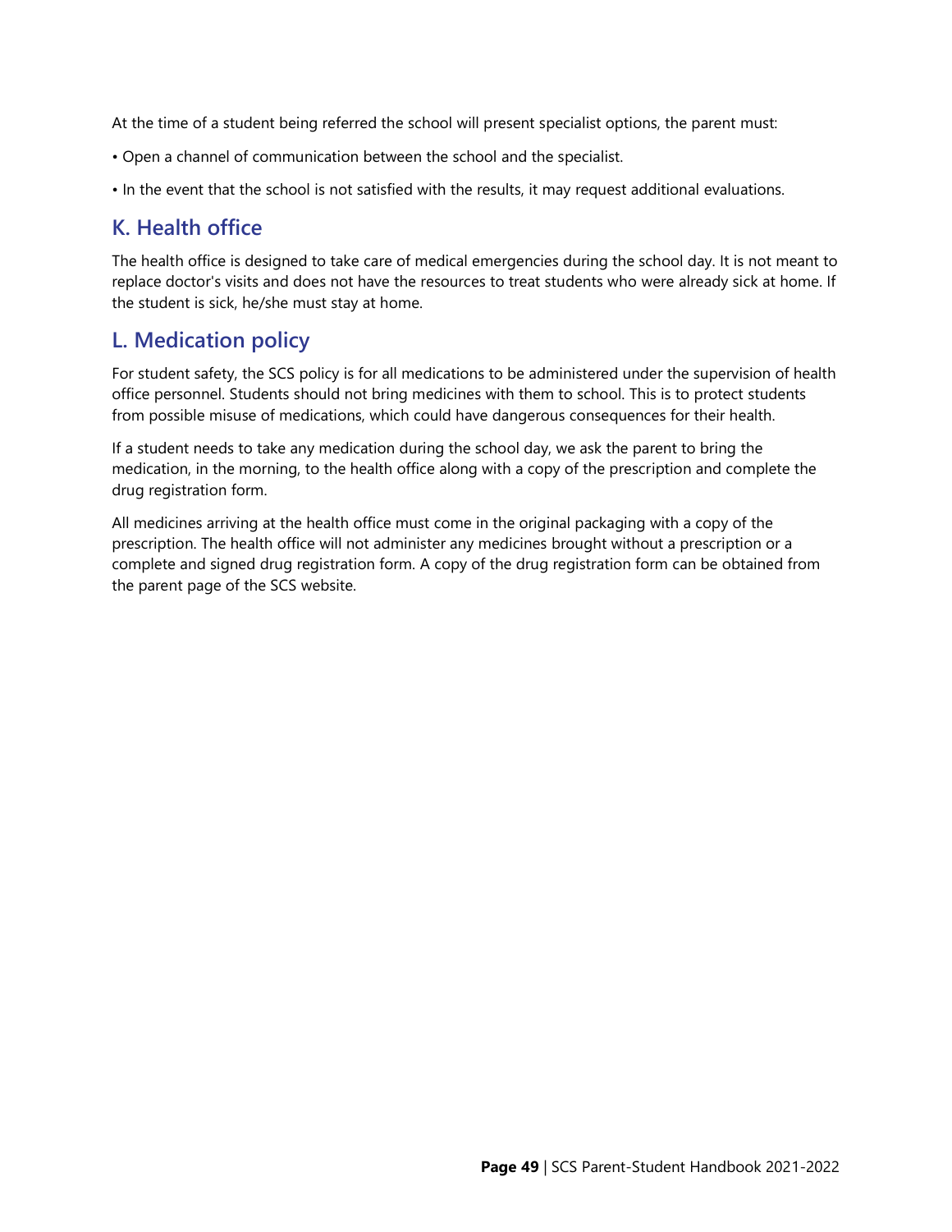At the time of a student being referred the school will present specialist options, the parent must:

- Open a channel of communication between the school and the specialist.
- In the event that the school is not satisfied with the results, it may request additional evaluations.

## K. Health office

The health office is designed to take care of medical emergencies during the school day. It is not meant to replace doctor's visits and does not have the resources to treat students who were already sick at home. If the student is sick, he/she must stay at home.

## L. Medication policy

For student safety, the SCS policy is for all medications to be administered under the supervision of health office personnel. Students should not bring medicines with them to school. This is to protect students from possible misuse of medications, which could have dangerous consequences for their health.

If a student needs to take any medication during the school day, we ask the parent to bring the medication, in the morning, to the health office along with a copy of the prescription and complete the drug registration form.

All medicines arriving at the health office must come in the original packaging with a copy of the prescription. The health office will not administer any medicines brought without a prescription or a complete and signed drug registration form. A copy of the drug registration form can be obtained from the parent page of the SCS website.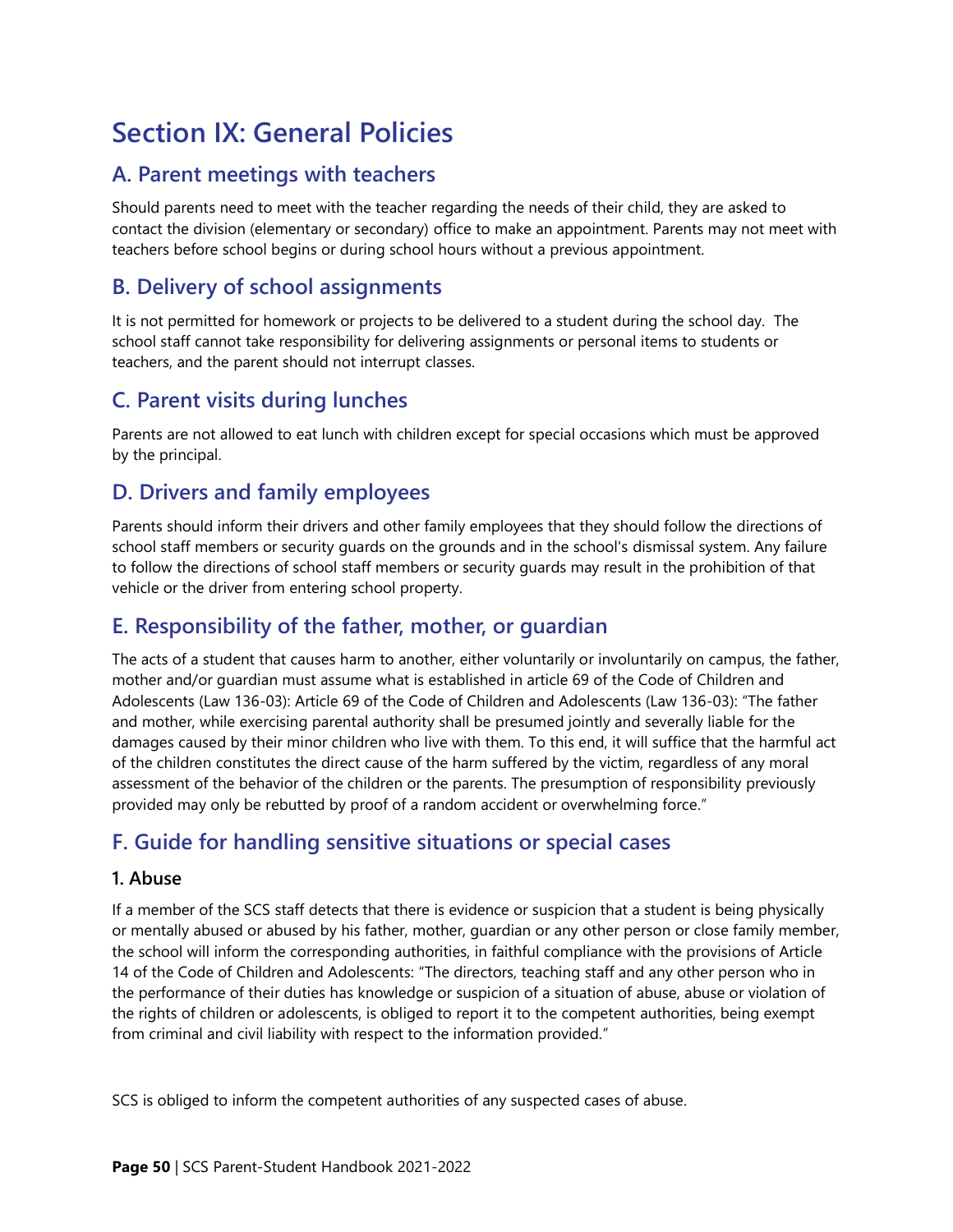# Section IX: General Policies

## A. Parent meetings with teachers

Should parents need to meet with the teacher regarding the needs of their child, they are asked to contact the division (elementary or secondary) office to make an appointment. Parents may not meet with teachers before school begins or during school hours without a previous appointment.

## B. Delivery of school assignments

It is not permitted for homework or projects to be delivered to a student during the school day. The school staff cannot take responsibility for delivering assignments or personal items to students or teachers, and the parent should not interrupt classes.

## C. Parent visits during lunches

Parents are not allowed to eat lunch with children except for special occasions which must be approved by the principal.

## D. Drivers and family employees

Parents should inform their drivers and other family employees that they should follow the directions of school staff members or security guards on the grounds and in the school's dismissal system. Any failure to follow the directions of school staff members or security guards may result in the prohibition of that vehicle or the driver from entering school property.

## E. Responsibility of the father, mother, or guardian

The acts of a student that causes harm to another, either voluntarily or involuntarily on campus, the father, mother and/or guardian must assume what is established in article 69 of the Code of Children and Adolescents (Law 136-03): Article 69 of the Code of Children and Adolescents (Law 136-03): "The father and mother, while exercising parental authority shall be presumed jointly and severally liable for the damages caused by their minor children who live with them. To this end, it will suffice that the harmful act of the children constitutes the direct cause of the harm suffered by the victim, regardless of any moral assessment of the behavior of the children or the parents. The presumption of responsibility previously provided may only be rebutted by proof of a random accident or overwhelming force."

## F. Guide for handling sensitive situations or special cases

### 1. Abuse

If a member of the SCS staff detects that there is evidence or suspicion that a student is being physically or mentally abused or abused by his father, mother, guardian or any other person or close family member, the school will inform the corresponding authorities, in faithful compliance with the provisions of Article 14 of the Code of Children and Adolescents: "The directors, teaching staff and any other person who in the performance of their duties has knowledge or suspicion of a situation of abuse, abuse or violation of the rights of children or adolescents, is obliged to report it to the competent authorities, being exempt from criminal and civil liability with respect to the information provided."

SCS is obliged to inform the competent authorities of any suspected cases of abuse.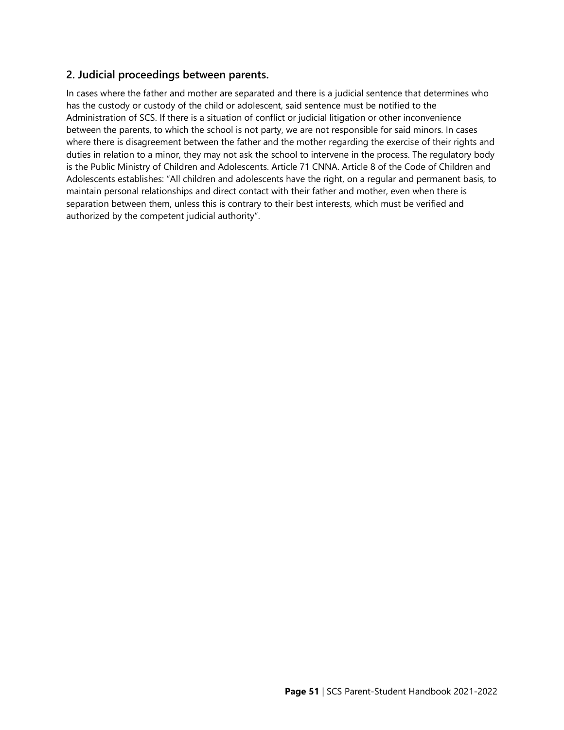## 2. Judicial proceedings between parents.

In cases where the father and mother are separated and there is a judicial sentence that determines who has the custody or custody of the child or adolescent, said sentence must be notified to the Administration of SCS. If there is a situation of conflict or judicial litigation or other inconvenience between the parents, to which the school is not party, we are not responsible for said minors. In cases where there is disagreement between the father and the mother regarding the exercise of their rights and duties in relation to a minor, they may not ask the school to intervene in the process. The regulatory body is the Public Ministry of Children and Adolescents. Article 71 CNNA. Article 8 of the Code of Children and Adolescents establishes: "All children and adolescents have the right, on a regular and permanent basis, to maintain personal relationships and direct contact with their father and mother, even when there is separation between them, unless this is contrary to their best interests, which must be verified and authorized by the competent judicial authority".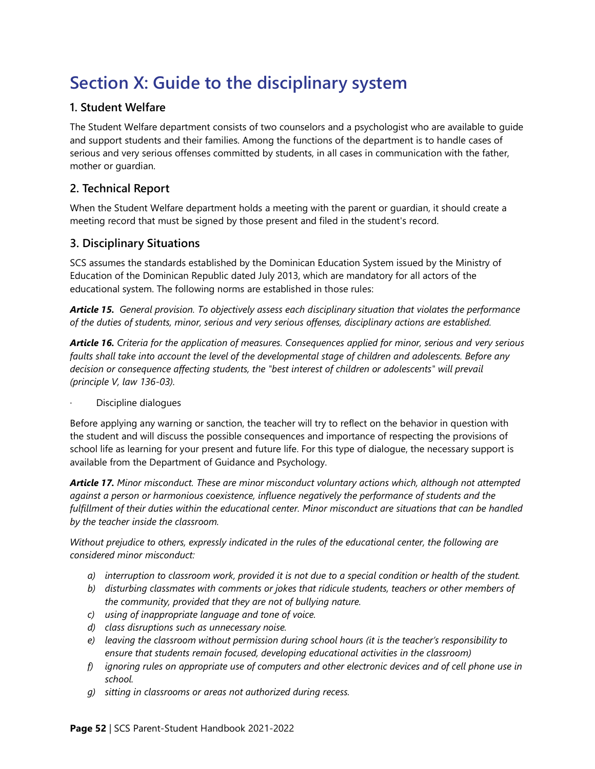# Section X: Guide to the disciplinary system

## 1. Student Welfare

The Student Welfare department consists of two counselors and a psychologist who are available to guide and support students and their families. Among the functions of the department is to handle cases of serious and very serious offenses committed by students, in all cases in communication with the father, mother or guardian.

## 2. Technical Report

When the Student Welfare department holds a meeting with the parent or guardian, it should create a meeting record that must be signed by those present and filed in the student's record.

## 3. Disciplinary Situations

SCS assumes the standards established by the Dominican Education System issued by the Ministry of Education of the Dominican Republic dated July 2013, which are mandatory for all actors of the educational system. The following norms are established in those rules:

***Article 15.*** *General provision. To objectively assess each disciplinary situation that violates the performance of the duties of students, minor, serious and very serious offenses, disciplinary actions are established.*

***Article 16.*** *Criteria for the application of measures. Consequences applied for minor, serious and very serious faults shall take into account the level of the developmental stage of children and adolescents. Before any decision or consequence affecting students, the "best interest of children or adolescents" will prevail (principle V, law 136-03).*

- Discipline dialogues

Before applying any warning or sanction, the teacher will try to reflect on the behavior in question with the student and will discuss the possible consequences and importance of respecting the provisions of school life as learning for your present and future life. For this type of dialogue, the necessary support is available from the Department of Guidance and Psychology.

***Article 17.*** *Minor misconduct. These are minor misconduct voluntary actions which, although not attempted against a person or harmonious coexistence, influence negatively the performance of students and the fulfillment of their duties within the educational center. Minor misconduct are situations that can be handled by the teacher inside the classroom.*

*Without prejudice to others, expressly indicated in the rules of the educational center, the following are considered minor misconduct:*

- *a) interruption to classroom work, provided it is not due to a special condition or health of the student.*
- *b) disturbing classmates with comments or jokes that ridicule students, teachers or other members of the community, provided that they are not of bullying nature.*
- *c) using of inappropriate language and tone of voice.*
- *d) class disruptions such as unnecessary noise.*
- *e) leaving the classroom without permission during school hours (it is the teacher's responsibility to ensure that students remain focused, developing educational activities in the classroom)*
- *f) ignoring rules on appropriate use of computers and other electronic devices and of cell phone use in school.*
- *g) sitting in classrooms or areas not authorized during recess.*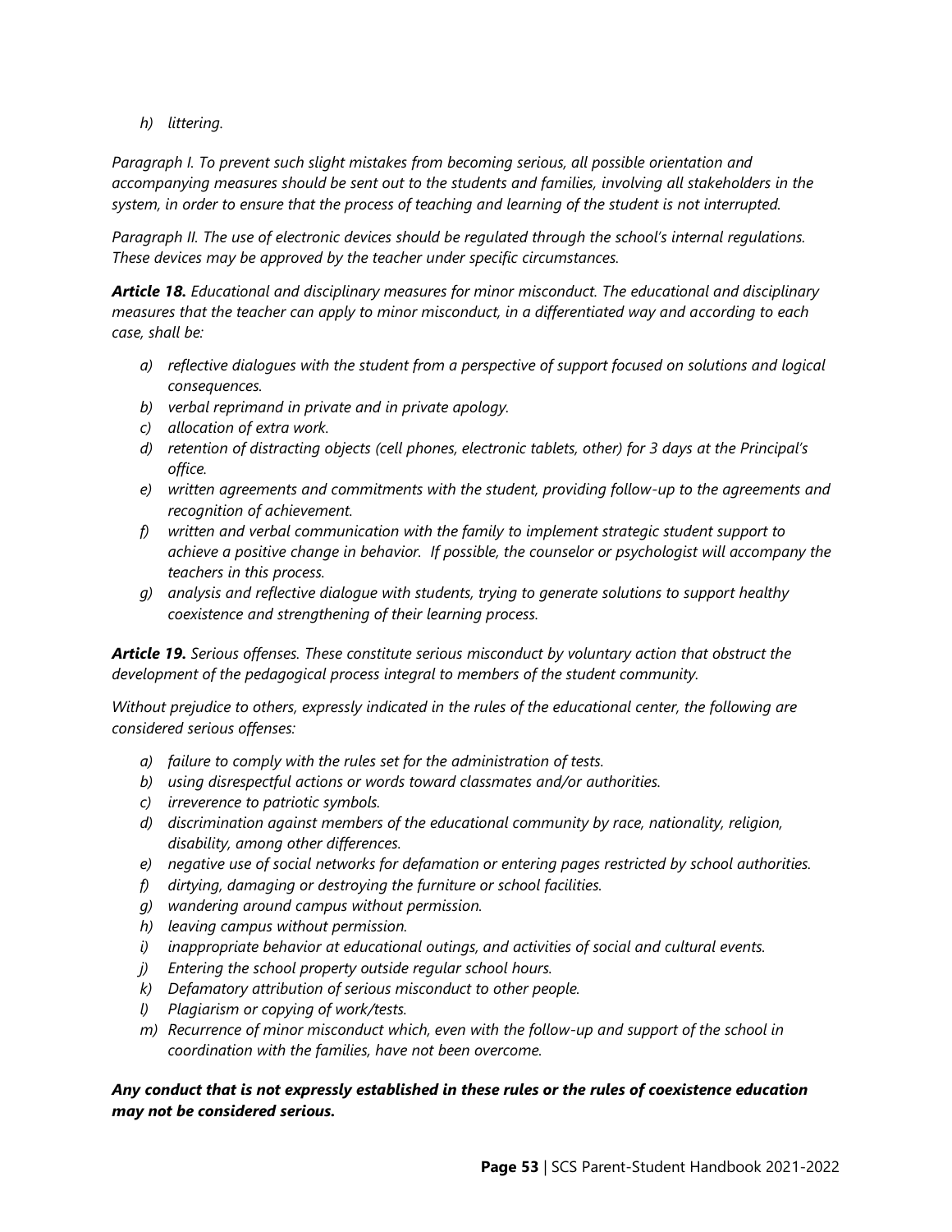*h) littering.*

*Paragraph I. To prevent such slight mistakes from becoming serious, all possible orientation and accompanying measures should be sent out to the students and families, involving all stakeholders in the system, in order to ensure that the process of teaching and learning of the student is not interrupted.*

*Paragraph II. The use of electronic devices should be regulated through the school's internal regulations. These devices may be approved by the teacher under specific circumstances.*

***Article 18.*** *Educational and disciplinary measures for minor misconduct. The educational and disciplinary measures that the teacher can apply to minor misconduct, in a differentiated way and according to each case, shall be:*

- *a) reflective dialogues with the student from a perspective of support focused on solutions and logical consequences.*
- *b) verbal reprimand in private and in private apology.*
- *c) allocation of extra work.*
- *d) retention of distracting objects (cell phones, electronic tablets, other) for 3 days at the Principal's office.*
- *e) written agreements and commitments with the student, providing follow-up to the agreements and recognition of achievement.*
- *f) written and verbal communication with the family to implement strategic student support to achieve a positive change in behavior. If possible, the counselor or psychologist will accompany the teachers in this process.*
- *g) analysis and reflective dialogue with students, trying to generate solutions to support healthy coexistence and strengthening of their learning process.*

***Article 19.*** *Serious offenses. These constitute serious misconduct by voluntary action that obstruct the development of the pedagogical process integral to members of the student community.*

*Without prejudice to others, expressly indicated in the rules of the educational center, the following are considered serious offenses:*

- *a) failure to comply with the rules set for the administration of tests.*
- *b) using disrespectful actions or words toward classmates and/or authorities.*
- *c) irreverence to patriotic symbols.*
- *d) discrimination against members of the educational community by race, nationality, religion, disability, among other differences.*
- *e) negative use of social networks for defamation or entering pages restricted by school authorities.*
- *f) dirtying, damaging or destroying the furniture or school facilities.*
- *g) wandering around campus without permission.*
- *h) leaving campus without permission.*
- *i) inappropriate behavior at educational outings, and activities of social and cultural events.*
- *j) Entering the school property outside regular school hours.*
- *k) Defamatory attribution of serious misconduct to other people.*
- *l) Plagiarism or copying of work/tests.*
- *m) Recurrence of minor misconduct which, even with the follow-up and support of the school in coordination with the families, have not been overcome.*

***Any conduct that is not expressly established in these rules or the rules of coexistence education may not be considered serious.***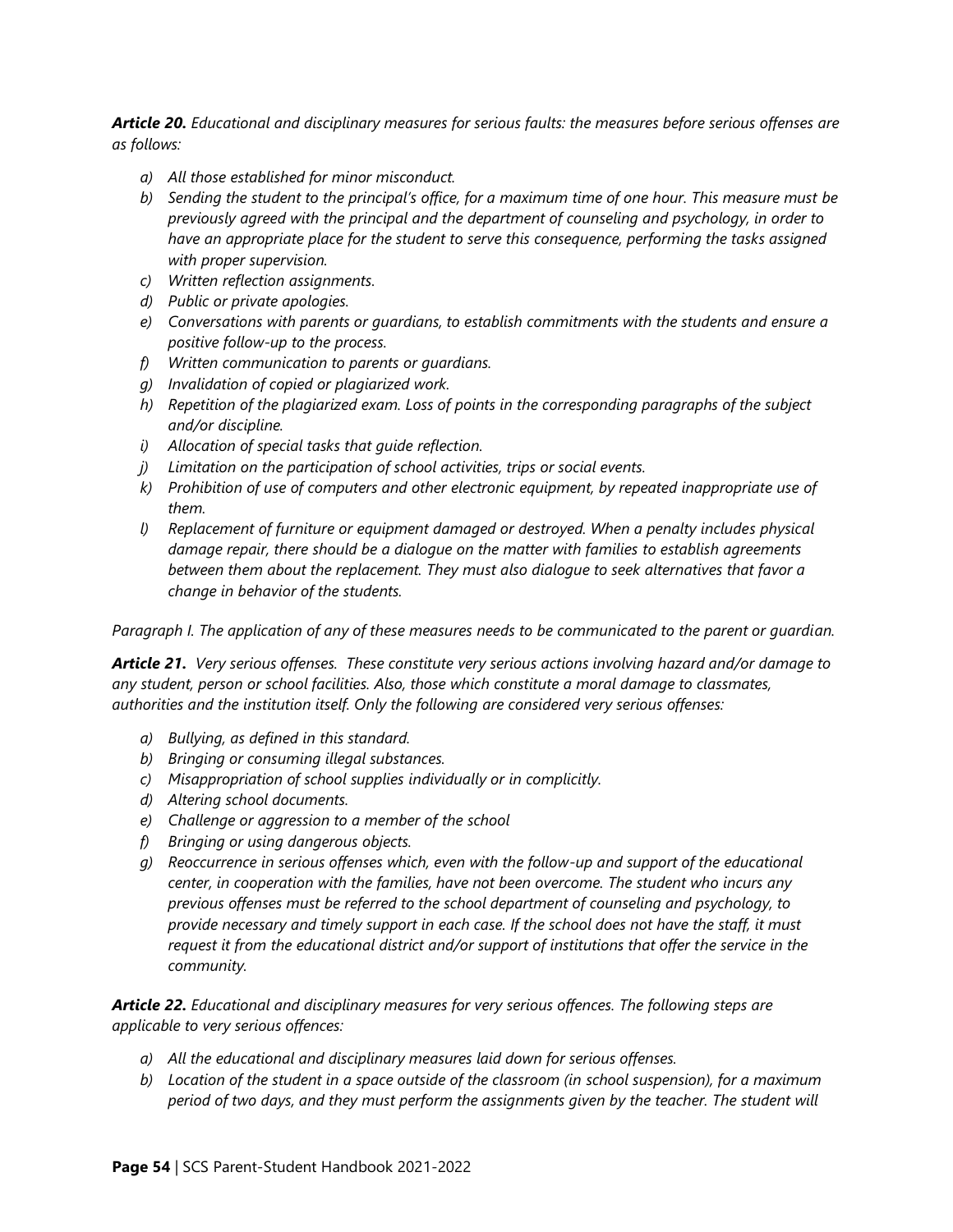***Article 20.*** *Educational and disciplinary measures for serious faults: the measures before serious offenses are as follows:*

- *a) All those established for minor misconduct.*
- *b) Sending the student to the principal's office, for a maximum time of one hour. This measure must be previously agreed with the principal and the department of counseling and psychology, in order to have an appropriate place for the student to serve this consequence, performing the tasks assigned with proper supervision.*
- *c) Written reflection assignments.*
- *d) Public or private apologies.*
- *e) Conversations with parents or guardians, to establish commitments with the students and ensure a positive follow-up to the process.*
- *f) Written communication to parents or guardians.*
- *g) Invalidation of copied or plagiarized work.*
- *h) Repetition of the plagiarized exam. Loss of points in the corresponding paragraphs of the subject and/or discipline.*
- *i) Allocation of special tasks that guide reflection.*
- *j) Limitation on the participation of school activities, trips or social events.*
- *k) Prohibition of use of computers and other electronic equipment, by repeated inappropriate use of them.*
- *l) Replacement of furniture or equipment damaged or destroyed. When a penalty includes physical damage repair, there should be a dialogue on the matter with families to establish agreements between them about the replacement. They must also dialogue to seek alternatives that favor a change in behavior of the students.*

*Paragraph I. The application of any of these measures needs to be communicated to the parent or guardian.*

***Article 21.*** *Very serious offenses. These constitute very serious actions involving hazard and/or damage to any student, person or school facilities. Also, those which constitute a moral damage to classmates, authorities and the institution itself. Only the following are considered very serious offenses:*

- *a) Bullying, as defined in this standard.*
- *b) Bringing or consuming illegal substances.*
- *c) Misappropriation of school supplies individually or in complicity.*
- *d) Altering school documents.*
- *e) Challenge or aggression to a member of the school*
- *f) Bringing or using dangerous objects.*
- *g) Reoccurrence in serious offenses which, even with the follow-up and support of the educational center, in cooperation with the families, have not been overcome. The student who incurs any previous offenses must be referred to the school department of counseling and psychology, to provide necessary and timely support in each case. If the school does not have the staff, it must request it from the educational district and/or support of institutions that offer the service in the community.*

***Article 22.*** *Educational and disciplinary measures for very serious offences. The following steps are applicable to very serious offences:*

- *a) All the educational and disciplinary measures laid down for serious offenses.*
- *b) Location of the student in a space outside of the classroom (in school suspension), for a maximum period of two days, and they must perform the assignments given by the teacher. The student will*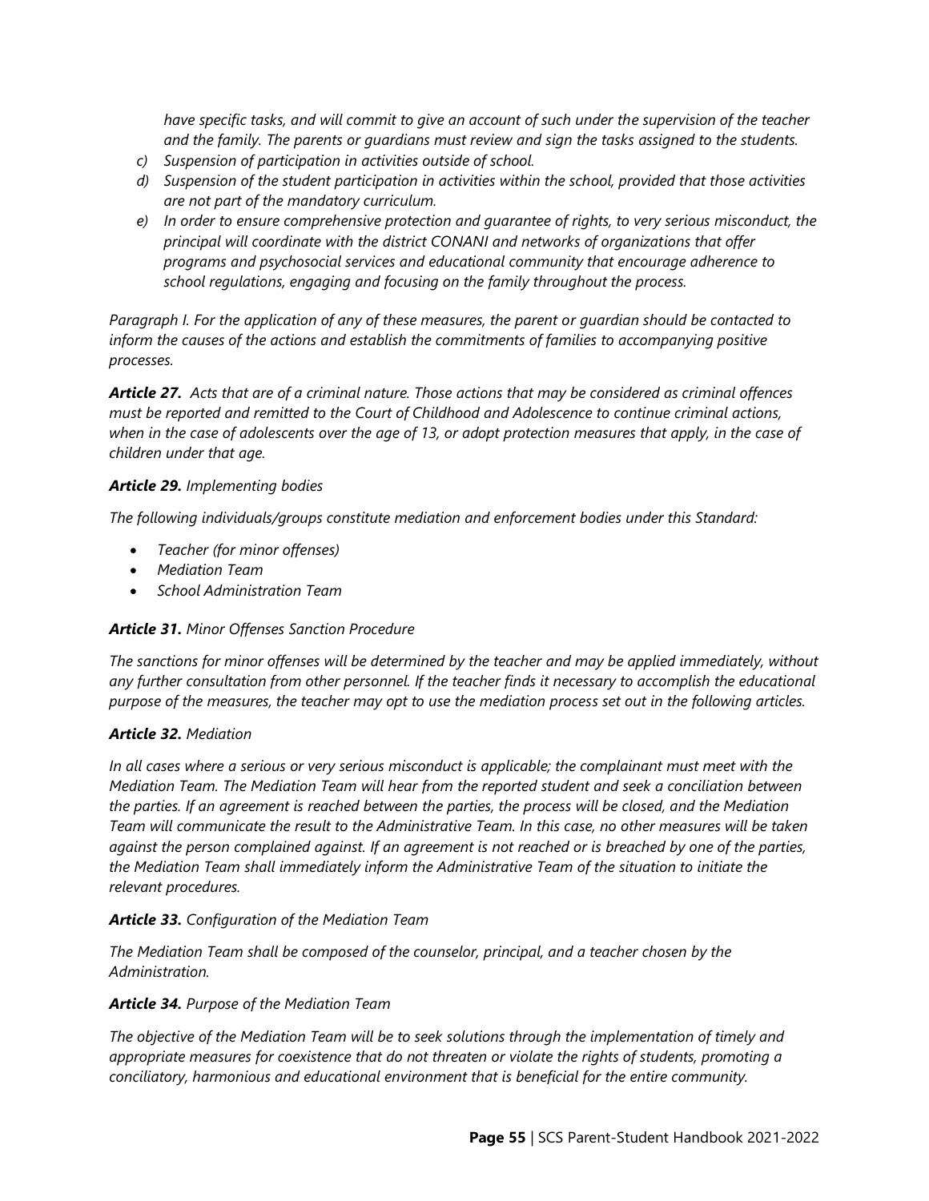*have specific tasks, and will commit to give an account of such under the supervision of the teacher and the family. The parents or guardians must review and sign the tasks assigned to the students.*

c) *Suspension of participation in activities outside of school.*
d) *Suspension of the student participation in activities within the school, provided that those activities are not part of the mandatory curriculum.*
e) *In order to ensure comprehensive protection and guarantee of rights, to very serious misconduct, the principal will coordinate with the district CONANI and networks of organizations that offer programs and psychosocial services and educational community that encourage adherence to school regulations, engaging and focusing on the family throughout the process.*

*Paragraph I. For the application of any of these measures, the parent or guardian should be contacted to inform the causes of the actions and establish the commitments of families to accompanying positive processes.*

***Article 27.*** *Acts that are of a criminal nature. Those actions that may be considered as criminal offences must be reported and remitted to the Court of Childhood and Adolescence to continue criminal actions, when in the case of adolescents over the age of 13, or adopt protection measures that apply, in the case of children under that age.*

***Article 29.*** *Implementing bodies*

*The following individuals/groups constitute mediation and enforcement bodies under this Standard:*

- *Teacher (for minor offenses)*
- *Mediation Team*
- *School Administration Team*

***Article 31.*** *Minor Offenses Sanction Procedure*

*The sanctions for minor offenses will be determined by the teacher and may be applied immediately, without any further consultation from other personnel. If the teacher finds it necessary to accomplish the educational purpose of the measures, the teacher may opt to use the mediation process set out in the following articles.*

***Article 32.*** *Mediation*

*In all cases where a serious or very serious misconduct is applicable; the complainant must meet with the Mediation Team. The Mediation Team will hear from the reported student and seek a conciliation between the parties. If an agreement is reached between the parties, the process will be closed, and the Mediation Team will communicate the result to the Administrative Team. In this case, no other measures will be taken against the person complained against. If an agreement is not reached or is breached by one of the parties, the Mediation Team shall immediately inform the Administrative Team of the situation to initiate the relevant procedures.*

***Article 33.*** *Configuration of the Mediation Team*

*The Mediation Team shall be composed of the counselor, principal, and a teacher chosen by the Administration.*

***Article 34.*** *Purpose of the Mediation Team*

*The objective of the Mediation Team will be to seek solutions through the implementation of timely and appropriate measures for coexistence that do not threaten or violate the rights of students, promoting a conciliatory, harmonious and educational environment that is beneficial for the entire community.*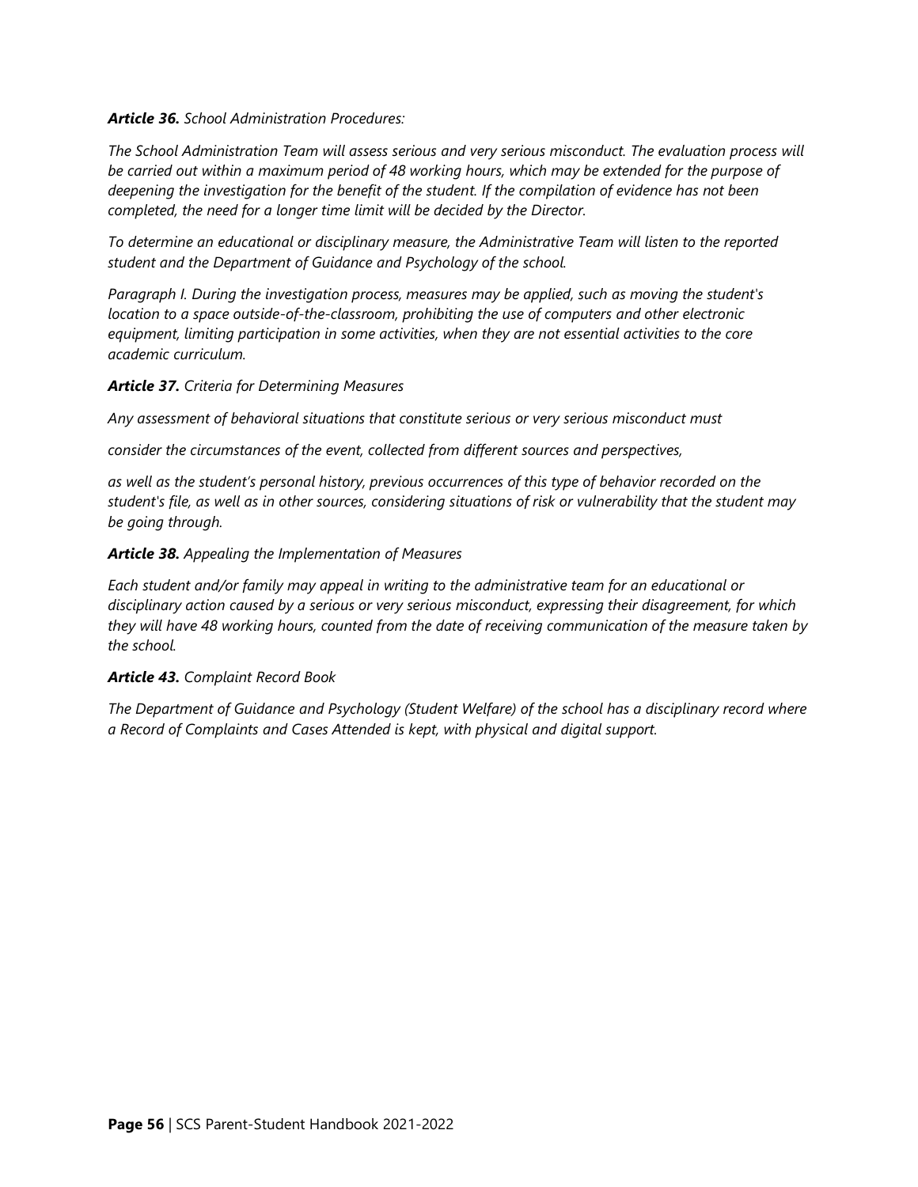***Article 36.*** *School Administration Procedures:*

*The School Administration Team will assess serious and very serious misconduct. The evaluation process will be carried out within a maximum period of 48 working hours, which may be extended for the purpose of deepening the investigation for the benefit of the student. If the compilation of evidence has not been completed, the need for a longer time limit will be decided by the Director.*

*To determine an educational or disciplinary measure, the Administrative Team will listen to the reported student and the Department of Guidance and Psychology of the school.*

*Paragraph I. During the investigation process, measures may be applied, such as moving the student's location to a space outside-of-the-classroom, prohibiting the use of computers and other electronic equipment, limiting participation in some activities, when they are not essential activities to the core academic curriculum.*

***Article 37.*** *Criteria for Determining Measures*

*Any assessment of behavioral situations that constitute serious or very serious misconduct must*

*consider the circumstances of the event, collected from different sources and perspectives,*

*as well as the student's personal history, previous occurrences of this type of behavior recorded on the student's file, as well as in other sources, considering situations of risk or vulnerability that the student may be going through.*

***Article 38.*** *Appealing the Implementation of Measures*

*Each student and/or family may appeal in writing to the administrative team for an educational or disciplinary action caused by a serious or very serious misconduct, expressing their disagreement, for which they will have 48 working hours, counted from the date of receiving communication of the measure taken by the school.*

***Article 43.*** *Complaint Record Book*

*The Department of Guidance and Psychology (Student Welfare) of the school has a disciplinary record where a Record of Complaints and Cases Attended is kept, with physical and digital support.*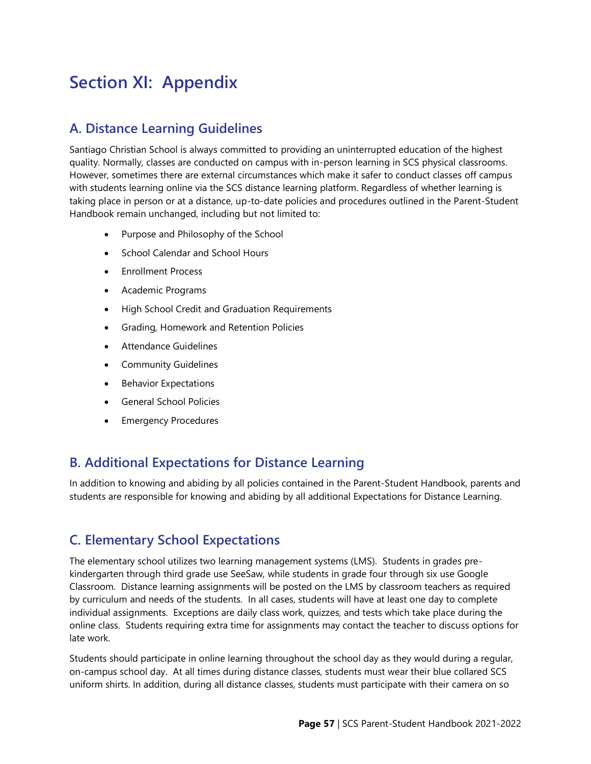# Section XI: Appendix

## A. Distance Learning Guidelines

Santiago Christian School is always committed to providing an uninterrupted education of the highest quality. Normally, classes are conducted on campus with in-person learning in SCS physical classrooms. However, sometimes there are external circumstances which make it safer to conduct classes off campus with students learning online via the SCS distance learning platform. Regardless of whether learning is taking place in person or at a distance, up-to-date policies and procedures outlined in the Parent-Student Handbook remain unchanged, including but not limited to:

- Purpose and Philosophy of the School
- School Calendar and School Hours
- Enrollment Process
- Academic Programs
- High School Credit and Graduation Requirements
- Grading, Homework and Retention Policies
- Attendance Guidelines
- Community Guidelines
- Behavior Expectations
- General School Policies
- Emergency Procedures

## B. Additional Expectations for Distance Learning

In addition to knowing and abiding by all policies contained in the Parent-Student Handbook, parents and students are responsible for knowing and abiding by all additional Expectations for Distance Learning.

## C. Elementary School Expectations

The elementary school utilizes two learning management systems (LMS). Students in grades pre-kindergarten through third grade use SeeSaw, while students in grade four through six use Google Classroom. Distance learning assignments will be posted on the LMS by classroom teachers as required by curriculum and needs of the students. In all cases, students will have at least one day to complete individual assignments. Exceptions are daily class work, quizzes, and tests which take place during the online class. Students requiring extra time for assignments may contact the teacher to discuss options for late work.

Students should participate in online learning throughout the school day as they would during a regular, on-campus school day. At all times during distance classes, students must wear their blue collared SCS uniform shirts. In addition, during all distance classes, students must participate with their camera on so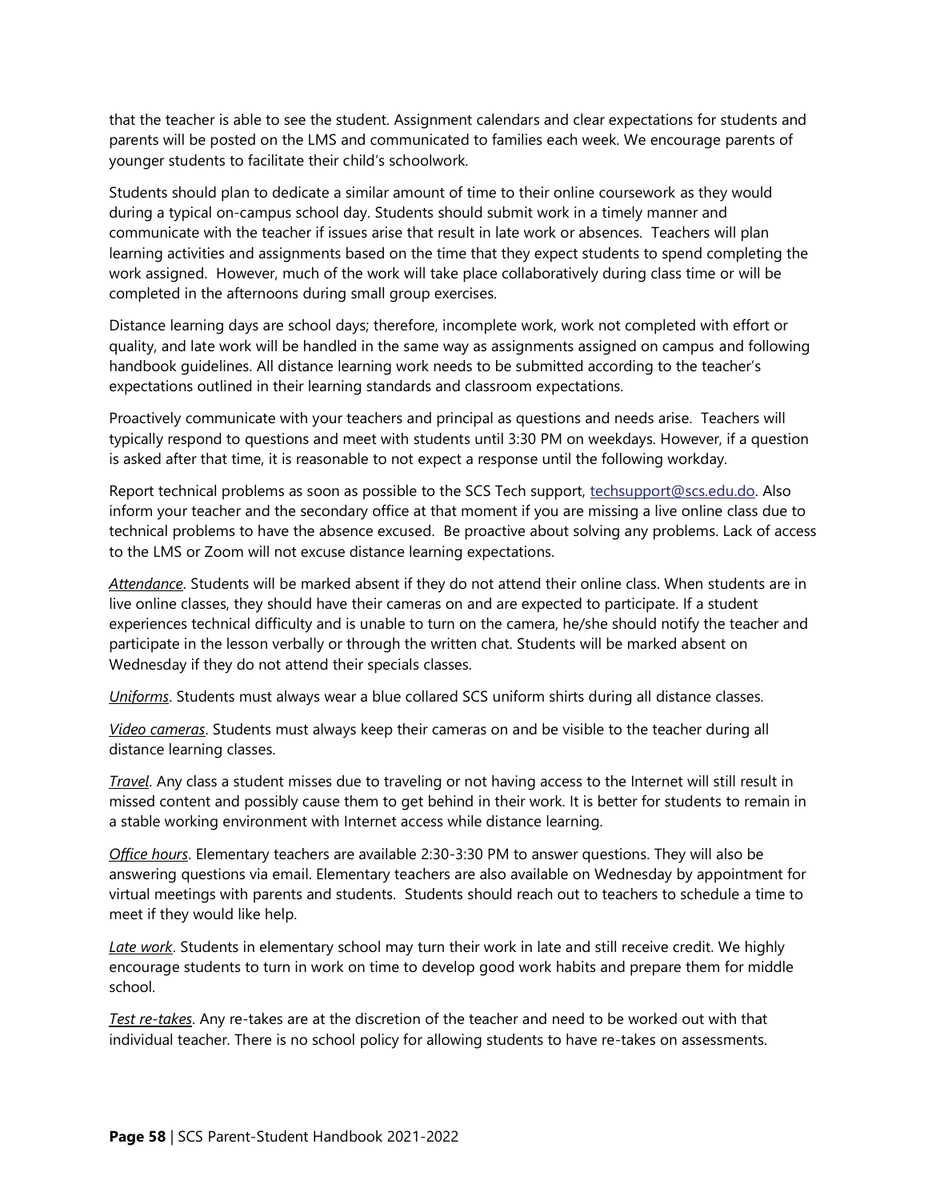that the teacher is able to see the student. Assignment calendars and clear expectations for students and parents will be posted on the LMS and communicated to families each week. We encourage parents of younger students to facilitate their child's schoolwork.

Students should plan to dedicate a similar amount of time to their online coursework as they would during a typical on-campus school day. Students should submit work in a timely manner and communicate with the teacher if issues arise that result in late work or absences. Teachers will plan learning activities and assignments based on the time that they expect students to spend completing the work assigned. However, much of the work will take place collaboratively during class time or will be completed in the afternoons during small group exercises.

Distance learning days are school days; therefore, incomplete work, work not completed with effort or quality, and late work will be handled in the same way as assignments assigned on campus and following handbook guidelines. All distance learning work needs to be submitted according to the teacher's expectations outlined in their learning standards and classroom expectations.

Proactively communicate with your teachers and principal as questions and needs arise. Teachers will typically respond to questions and meet with students until 3:30 PM on weekdays. However, if a question is asked after that time, it is reasonable to not expect a response until the following workday.

Report technical problems as soon as possible to the SCS Tech support, techsupport@scs.edu.do. Also inform your teacher and the secondary office at that moment if you are missing a live online class due to technical problems to have the absence excused. Be proactive about solving any problems. Lack of access to the LMS or Zoom will not excuse distance learning expectations.

*Attendance*. Students will be marked absent if they do not attend their online class. When students are in live online classes, they should have their cameras on and are expected to participate. If a student experiences technical difficulty and is unable to turn on the camera, he/she should notify the teacher and participate in the lesson verbally or through the written chat. Students will be marked absent on Wednesday if they do not attend their specials classes.

*Uniforms*. Students must always wear a blue collared SCS uniform shirts during all distance classes.

*Video cameras*. Students must always keep their cameras on and be visible to the teacher during all distance learning classes.

*Travel*. Any class a student misses due to traveling or not having access to the Internet will still result in missed content and possibly cause them to get behind in their work. It is better for students to remain in a stable working environment with Internet access while distance learning.

*Office hours*. Elementary teachers are available 2:30-3:30 PM to answer questions. They will also be answering questions via email. Elementary teachers are also available on Wednesday by appointment for virtual meetings with parents and students. Students should reach out to teachers to schedule a time to meet if they would like help.

*Late work*. Students in elementary school may turn their work in late and still receive credit. We highly encourage students to turn in work on time to develop good work habits and prepare them for middle school.

*Test re-takes*. Any re-takes are at the discretion of the teacher and need to be worked out with that individual teacher. There is no school policy for allowing students to have re-takes on assessments.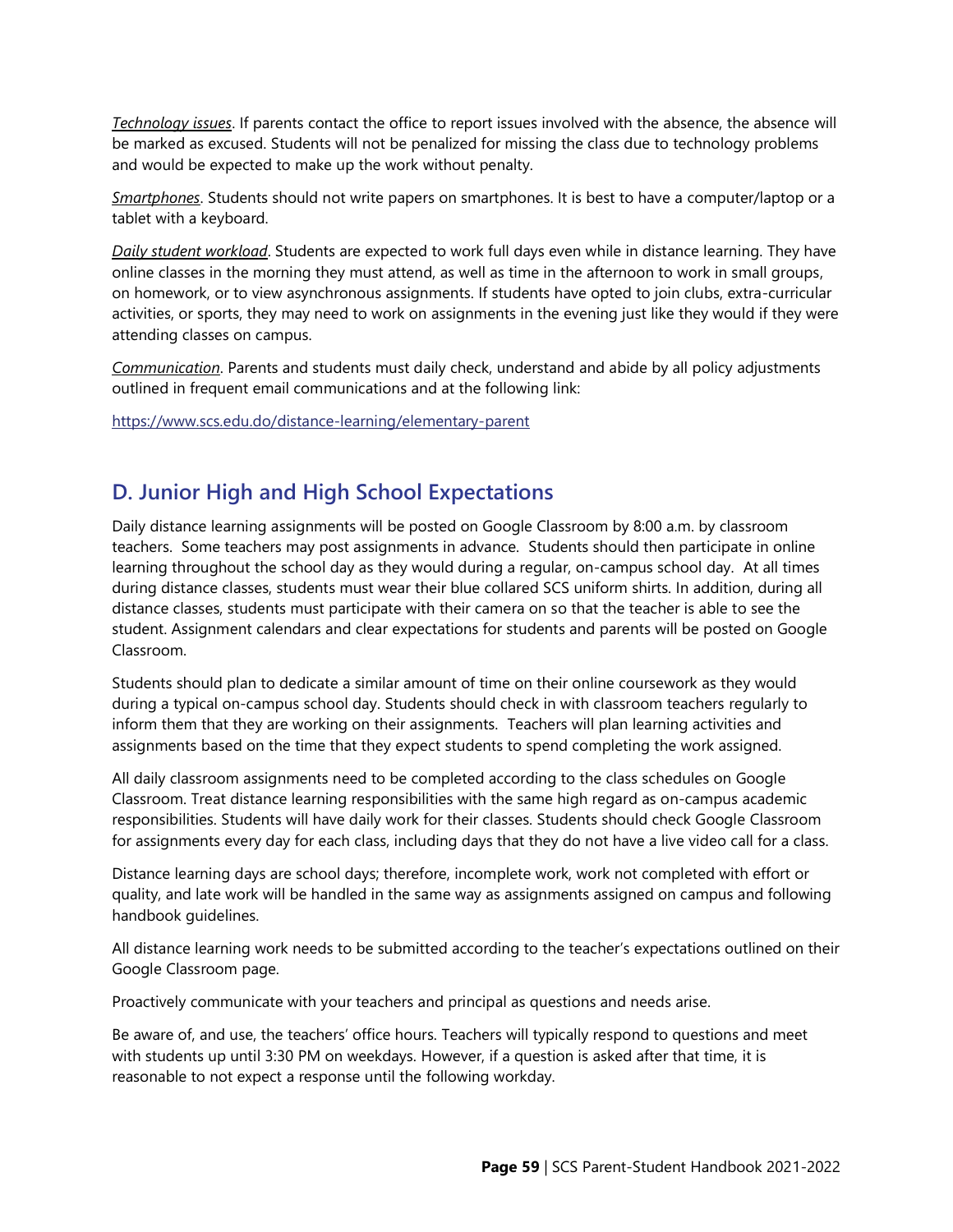*Technology issues*. If parents contact the office to report issues involved with the absence, the absence will be marked as excused. Students will not be penalized for missing the class due to technology problems and would be expected to make up the work without penalty.

*Smartphones*. Students should not write papers on smartphones. It is best to have a computer/laptop or a tablet with a keyboard.

*Daily student workload*. Students are expected to work full days even while in distance learning. They have online classes in the morning they must attend, as well as time in the afternoon to work in small groups, on homework, or to view asynchronous assignments. If students have opted to join clubs, extra-curricular activities, or sports, they may need to work on assignments in the evening just like they would if they were attending classes on campus.

*Communication*. Parents and students must daily check, understand and abide by all policy adjustments outlined in frequent email communications and at the following link:

https://www.scs.edu.do/distance-learning/elementary-parent

## D. Junior High and High School Expectations

Daily distance learning assignments will be posted on Google Classroom by 8:00 a.m. by classroom teachers. Some teachers may post assignments in advance. Students should then participate in online learning throughout the school day as they would during a regular, on-campus school day. At all times during distance classes, students must wear their blue collared SCS uniform shirts. In addition, during all distance classes, students must participate with their camera on so that the teacher is able to see the student. Assignment calendars and clear expectations for students and parents will be posted on Google Classroom.

Students should plan to dedicate a similar amount of time on their online coursework as they would during a typical on-campus school day. Students should check in with classroom teachers regularly to inform them that they are working on their assignments. Teachers will plan learning activities and assignments based on the time that they expect students to spend completing the work assigned.

All daily classroom assignments need to be completed according to the class schedules on Google Classroom. Treat distance learning responsibilities with the same high regard as on-campus academic responsibilities. Students will have daily work for their classes. Students should check Google Classroom for assignments every day for each class, including days that they do not have a live video call for a class.

Distance learning days are school days; therefore, incomplete work, work not completed with effort or quality, and late work will be handled in the same way as assignments assigned on campus and following handbook guidelines.

All distance learning work needs to be submitted according to the teacher's expectations outlined on their Google Classroom page.

Proactively communicate with your teachers and principal as questions and needs arise.

Be aware of, and use, the teachers' office hours. Teachers will typically respond to questions and meet with students up until 3:30 PM on weekdays. However, if a question is asked after that time, it is reasonable to not expect a response until the following workday.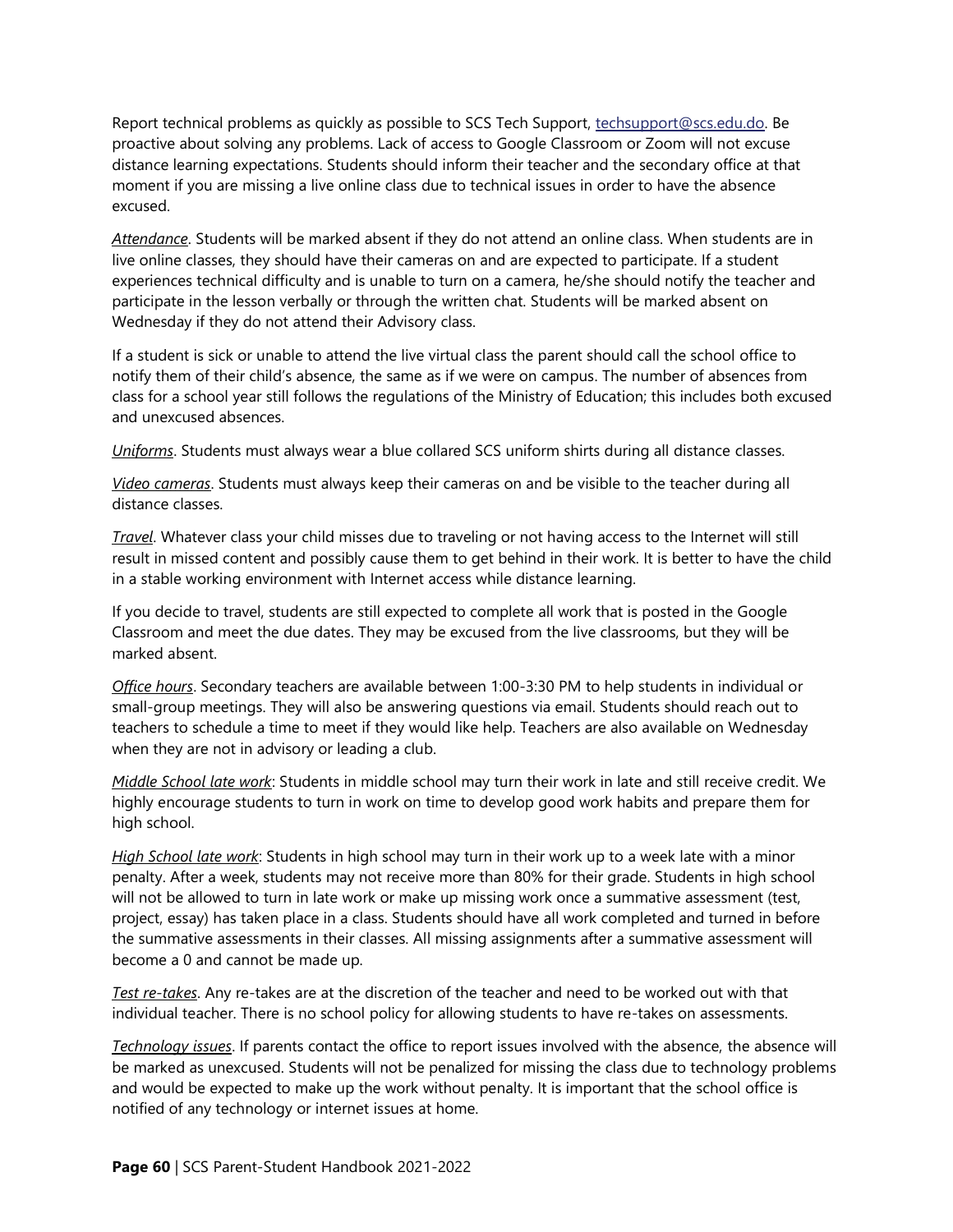Report technical problems as quickly as possible to SCS Tech Support, techsupport@scs.edu.do. Be proactive about solving any problems. Lack of access to Google Classroom or Zoom will not excuse distance learning expectations. Students should inform their teacher and the secondary office at that moment if you are missing a live online class due to technical issues in order to have the absence excused.

*__Attendance__*. Students will be marked absent if they do not attend an online class. When students are in live online classes, they should have their cameras on and are expected to participate. If a student experiences technical difficulty and is unable to turn on a camera, he/she should notify the teacher and participate in the lesson verbally or through the written chat. Students will be marked absent on Wednesday if they do not attend their Advisory class.

If a student is sick or unable to attend the live virtual class the parent should call the school office to notify them of their child's absence, the same as if we were on campus. The number of absences from class for a school year still follows the regulations of the Ministry of Education; this includes both excused and unexcused absences.

*__Uniforms__*. Students must always wear a blue collared SCS uniform shirts during all distance classes.

*__Video cameras__*. Students must always keep their cameras on and be visible to the teacher during all distance classes.

*__Travel__*. Whatever class your child misses due to traveling or not having access to the Internet will still result in missed content and possibly cause them to get behind in their work. It is better to have the child in a stable working environment with Internet access while distance learning.

If you decide to travel, students are still expected to complete all work that is posted in the Google Classroom and meet the due dates. They may be excused from the live classrooms, but they will be marked absent.

*__Office hours__*. Secondary teachers are available between 1:00-3:30 PM to help students in individual or small-group meetings. They will also be answering questions via email. Students should reach out to teachers to schedule a time to meet if they would like help. Teachers are also available on Wednesday when they are not in advisory or leading a club.

*__Middle School late work__*: Students in middle school may turn their work in late and still receive credit. We highly encourage students to turn in work on time to develop good work habits and prepare them for high school.

*__High School late work__*: Students in high school may turn in their work up to a week late with a minor penalty. After a week, students may not receive more than 80% for their grade. Students in high school will not be allowed to turn in late work or make up missing work once a summative assessment (test, project, essay) has taken place in a class. Students should have all work completed and turned in before the summative assessments in their classes. All missing assignments after a summative assessment will become a 0 and cannot be made up.

*__Test re-takes__*. Any re-takes are at the discretion of the teacher and need to be worked out with that individual teacher. There is no school policy for allowing students to have re-takes on assessments.

*__Technology issues__*. If parents contact the office to report issues involved with the absence, the absence will be marked as unexcused. Students will not be penalized for missing the class due to technology problems and would be expected to make up the work without penalty. It is important that the school office is notified of any technology or internet issues at home.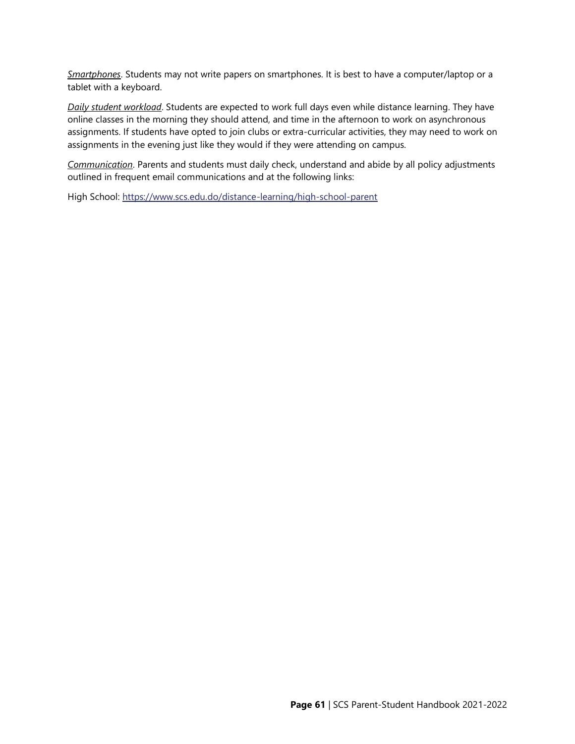*<u>Smartphones</u>*. Students may not write papers on smartphones. It is best to have a computer/laptop or a tablet with a keyboard.

*<u>Daily student workload</u>*. Students are expected to work full days even while distance learning. They have online classes in the morning they should attend, and time in the afternoon to work on asynchronous assignments. If students have opted to join clubs or extra-curricular activities, they may need to work on assignments in the evening just like they would if they were attending on campus.

*<u>Communication</u>*. Parents and students must daily check, understand and abide by all policy adjustments outlined in frequent email communications and at the following links:

High School: [https://www.scs.edu.do/distance-learning/high-school-parent](https://www.scs.edu.do/distance-learning/high-school-parent)